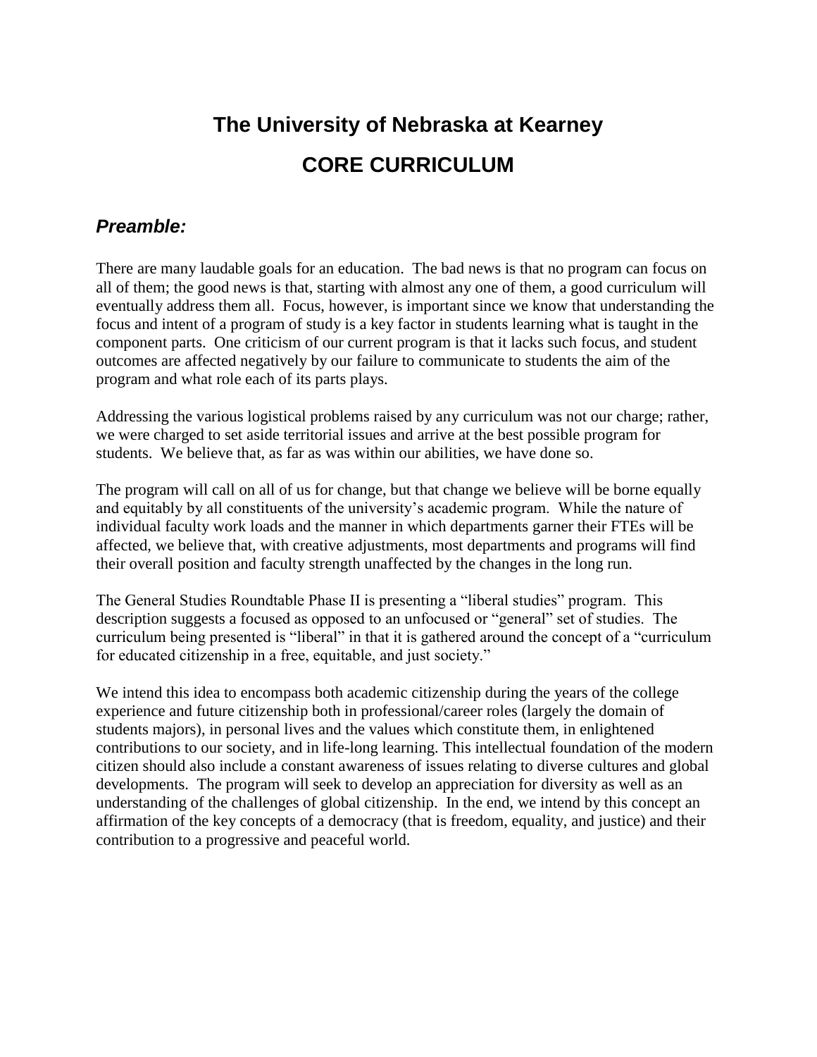# The University of Nebraska at Kearney

# CORE CURRICULUM

## *Preamble:*

There are many laudable goals for an education. The bad news is that no program can focus on all of them; the good news is that, starting with almost any one of them, a good curriculum will eventually address them all. Focus, however, is important since we know that understanding the focus and intent of a program of study is a key factor in students learning what is taught in the component parts. One criticism of our current program is that it lacks such focus, and student outcomes are affected negatively by our failure to communicate to students the aim of the program and what role each of its parts plays.

Addressing the various logistical problems raised by any curriculum was not our charge; rather, we were charged to set aside territorial issues and arrive at the best possible program for students. We believe that, as far as was within our abilities, we have done so.

The program will call on all of us for change, but that change we believe will be borne equally and equitably by all constituents of the university's academic program. While the nature of individual faculty work loads and the manner in which departments garner their FTEs will be affected, we believe that, with creative adjustments, most departments and programs will find their overall position and faculty strength unaffected by the changes in the long run.

The General Studies Roundtable Phase II is presenting a "liberal studies" program. This description suggests a focused as opposed to an unfocused or "general" set of studies. The curriculum being presented is "liberal" in that it is gathered around the concept of a "curriculum for educated citizenship in a free, equitable, and just society."

We intend this idea to encompass both academic citizenship during the years of the college experience and future citizenship both in professional/career roles (largely the domain of students majors), in personal lives and the values which constitute them, in enlightened contributions to our society, and in life-long learning. This intellectual foundation of the modern citizen should also include a constant awareness of issues relating to diverse cultures and global developments. The program will seek to develop an appreciation for diversity as well as an understanding of the challenges of global citizenship. In the end, we intend by this concept an affirmation of the key concepts of a democracy (that is freedom, equality, and justice) and their contribution to a progressive and peaceful world.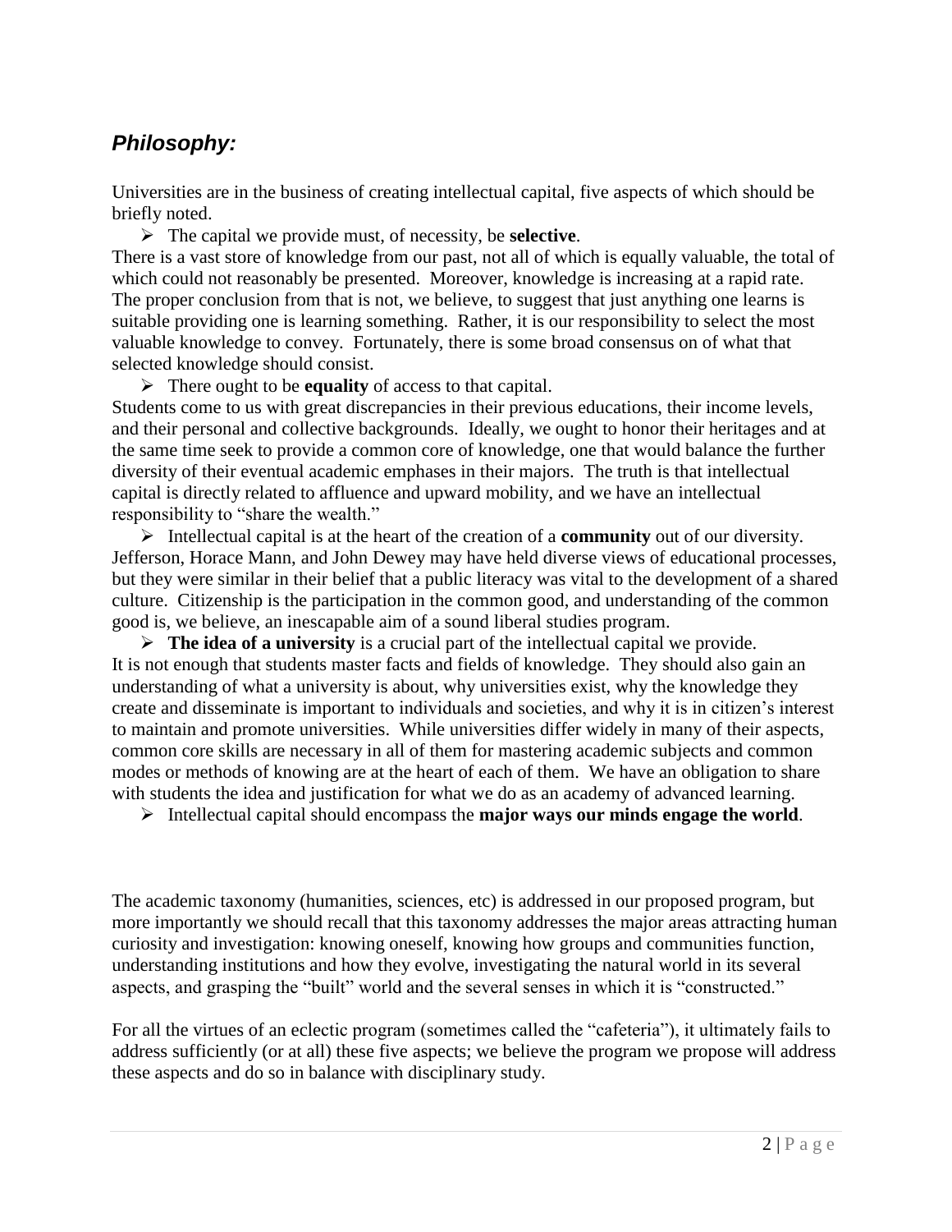## *Philosophy:*

Universities are in the business of creating intellectual capital, five aspects of which should be briefly noted.

- The capital we provide must, of necessity, be **selective**.

There is a vast store of knowledge from our past, not all of which is equally valuable, the total of which could not reasonably be presented. Moreover, knowledge is increasing at a rapid rate. The proper conclusion from that is not, we believe, to suggest that just anything one learns is suitable providing one is learning something. Rather, it is our responsibility to select the most valuable knowledge to convey. Fortunately, there is some broad consensus on of what that selected knowledge should consist.

- There ought to be **equality** of access to that capital.

Students come to us with great discrepancies in their previous educations, their income levels, and their personal and collective backgrounds. Ideally, we ought to honor their heritages and at the same time seek to provide a common core of knowledge, one that would balance the further diversity of their eventual academic emphases in their majors. The truth is that intellectual capital is directly related to affluence and upward mobility, and we have an intellectual responsibility to "share the wealth."

- Intellectual capital is at the heart of the creation of a **community** out of our diversity.

Jefferson, Horace Mann, and John Dewey may have held diverse views of educational processes, but they were similar in their belief that a public literacy was vital to the development of a shared culture. Citizenship is the participation in the common good, and understanding of the common good is, we believe, an inescapable aim of a sound liberal studies program.

- **The idea of a university** is a crucial part of the intellectual capital we provide.

It is not enough that students master facts and fields of knowledge. They should also gain an understanding of what a university is about, why universities exist, why the knowledge they create and disseminate is important to individuals and societies, and why it is in citizen's interest to maintain and promote universities. While universities differ widely in many of their aspects, common core skills are necessary in all of them for mastering academic subjects and common modes or methods of knowing are at the heart of each of them. We have an obligation to share with students the idea and justification for what we do as an academy of advanced learning.

- Intellectual capital should encompass the **major ways our minds engage the world**.

The academic taxonomy (humanities, sciences, etc) is addressed in our proposed program, but more importantly we should recall that this taxonomy addresses the major areas attracting human curiosity and investigation: knowing oneself, knowing how groups and communities function, understanding institutions and how they evolve, investigating the natural world in its several aspects, and grasping the "built" world and the several senses in which it is "constructed."

For all the virtues of an eclectic program (sometimes called the "cafeteria"), it ultimately fails to address sufficiently (or at all) these five aspects; we believe the program we propose will address these aspects and do so in balance with disciplinary study.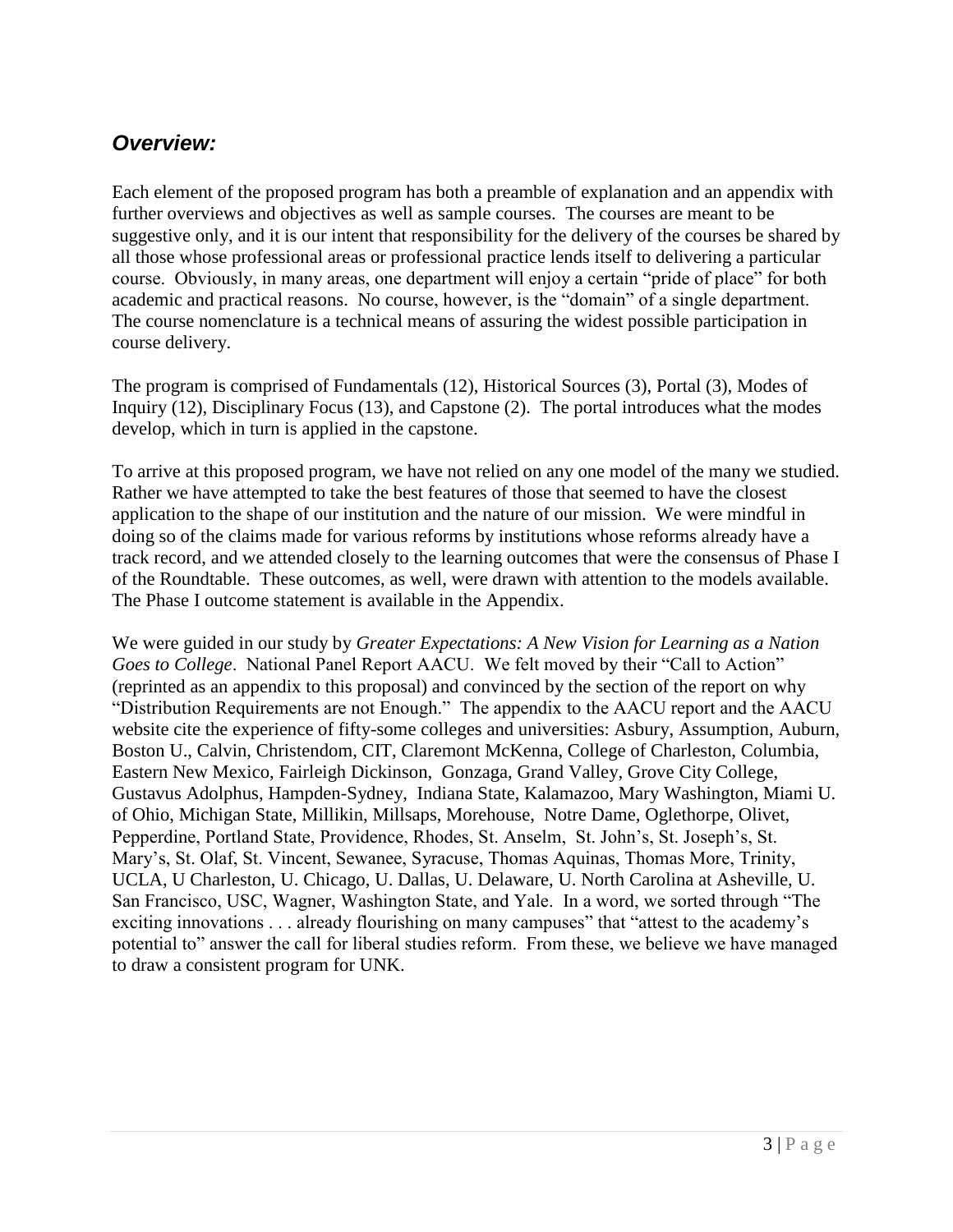## *Overview:*

Each element of the proposed program has both a preamble of explanation and an appendix with further overviews and objectives as well as sample courses. The courses are meant to be suggestive only, and it is our intent that responsibility for the delivery of the courses be shared by all those whose professional areas or professional practice lends itself to delivering a particular course. Obviously, in many areas, one department will enjoy a certain "pride of place" for both academic and practical reasons. No course, however, is the "domain" of a single department. The course nomenclature is a technical means of assuring the widest possible participation in course delivery.

The program is comprised of Fundamentals (12), Historical Sources (3), Portal (3), Modes of Inquiry (12), Disciplinary Focus (13), and Capstone (2). The portal introduces what the modes develop, which in turn is applied in the capstone.

To arrive at this proposed program, we have not relied on any one model of the many we studied. Rather we have attempted to take the best features of those that seemed to have the closest application to the shape of our institution and the nature of our mission. We were mindful in doing so of the claims made for various reforms by institutions whose reforms already have a track record, and we attended closely to the learning outcomes that were the consensus of Phase I of the Roundtable. These outcomes, as well, were drawn with attention to the models available. The Phase I outcome statement is available in the Appendix.

We were guided in our study by *Greater Expectations: A New Vision for Learning as a Nation Goes to College*. National Panel Report AACU. We felt moved by their "Call to Action" (reprinted as an appendix to this proposal) and convinced by the section of the report on why "Distribution Requirements are not Enough." The appendix to the AACU report and the AACU website cite the experience of fifty-some colleges and universities: Asbury, Assumption, Auburn, Boston U., Calvin, Christendom, CIT, Claremont McKenna, College of Charleston, Columbia, Eastern New Mexico, Fairleigh Dickinson, Gonzaga, Grand Valley, Grove City College, Gustavus Adolphus, Hampden-Sydney, Indiana State, Kalamazoo, Mary Washington, Miami U. of Ohio, Michigan State, Millikin, Millsaps, Morehouse, Notre Dame, Oglethorpe, Olivet, Pepperdine, Portland State, Providence, Rhodes, St. Anselm, St. John's, St. Joseph's, St. Mary's, St. Olaf, St. Vincent, Sewanee, Syracuse, Thomas Aquinas, Thomas More, Trinity, UCLA, U Charleston, U. Chicago, U. Dallas, U. Delaware, U. North Carolina at Asheville, U. San Francisco, USC, Wagner, Washington State, and Yale. In a word, we sorted through "The exciting innovations . . . already flourishing on many campuses" that "attest to the academy's potential to" answer the call for liberal studies reform. From these, we believe we have managed to draw a consistent program for UNK.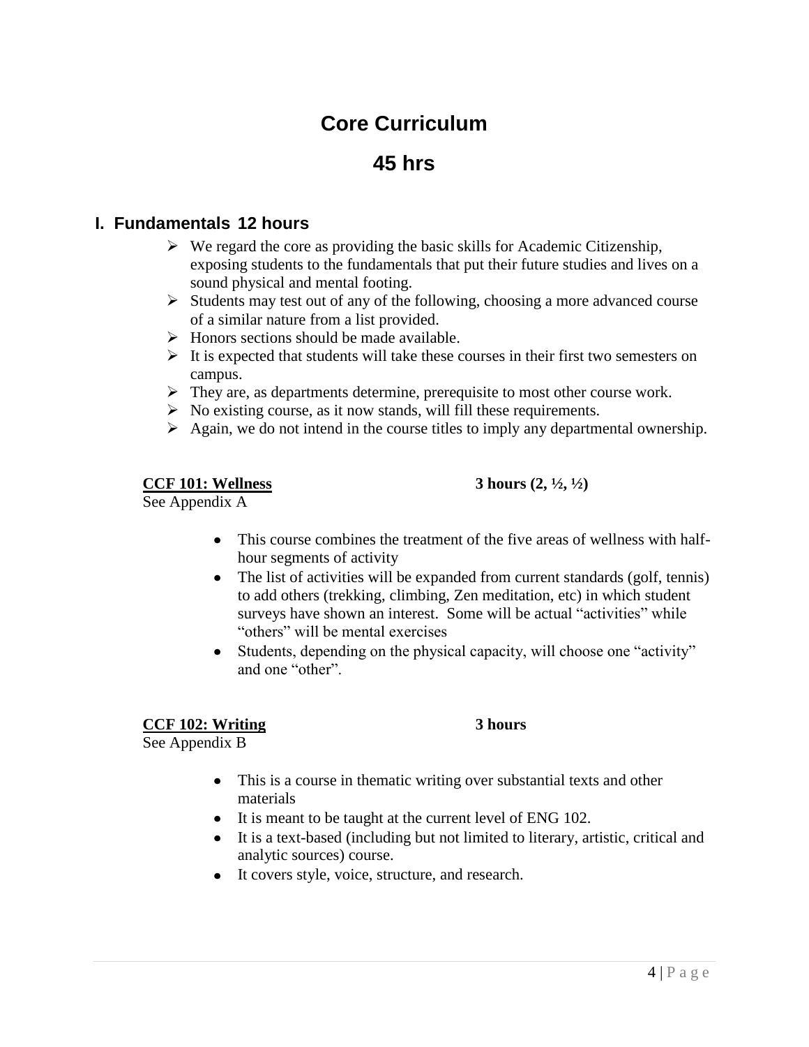# Core Curriculum

# 45 hrs

## I. Fundamentals 12 hours

- We regard the core as providing the basic skills for Academic Citizenship, exposing students to the fundamentals that put their future studies and lives on a sound physical and mental footing.
- Students may test out of any of the following, choosing a more advanced course of a similar nature from a list provided.
- Honors sections should be made available.
- It is expected that students will take these courses in their first two semesters on campus.
- They are, as departments determine, prerequisite to most other course work.
- No existing course, as it now stands, will fill these requirements.
- Again, we do not intend in the course titles to imply any departmental ownership.

**CCF 101: Wellness** **3 hours (2, ½, ½)**

See Appendix A

- This course combines the treatment of the five areas of wellness with half-hour segments of activity
- The list of activities will be expanded from current standards (golf, tennis) to add others (trekking, climbing, Zen meditation, etc) in which student surveys have shown an interest. Some will be actual "activities" while "others" will be mental exercises
- Students, depending on the physical capacity, will choose one "activity" and one "other".

**CCF 102: Writing** **3 hours**

See Appendix B

- This is a course in thematic writing over substantial texts and other materials
- It is meant to be taught at the current level of ENG 102.
- It is a text-based (including but not limited to literary, artistic, critical and analytic sources) course.
- It covers style, voice, structure, and research.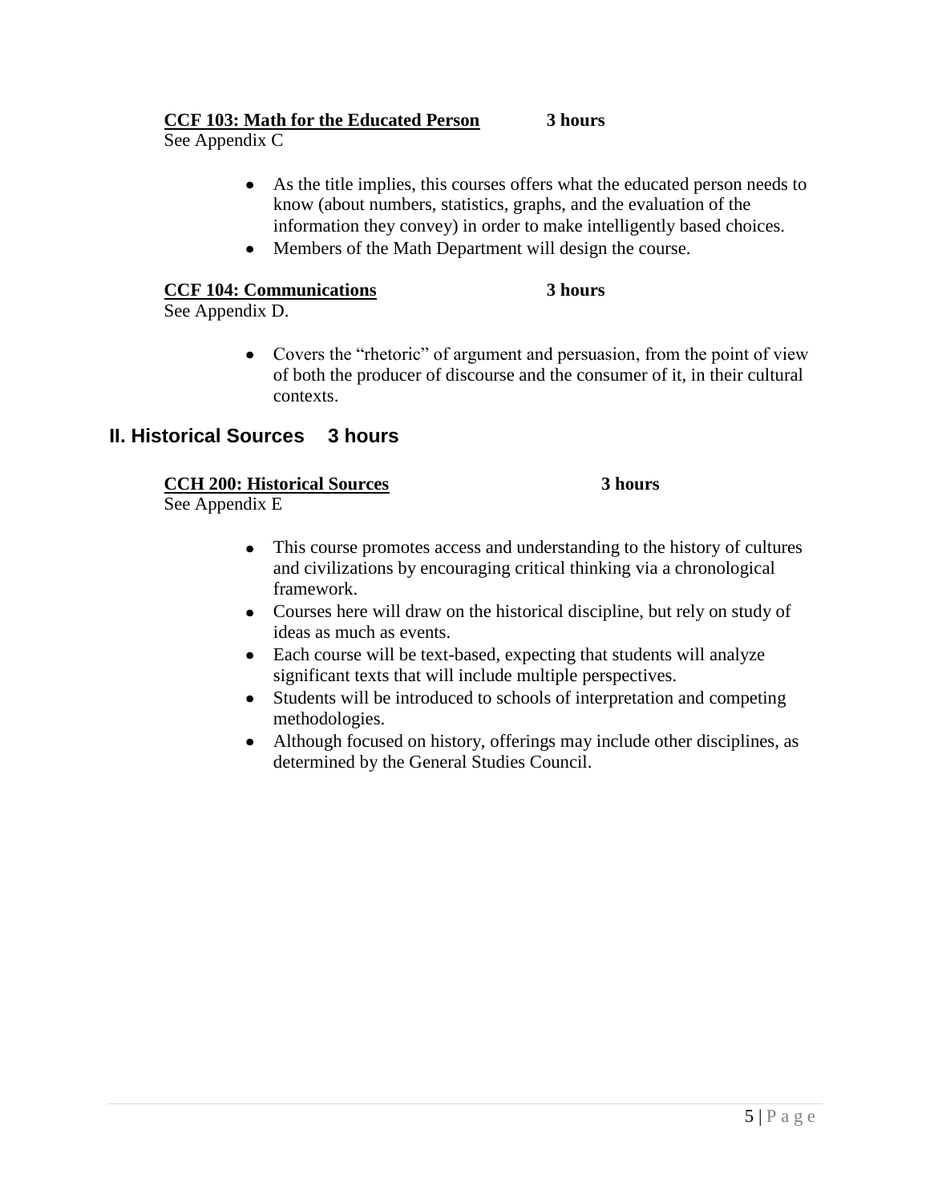**<u>CCF 103: Math for the Educated Person</u>** **3 hours**

See Appendix C

- As the title implies, this courses offers what the educated person needs to know (about numbers, statistics, graphs, and the evaluation of the information they convey) in order to make intelligently based choices.
- Members of the Math Department will design the course.

**<u>CCF 104: Communications</u>** **3 hours**

See Appendix D.

- Covers the "rhetoric" of argument and persuasion, from the point of view of both the producer of discourse and the consumer of it, in their cultural contexts.

## II. Historical Sources 3 hours

**<u>CCH 200: Historical Sources</u>** **3 hours**

See Appendix E

- This course promotes access and understanding to the history of cultures and civilizations by encouraging critical thinking via a chronological framework.
- Courses here will draw on the historical discipline, but rely on study of ideas as much as events.
- Each course will be text-based, expecting that students will analyze significant texts that will include multiple perspectives.
- Students will be introduced to schools of interpretation and competing methodologies.
- Although focused on history, offerings may include other disciplines, as determined by the General Studies Council.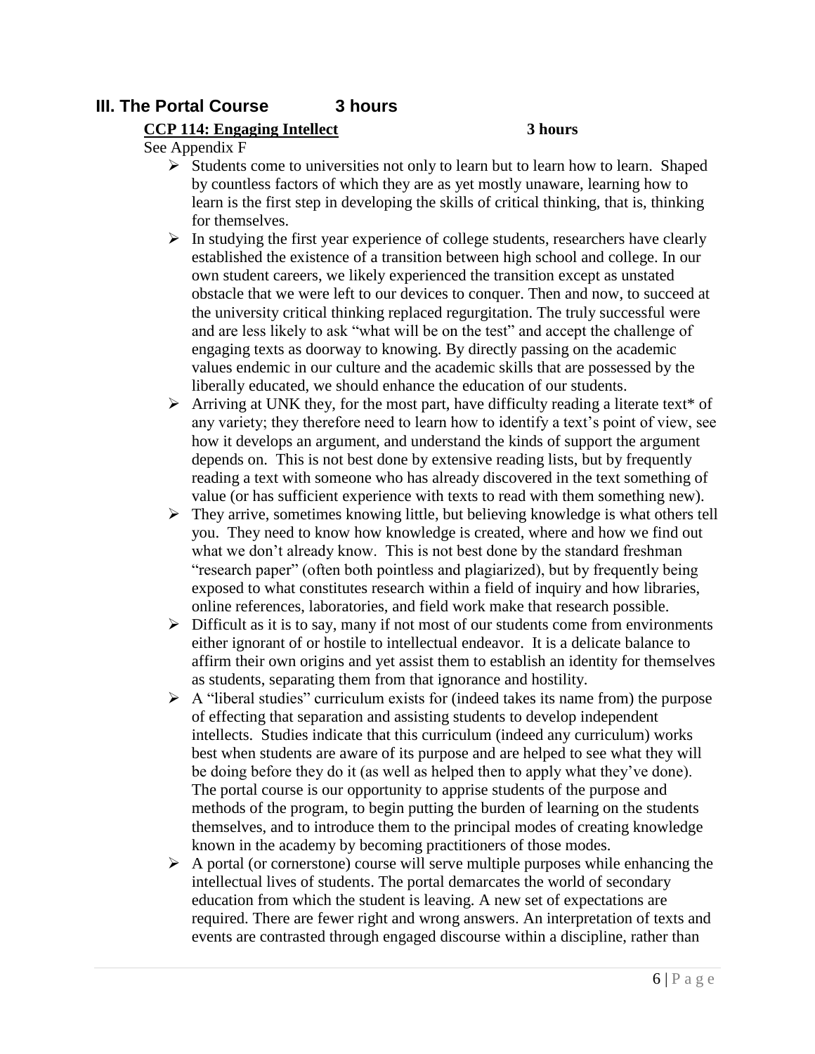## III. The Portal Course 3 hours

**<u>CCP 114: Engaging Intellect</u>** **3 hours**

See Appendix F

- Students come to universities not only to learn but to learn how to learn. Shaped by countless factors of which they are as yet mostly unaware, learning how to learn is the first step in developing the skills of critical thinking, that is, thinking for themselves.
- In studying the first year experience of college students, researchers have clearly established the existence of a transition between high school and college. In our own student careers, we likely experienced the transition except as unstated obstacle that we were left to our devices to conquer. Then and now, to succeed at the university critical thinking replaced regurgitation. The truly successful were and are less likely to ask "what will be on the test" and accept the challenge of engaging texts as doorway to knowing. By directly passing on the academic values endemic in our culture and the academic skills that are possessed by the liberally educated, we should enhance the education of our students.
- Arriving at UNK they, for the most part, have difficulty reading a literate text* of any variety; they therefore need to learn how to identify a text's point of view, see how it develops an argument, and understand the kinds of support the argument depends on. This is not best done by extensive reading lists, but by frequently reading a text with someone who has already discovered in the text something of value (or has sufficient experience with texts to read with them something new).
- They arrive, sometimes knowing little, but believing knowledge is what others tell you. They need to know how knowledge is created, where and how we find out what we don't already know. This is not best done by the standard freshman "research paper" (often both pointless and plagiarized), but by frequently being exposed to what constitutes research within a field of inquiry and how libraries, online references, laboratories, and field work make that research possible.
- Difficult as it is to say, many if not most of our students come from environments either ignorant of or hostile to intellectual endeavor. It is a delicate balance to affirm their own origins and yet assist them to establish an identity for themselves as students, separating them from that ignorance and hostility.
- A "liberal studies" curriculum exists for (indeed takes its name from) the purpose of effecting that separation and assisting students to develop independent intellects. Studies indicate that this curriculum (indeed any curriculum) works best when students are aware of its purpose and are helped to see what they will be doing before they do it (as well as helped then to apply what they've done). The portal course is our opportunity to apprise students of the purpose and methods of the program, to begin putting the burden of learning on the students themselves, and to introduce them to the principal modes of creating knowledge known in the academy by becoming practitioners of those modes.
- A portal (or cornerstone) course will serve multiple purposes while enhancing the intellectual lives of students. The portal demarcates the world of secondary education from which the student is leaving. A new set of expectations are required. There are fewer right and wrong answers. An interpretation of texts and events are contrasted through engaged discourse within a discipline, rather than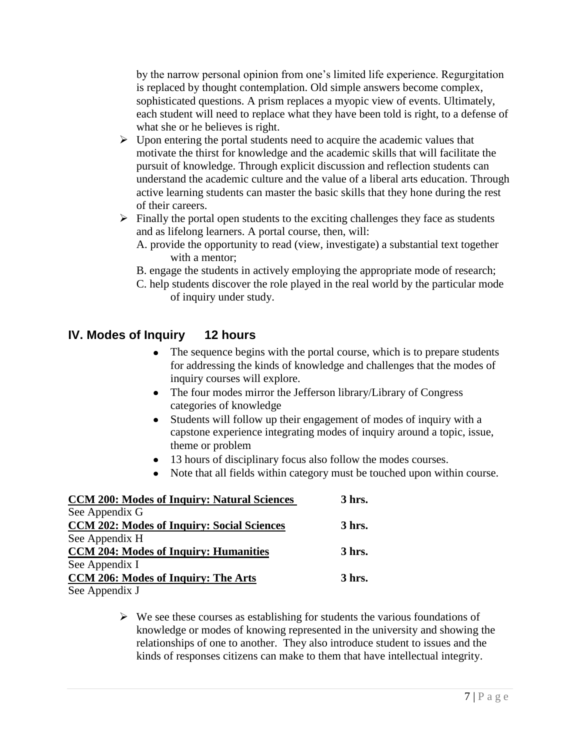by the narrow personal opinion from one's limited life experience. Regurgitation is replaced by thought contemplation. Old simple answers become complex, sophisticated questions. A prism replaces a myopic view of events. Ultimately, each student will need to replace what they have been told is right, to a defense of what she or he believes is right.

- Upon entering the portal students need to acquire the academic values that motivate the thirst for knowledge and the academic skills that will facilitate the pursuit of knowledge. Through explicit discussion and reflection students can understand the academic culture and the value of a liberal arts education. Through active learning students can master the basic skills that they hone during the rest of their careers.
- Finally the portal open students to the exciting challenges they face as students and as lifelong learners. A portal course, then, will:
  - A. provide the opportunity to read (view, investigate) a substantial text together with a mentor;
  - B. engage the students in actively employing the appropriate mode of research;
  - C. help students discover the role played in the real world by the particular mode of inquiry under study.

## IV. Modes of Inquiry     12 hours

- The sequence begins with the portal course, which is to prepare students for addressing the kinds of knowledge and challenges that the modes of inquiry courses will explore.
- The four modes mirror the Jefferson library/Library of Congress categories of knowledge
- Students will follow up their engagement of modes of inquiry with a capstone experience integrating modes of inquiry around a topic, issue, theme or problem
- 13 hours of disciplinary focus also follow the modes courses.
- Note that all fields within category must be touched upon within course.

**CCM 200: Modes of Inquiry: Natural Sciences** — **3 hrs.**
See Appendix G

**CCM 202: Modes of Inquiry: Social Sciences** — **3 hrs.**
See Appendix H

**CCM 204: Modes of Inquiry: Humanities** — **3 hrs.**
See Appendix I

**CCM 206: Modes of Inquiry: The Arts** — **3 hrs.**
See Appendix J

- We see these courses as establishing for students the various foundations of knowledge or modes of knowing represented in the university and showing the relationships of one to another. They also introduce student to issues and the kinds of responses citizens can make to them that have intellectual integrity.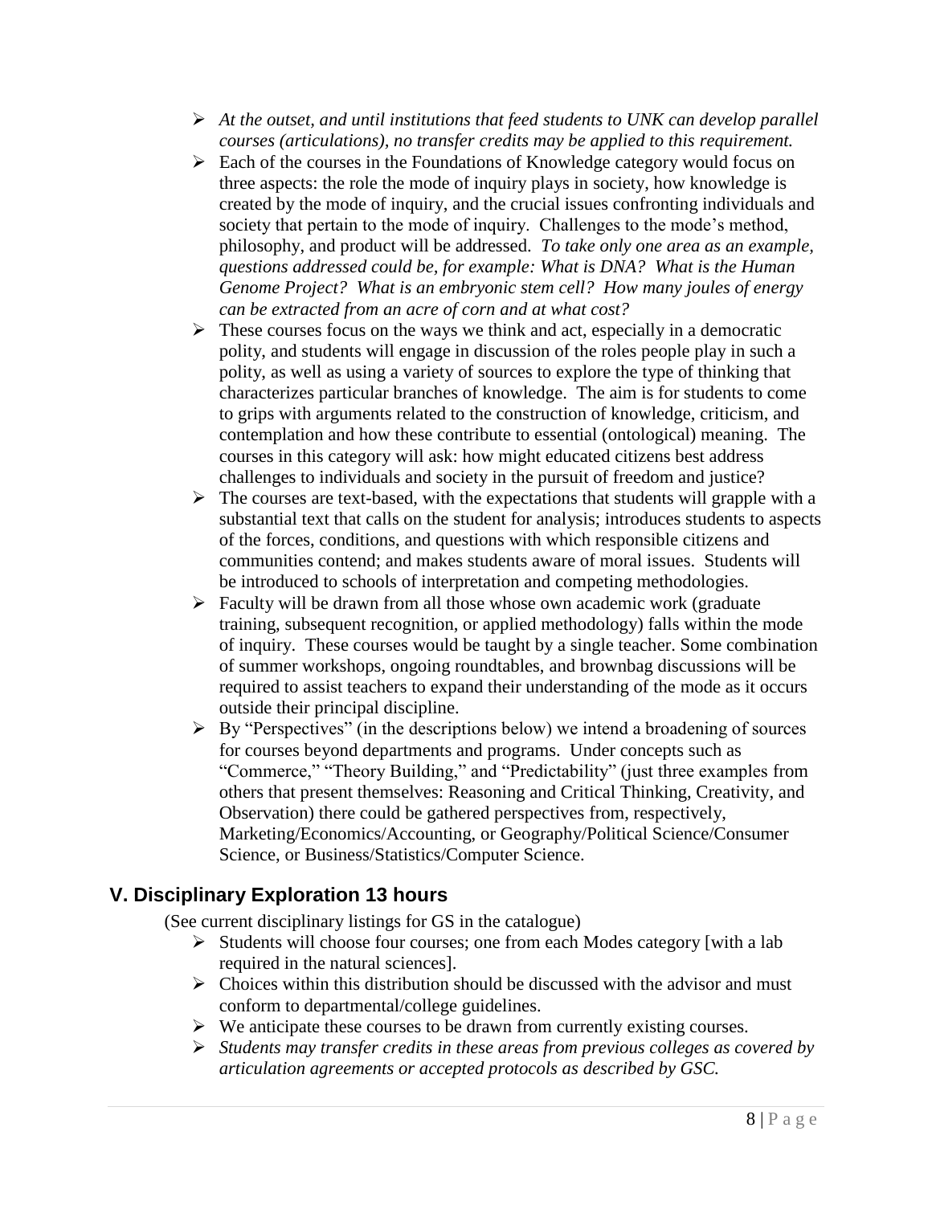- *At the outset, and until institutions that feed students to UNK can develop parallel courses (articulations), no transfer credits may be applied to this requirement.*
- Each of the courses in the Foundations of Knowledge category would focus on three aspects: the role the mode of inquiry plays in society, how knowledge is created by the mode of inquiry, and the crucial issues confronting individuals and society that pertain to the mode of inquiry. Challenges to the mode's method, philosophy, and product will be addressed. *To take only one area as an example, questions addressed could be, for example: What is DNA? What is the Human Genome Project? What is an embryonic stem cell? How many joules of energy can be extracted from an acre of corn and at what cost?*
- These courses focus on the ways we think and act, especially in a democratic polity, and students will engage in discussion of the roles people play in such a polity, as well as using a variety of sources to explore the type of thinking that characterizes particular branches of knowledge. The aim is for students to come to grips with arguments related to the construction of knowledge, criticism, and contemplation and how these contribute to essential (ontological) meaning. The courses in this category will ask: how might educated citizens best address challenges to individuals and society in the pursuit of freedom and justice?
- The courses are text-based, with the expectations that students will grapple with a substantial text that calls on the student for analysis; introduces students to aspects of the forces, conditions, and questions with which responsible citizens and communities contend; and makes students aware of moral issues. Students will be introduced to schools of interpretation and competing methodologies.
- Faculty will be drawn from all those whose own academic work (graduate training, subsequent recognition, or applied methodology) falls within the mode of inquiry. These courses would be taught by a single teacher. Some combination of summer workshops, ongoing roundtables, and brownbag discussions will be required to assist teachers to expand their understanding of the mode as it occurs outside their principal discipline.
- By "Perspectives" (in the descriptions below) we intend a broadening of sources for courses beyond departments and programs. Under concepts such as "Commerce," "Theory Building," and "Predictability" (just three examples from others that present themselves: Reasoning and Critical Thinking, Creativity, and Observation) there could be gathered perspectives from, respectively, Marketing/Economics/Accounting, or Geography/Political Science/Consumer Science, or Business/Statistics/Computer Science.

## V. Disciplinary Exploration 13 hours

(See current disciplinary listings for GS in the catalogue)

- Students will choose four courses; one from each Modes category [with a lab required in the natural sciences].
- Choices within this distribution should be discussed with the advisor and must conform to departmental/college guidelines.
- We anticipate these courses to be drawn from currently existing courses.
- *Students may transfer credits in these areas from previous colleges as covered by articulation agreements or accepted protocols as described by GSC.*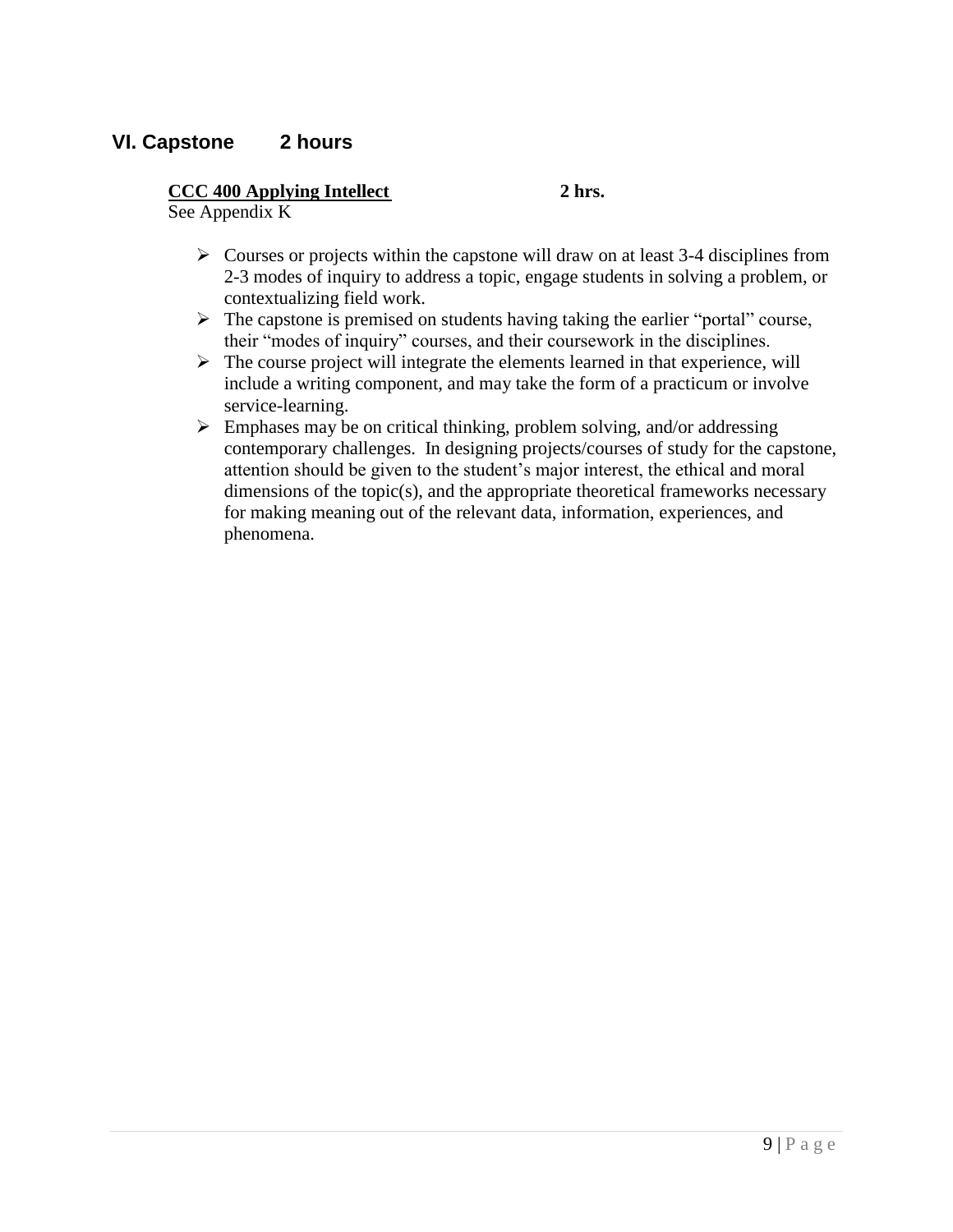## VI. Capstone 2 hours

**CCC 400 Applying Intellect** **2 hrs.**
See Appendix K

- Courses or projects within the capstone will draw on at least 3-4 disciplines from 2-3 modes of inquiry to address a topic, engage students in solving a problem, or contextualizing field work.
- The capstone is premised on students having taking the earlier "portal" course, their "modes of inquiry" courses, and their coursework in the disciplines.
- The course project will integrate the elements learned in that experience, will include a writing component, and may take the form of a practicum or involve service-learning.
- Emphases may be on critical thinking, problem solving, and/or addressing contemporary challenges. In designing projects/courses of study for the capstone, attention should be given to the student's major interest, the ethical and moral dimensions of the topic(s), and the appropriate theoretical frameworks necessary for making meaning out of the relevant data, information, experiences, and phenomena.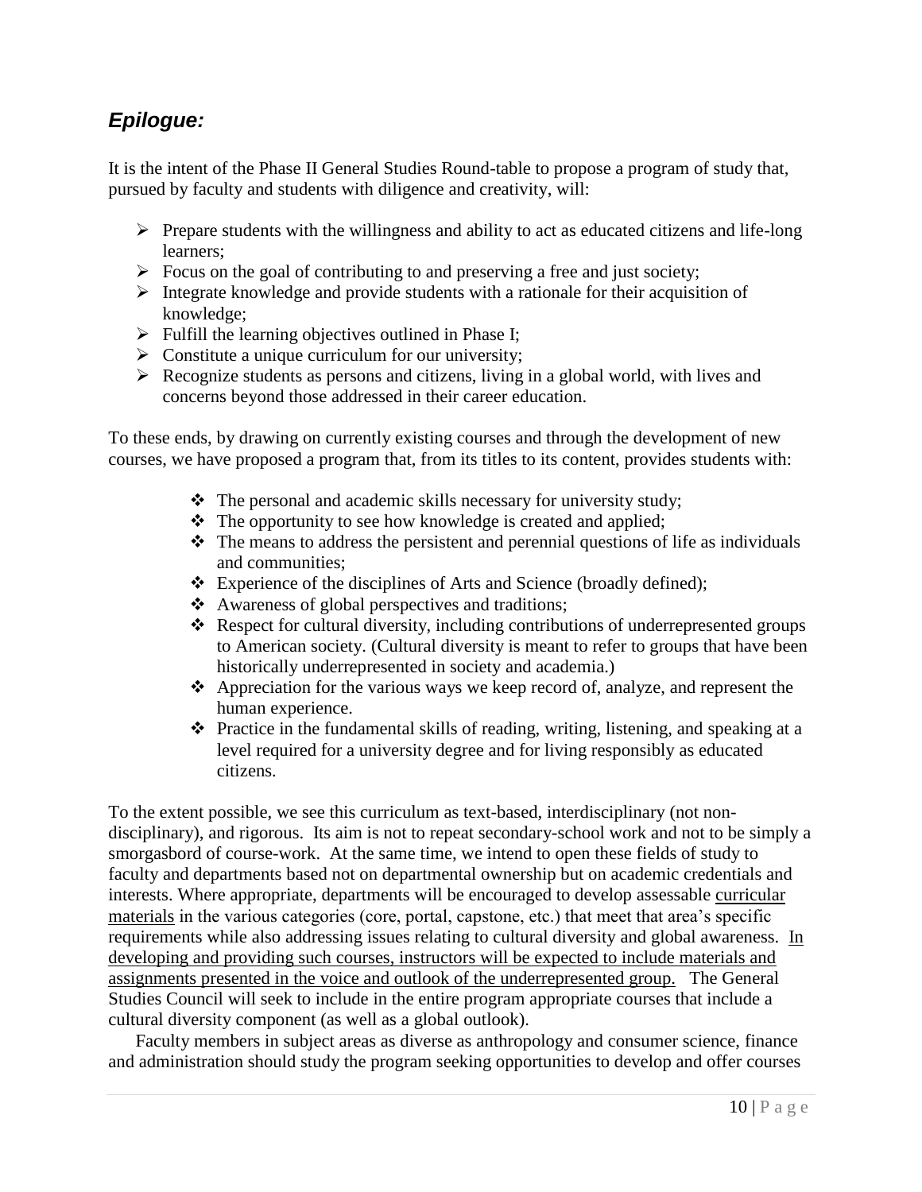## *Epilogue:*

It is the intent of the Phase II General Studies Round-table to propose a program of study that, pursued by faculty and students with diligence and creativity, will:

- Prepare students with the willingness and ability to act as educated citizens and life-long learners;
- Focus on the goal of contributing to and preserving a free and just society;
- Integrate knowledge and provide students with a rationale for their acquisition of knowledge;
- Fulfill the learning objectives outlined in Phase I;
- Constitute a unique curriculum for our university;
- Recognize students as persons and citizens, living in a global world, with lives and concerns beyond those addressed in their career education.

To these ends, by drawing on currently existing courses and through the development of new courses, we have proposed a program that, from its titles to its content, provides students with:

- The personal and academic skills necessary for university study;
- The opportunity to see how knowledge is created and applied;
- The means to address the persistent and perennial questions of life as individuals and communities;
- Experience of the disciplines of Arts and Science (broadly defined);
- Awareness of global perspectives and traditions;
- Respect for cultural diversity, including contributions of underrepresented groups to American society. (Cultural diversity is meant to refer to groups that have been historically underrepresented in society and academia.)
- Appreciation for the various ways we keep record of, analyze, and represent the human experience.
- Practice in the fundamental skills of reading, writing, listening, and speaking at a level required for a university degree and for living responsibly as educated citizens.

To the extent possible, we see this curriculum as text-based, interdisciplinary (not non-disciplinary), and rigorous. Its aim is not to repeat secondary-school work and not to be simply a smorgasbord of course-work. At the same time, we intend to open these fields of study to faculty and departments based not on departmental ownership but on academic credentials and interests. Where appropriate, departments will be encouraged to develop assessable curricular materials in the various categories (core, portal, capstone, etc.) that meet that area's specific requirements while also addressing issues relating to cultural diversity and global awareness. In developing and providing such courses, instructors will be expected to include materials and assignments presented in the voice and outlook of the underrepresented group. The General Studies Council will seek to include in the entire program appropriate courses that include a cultural diversity component (as well as a global outlook).

Faculty members in subject areas as diverse as anthropology and consumer science, finance and administration should study the program seeking opportunities to develop and offer courses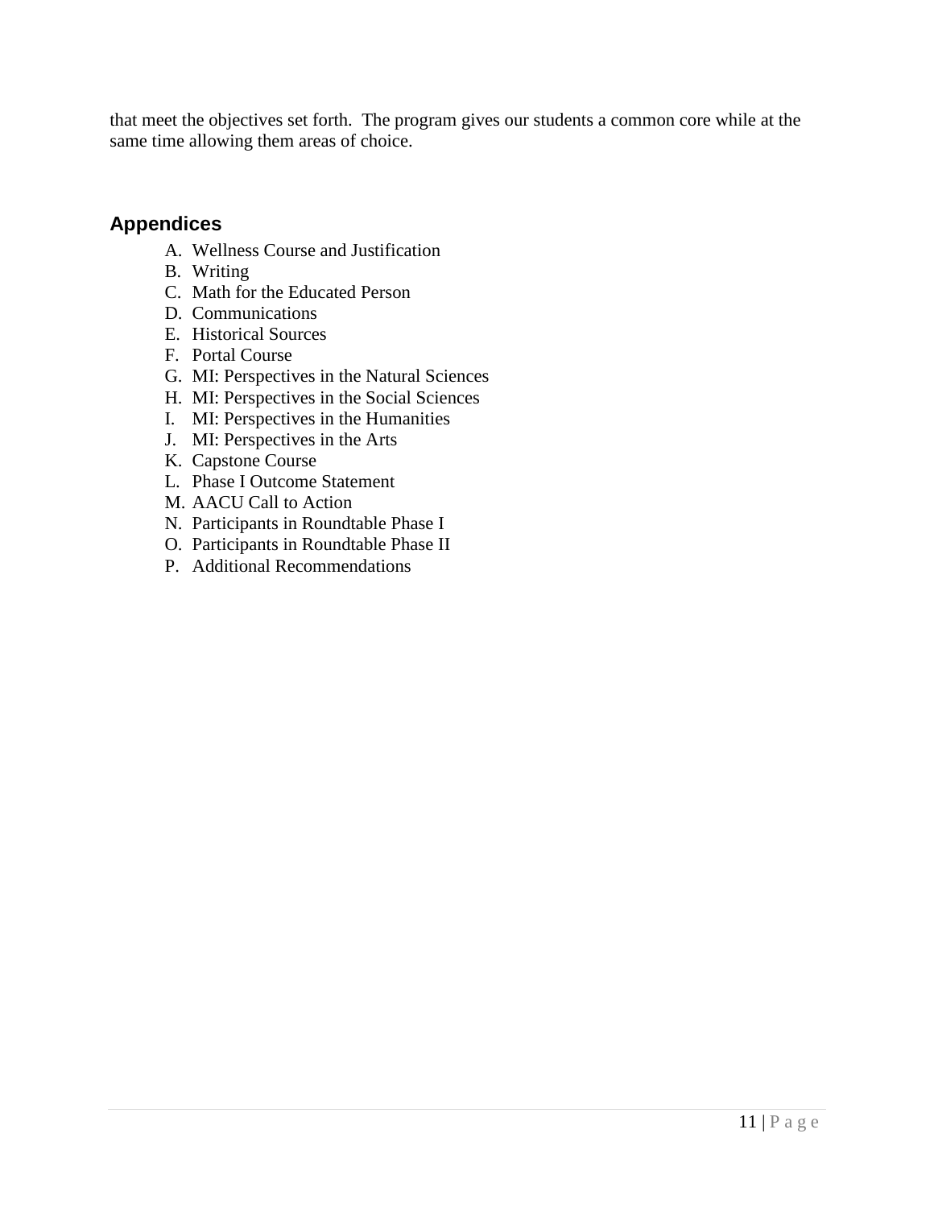that meet the objectives set forth. The program gives our students a common core while at the same time allowing them areas of choice.

## Appendices

A. Wellness Course and Justification
B. Writing
C. Math for the Educated Person
D. Communications
E. Historical Sources
F. Portal Course
G. MI: Perspectives in the Natural Sciences
H. MI: Perspectives in the Social Sciences
I. MI: Perspectives in the Humanities
J. MI: Perspectives in the Arts
K. Capstone Course
L. Phase I Outcome Statement
M. AACU Call to Action
N. Participants in Roundtable Phase I
O. Participants in Roundtable Phase II
P. Additional Recommendations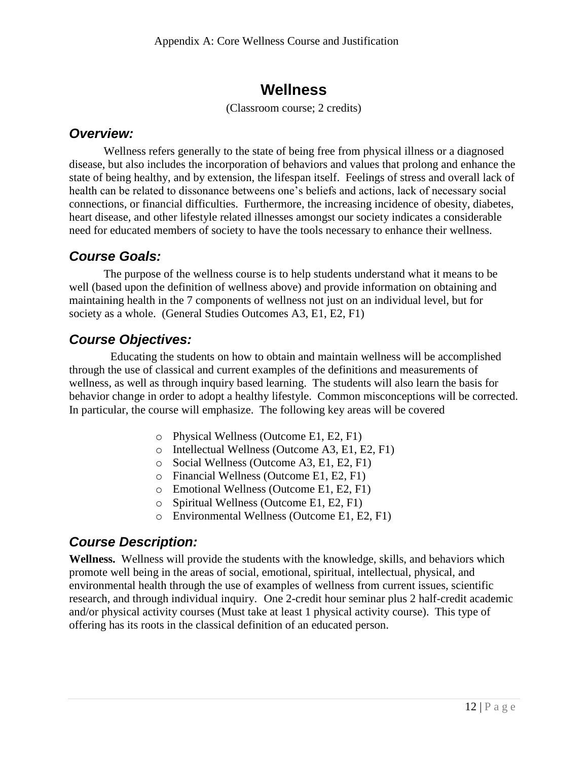Appendix A: Core Wellness Course and Justification

# Wellness

(Classroom course; 2 credits)

## *Overview:*

Wellness refers generally to the state of being free from physical illness or a diagnosed disease, but also includes the incorporation of behaviors and values that prolong and enhance the state of being healthy, and by extension, the lifespan itself. Feelings of stress and overall lack of health can be related to dissonance betweens one's beliefs and actions, lack of necessary social connections, or financial difficulties. Furthermore, the increasing incidence of obesity, diabetes, heart disease, and other lifestyle related illnesses amongst our society indicates a considerable need for educated members of society to have the tools necessary to enhance their wellness.

## *Course Goals:*

The purpose of the wellness course is to help students understand what it means to be well (based upon the definition of wellness above) and provide information on obtaining and maintaining health in the 7 components of wellness not just on an individual level, but for society as a whole. (General Studies Outcomes A3, E1, E2, F1)

## *Course Objectives:*

Educating the students on how to obtain and maintain wellness will be accomplished through the use of classical and current examples of the definitions and measurements of wellness, as well as through inquiry based learning. The students will also learn the basis for behavior change in order to adopt a healthy lifestyle. Common misconceptions will be corrected. In particular, the course will emphasize. The following key areas will be covered

- Physical Wellness (Outcome E1, E2, F1)
- Intellectual Wellness (Outcome A3, E1, E2, F1)
- Social Wellness (Outcome A3, E1, E2, F1)
- Financial Wellness (Outcome E1, E2, F1)
- Emotional Wellness (Outcome E1, E2, F1)
- Spiritual Wellness (Outcome E1, E2, F1)
- Environmental Wellness (Outcome E1, E2, F1)

## *Course Description:*

**Wellness.** Wellness will provide the students with the knowledge, skills, and behaviors which promote well being in the areas of social, emotional, spiritual, intellectual, physical, and environmental health through the use of examples of wellness from current issues, scientific research, and through individual inquiry. One 2-credit hour seminar plus 2 half-credit academic and/or physical activity courses (Must take at least 1 physical activity course). This type of offering has its roots in the classical definition of an educated person.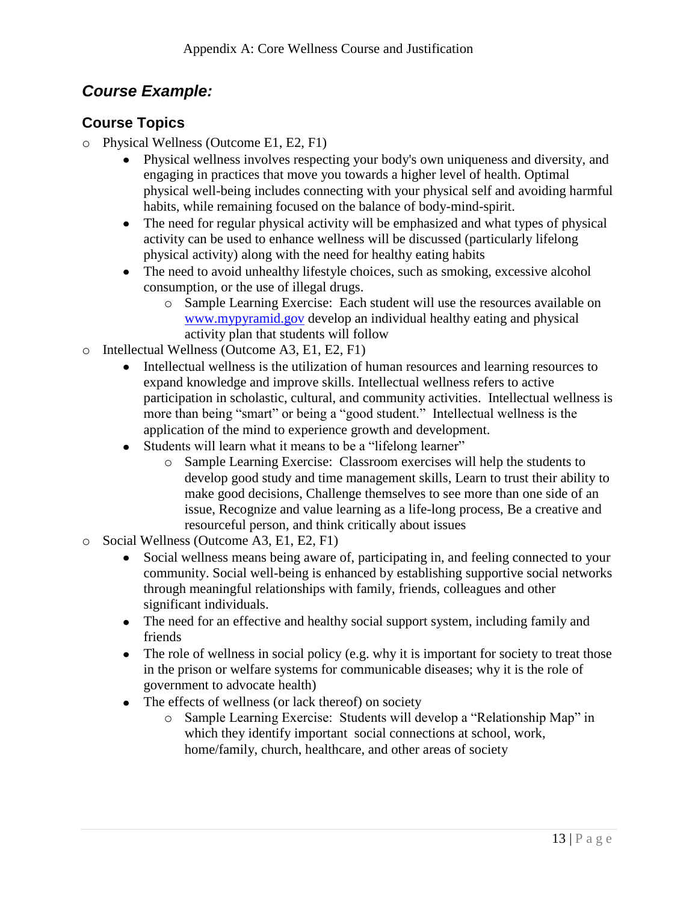## *Course Example:*

### Course Topics

- Physical Wellness (Outcome E1, E2, F1)
    - Physical wellness involves respecting your body's own uniqueness and diversity, and engaging in practices that move you towards a higher level of health. Optimal physical well-being includes connecting with your physical self and avoiding harmful habits, while remaining focused on the balance of body-mind-spirit.
    - The need for regular physical activity will be emphasized and what types of physical activity can be used to enhance wellness will be discussed (particularly lifelong physical activity) along with the need for healthy eating habits
    - The need to avoid unhealthy lifestyle choices, such as smoking, excessive alcohol consumption, or the use of illegal drugs.
        - Sample Learning Exercise: Each student will use the resources available on [www.mypyramid.gov](http://www.mypyramid.gov) develop an individual healthy eating and physical activity plan that students will follow
- Intellectual Wellness (Outcome A3, E1, E2, F1)
    - Intellectual wellness is the utilization of human resources and learning resources to expand knowledge and improve skills. Intellectual wellness refers to active participation in scholastic, cultural, and community activities. Intellectual wellness is more than being "smart" or being a "good student." Intellectual wellness is the application of the mind to experience growth and development.
    - Students will learn what it means to be a "lifelong learner"
        - Sample Learning Exercise: Classroom exercises will help the students to develop good study and time management skills, Learn to trust their ability to make good decisions, Challenge themselves to see more than one side of an issue, Recognize and value learning as a life-long process, Be a creative and resourceful person, and think critically about issues
- Social Wellness (Outcome A3, E1, E2, F1)
    - Social wellness means being aware of, participating in, and feeling connected to your community. Social well-being is enhanced by establishing supportive social networks through meaningful relationships with family, friends, colleagues and other significant individuals.
    - The need for an effective and healthy social support system, including family and friends
    - The role of wellness in social policy (e.g. why it is important for society to treat those in the prison or welfare systems for communicable diseases; why it is the role of government to advocate health)
    - The effects of wellness (or lack thereof) on society
        - Sample Learning Exercise: Students will develop a "Relationship Map" in which they identify important social connections at school, work, home/family, church, healthcare, and other areas of society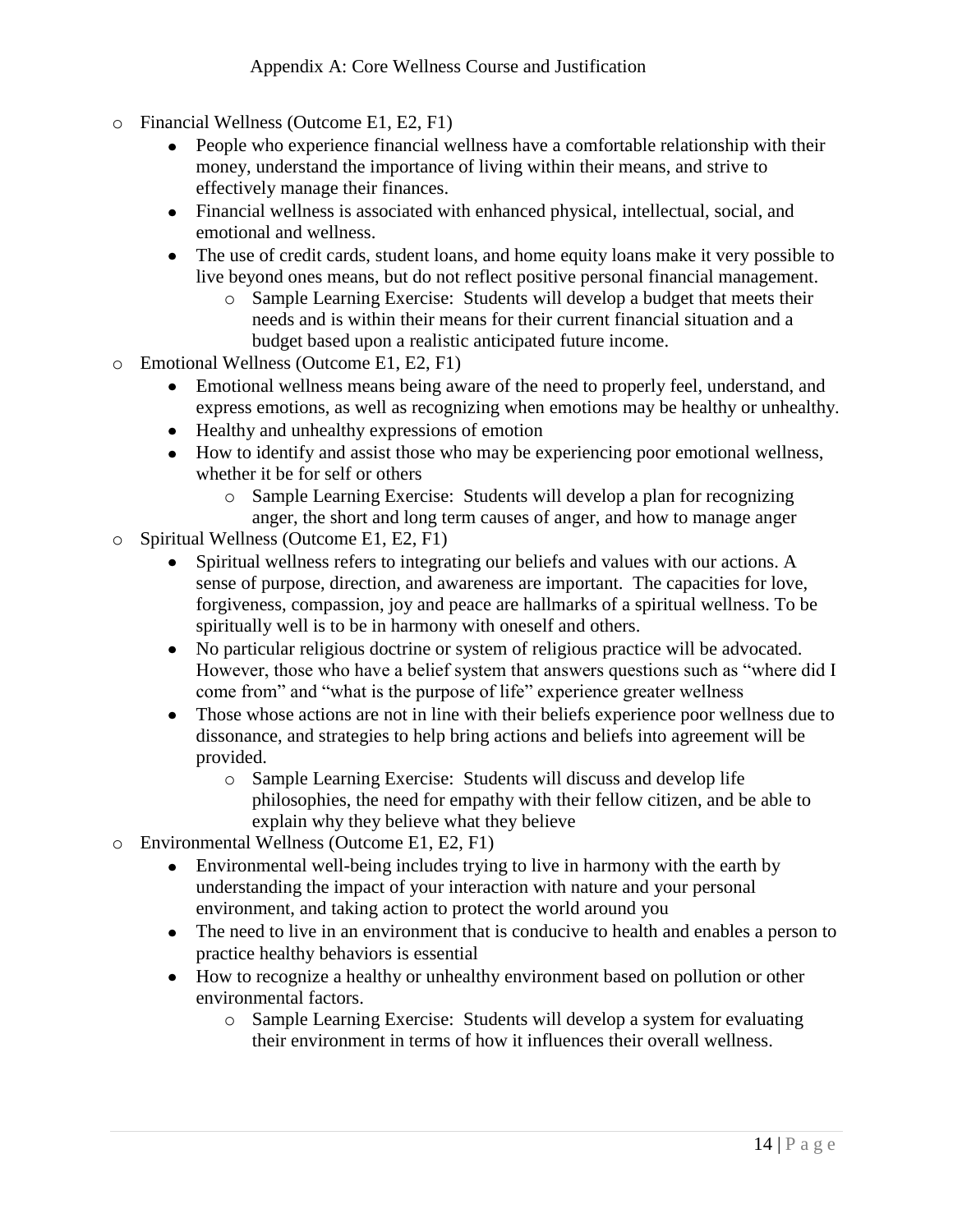- Financial Wellness (Outcome E1, E2, F1)
  - People who experience financial wellness have a comfortable relationship with their money, understand the importance of living within their means, and strive to effectively manage their finances.
  - Financial wellness is associated with enhanced physical, intellectual, social, and emotional and wellness.
  - The use of credit cards, student loans, and home equity loans make it very possible to live beyond ones means, but do not reflect positive personal financial management.
    - Sample Learning Exercise: Students will develop a budget that meets their needs and is within their means for their current financial situation and a budget based upon a realistic anticipated future income.
- Emotional Wellness (Outcome E1, E2, F1)
  - Emotional wellness means being aware of the need to properly feel, understand, and express emotions, as well as recognizing when emotions may be healthy or unhealthy.
  - Healthy and unhealthy expressions of emotion
  - How to identify and assist those who may be experiencing poor emotional wellness, whether it be for self or others
    - Sample Learning Exercise: Students will develop a plan for recognizing anger, the short and long term causes of anger, and how to manage anger
- Spiritual Wellness (Outcome E1, E2, F1)
  - Spiritual wellness refers to integrating our beliefs and values with our actions. A sense of purpose, direction, and awareness are important. The capacities for love, forgiveness, compassion, joy and peace are hallmarks of a spiritual wellness. To be spiritually well is to be in harmony with oneself and others.
  - No particular religious doctrine or system of religious practice will be advocated. However, those who have a belief system that answers questions such as "where did I come from" and "what is the purpose of life" experience greater wellness
  - Those whose actions are not in line with their beliefs experience poor wellness due to dissonance, and strategies to help bring actions and beliefs into agreement will be provided.
    - Sample Learning Exercise: Students will discuss and develop life philosophies, the need for empathy with their fellow citizen, and be able to explain why they believe what they believe
- Environmental Wellness (Outcome E1, E2, F1)
  - Environmental well-being includes trying to live in harmony with the earth by understanding the impact of your interaction with nature and your personal environment, and taking action to protect the world around you
  - The need to live in an environment that is conducive to health and enables a person to practice healthy behaviors is essential
  - How to recognize a healthy or unhealthy environment based on pollution or other environmental factors.
    - Sample Learning Exercise: Students will develop a system for evaluating their environment in terms of how it influences their overall wellness.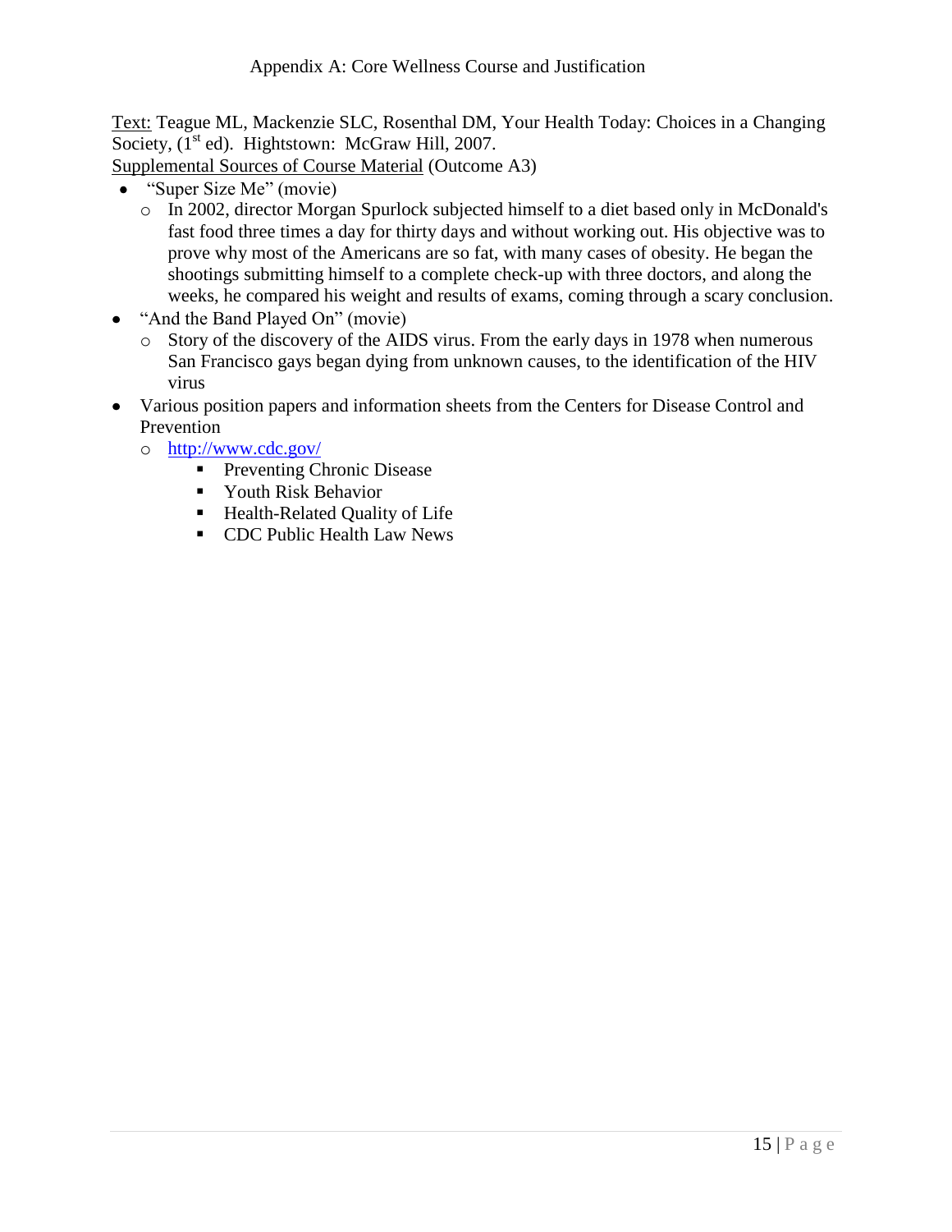Appendix A: Core Wellness Course and Justification

<u>Text:</u> Teague ML, Mackenzie SLC, Rosenthal DM, Your Health Today: Choices in a Changing Society, (1st ed). Hightstown: McGraw Hill, 2007.

<u>Supplemental Sources of Course Material</u> (Outcome A3)

- "Super Size Me" (movie)
  - In 2002, director Morgan Spurlock subjected himself to a diet based only in McDonald's fast food three times a day for thirty days and without working out. His objective was to prove why most of the Americans are so fat, with many cases of obesity. He began the shootings submitting himself to a complete check-up with three doctors, and along the weeks, he compared his weight and results of exams, coming through a scary conclusion.
- "And the Band Played On" (movie)
  - Story of the discovery of the AIDS virus. From the early days in 1978 when numerous San Francisco gays began dying from unknown causes, to the identification of the HIV virus
- Various position papers and information sheets from the Centers for Disease Control and Prevention
  - http://www.cdc.gov/
    - Preventing Chronic Disease
    - Youth Risk Behavior
    - Health-Related Quality of Life
    - CDC Public Health Law News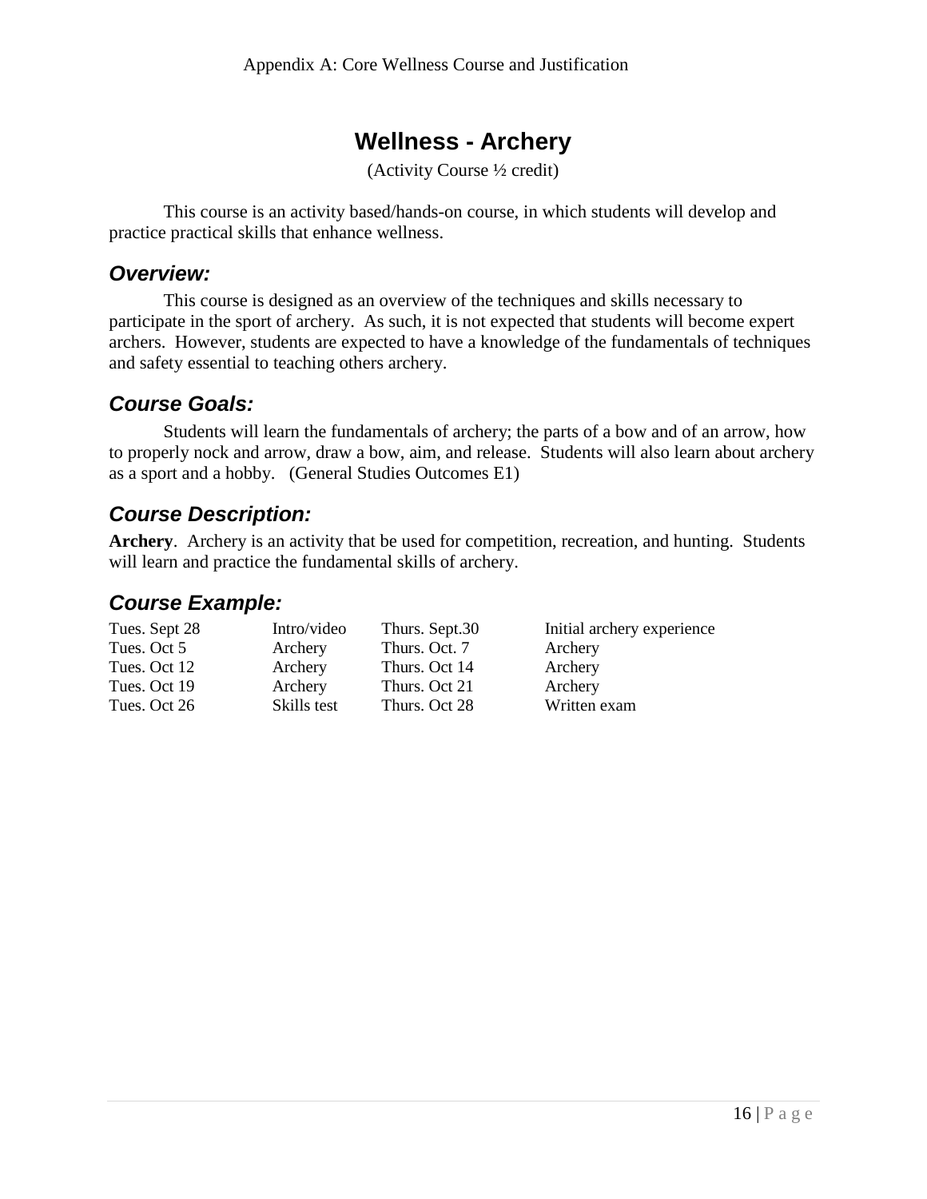# Wellness - Archery

(Activity Course ½ credit)

This course is an activity based/hands-on course, in which students will develop and practice practical skills that enhance wellness.

## *Overview:*

This course is designed as an overview of the techniques and skills necessary to participate in the sport of archery. As such, it is not expected that students will become expert archers. However, students are expected to have a knowledge of the fundamentals of techniques and safety essential to teaching others archery.

## *Course Goals:*

Students will learn the fundamentals of archery; the parts of a bow and of an arrow, how to properly nock and arrow, draw a bow, aim, and release. Students will also learn about archery as a sport and a hobby. (General Studies Outcomes E1)

## *Course Description:*

**Archery**. Archery is an activity that be used for competition, recreation, and hunting. Students will learn and practice the fundamental skills of archery.

## *Course Example:*

| | | | |
|---|---|---|---|
| Tues. Sept 28 | Intro/video | Thurs. Sept.30 | Initial archery experience |
| Tues. Oct 5 | Archery | Thurs. Oct. 7 | Archery |
| Tues. Oct 12 | Archery | Thurs. Oct 14 | Archery |
| Tues. Oct 19 | Archery | Thurs. Oct 21 | Archery |
| Tues. Oct 26 | Skills test | Thurs. Oct 28 | Written exam |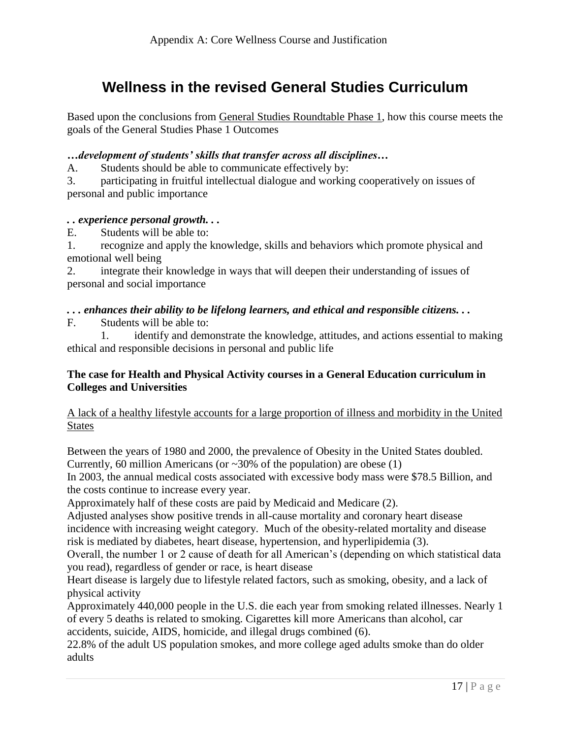Appendix A: Core Wellness Course and Justification

# Wellness in the revised General Studies Curriculum

Based upon the conclusions from General Studies Roundtable Phase 1, how this course meets the goals of the General Studies Phase 1 Outcomes

***…development of students' skills that transfer across all disciplines…***

A. Students should be able to communicate effectively by:

3. participating in fruitful intellectual dialogue and working cooperatively on issues of personal and public importance

***. . experience personal growth. . .***

E. Students will be able to:

1. recognize and apply the knowledge, skills and behaviors which promote physical and emotional well being
2. integrate their knowledge in ways that will deepen their understanding of issues of personal and social importance

***. . . enhances their ability to be lifelong learners, and ethical and responsible citizens. . .***

F. Students will be able to:

1. identify and demonstrate the knowledge, attitudes, and actions essential to making ethical and responsible decisions in personal and public life

**The case for Health and Physical Activity courses in a General Education curriculum in Colleges and Universities**

A lack of a healthy lifestyle accounts for a large proportion of illness and morbidity in the United States

Between the years of 1980 and 2000, the prevalence of Obesity in the United States doubled. Currently, 60 million Americans (or ~30% of the population) are obese (1)

In 2003, the annual medical costs associated with excessive body mass were $78.5 Billion, and the costs continue to increase every year.

Approximately half of these costs are paid by Medicaid and Medicare (2).

Adjusted analyses show positive trends in all-cause mortality and coronary heart disease incidence with increasing weight category. Much of the obesity-related mortality and disease risk is mediated by diabetes, heart disease, hypertension, and hyperlipidemia (3).

Overall, the number 1 or 2 cause of death for all American's (depending on which statistical data you read), regardless of gender or race, is heart disease

Heart disease is largely due to lifestyle related factors, such as smoking, obesity, and a lack of physical activity

Approximately 440,000 people in the U.S. die each year from smoking related illnesses. Nearly 1 of every 5 deaths is related to smoking. Cigarettes kill more Americans than alcohol, car accidents, suicide, AIDS, homicide, and illegal drugs combined (6).

22.8% of the adult US population smokes, and more college aged adults smoke than do older adults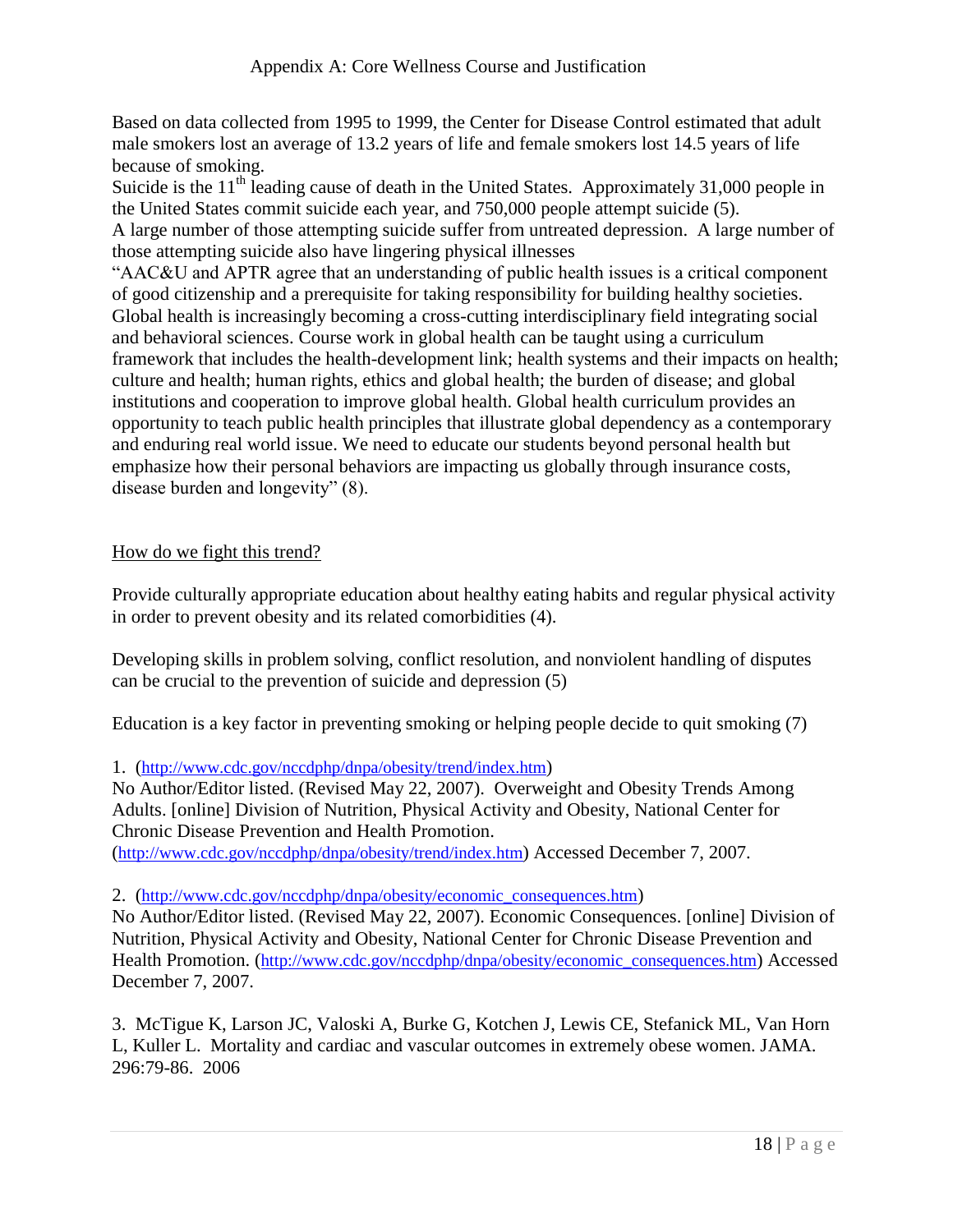Based on data collected from 1995 to 1999, the Center for Disease Control estimated that adult male smokers lost an average of 13.2 years of life and female smokers lost 14.5 years of life because of smoking.

Suicide is the 11th leading cause of death in the United States. Approximately 31,000 people in the United States commit suicide each year, and 750,000 people attempt suicide (5).

A large number of those attempting suicide suffer from untreated depression. A large number of those attempting suicide also have lingering physical illnesses

"AAC&U and APTR agree that an understanding of public health issues is a critical component of good citizenship and a prerequisite for taking responsibility for building healthy societies. Global health is increasingly becoming a cross-cutting interdisciplinary field integrating social and behavioral sciences. Course work in global health can be taught using a curriculum framework that includes the health-development link; health systems and their impacts on health; culture and health; human rights, ethics and global health; the burden of disease; and global institutions and cooperation to improve global health. Global health curriculum provides an opportunity to teach public health principles that illustrate global dependency as a contemporary and enduring real world issue. We need to educate our students beyond personal health but emphasize how their personal behaviors are impacting us globally through insurance costs, disease burden and longevity" (8).

How do we fight this trend?

Provide culturally appropriate education about healthy eating habits and regular physical activity in order to prevent obesity and its related comorbidities (4).

Developing skills in problem solving, conflict resolution, and nonviolent handling of disputes can be crucial to the prevention of suicide and depression (5)

Education is a key factor in preventing smoking or helping people decide to quit smoking (7)

1. (http://www.cdc.gov/nccdphp/dnpa/obesity/trend/index.htm)
No Author/Editor listed. (Revised May 22, 2007). Overweight and Obesity Trends Among Adults. [online] Division of Nutrition, Physical Activity and Obesity, National Center for Chronic Disease Prevention and Health Promotion. (http://www.cdc.gov/nccdphp/dnpa/obesity/trend/index.htm) Accessed December 7, 2007.

2. (http://www.cdc.gov/nccdphp/dnpa/obesity/economic_consequences.htm)
No Author/Editor listed. (Revised May 22, 2007). Economic Consequences. [online] Division of Nutrition, Physical Activity and Obesity, National Center for Chronic Disease Prevention and Health Promotion. (http://www.cdc.gov/nccdphp/dnpa/obesity/economic_consequences.htm) Accessed December 7, 2007.

3. McTigue K, Larson JC, Valoski A, Burke G, Kotchen J, Lewis CE, Stefanick ML, Van Horn L, Kuller L. Mortality and cardiac and vascular outcomes in extremely obese women. JAMA. 296:79-86. 2006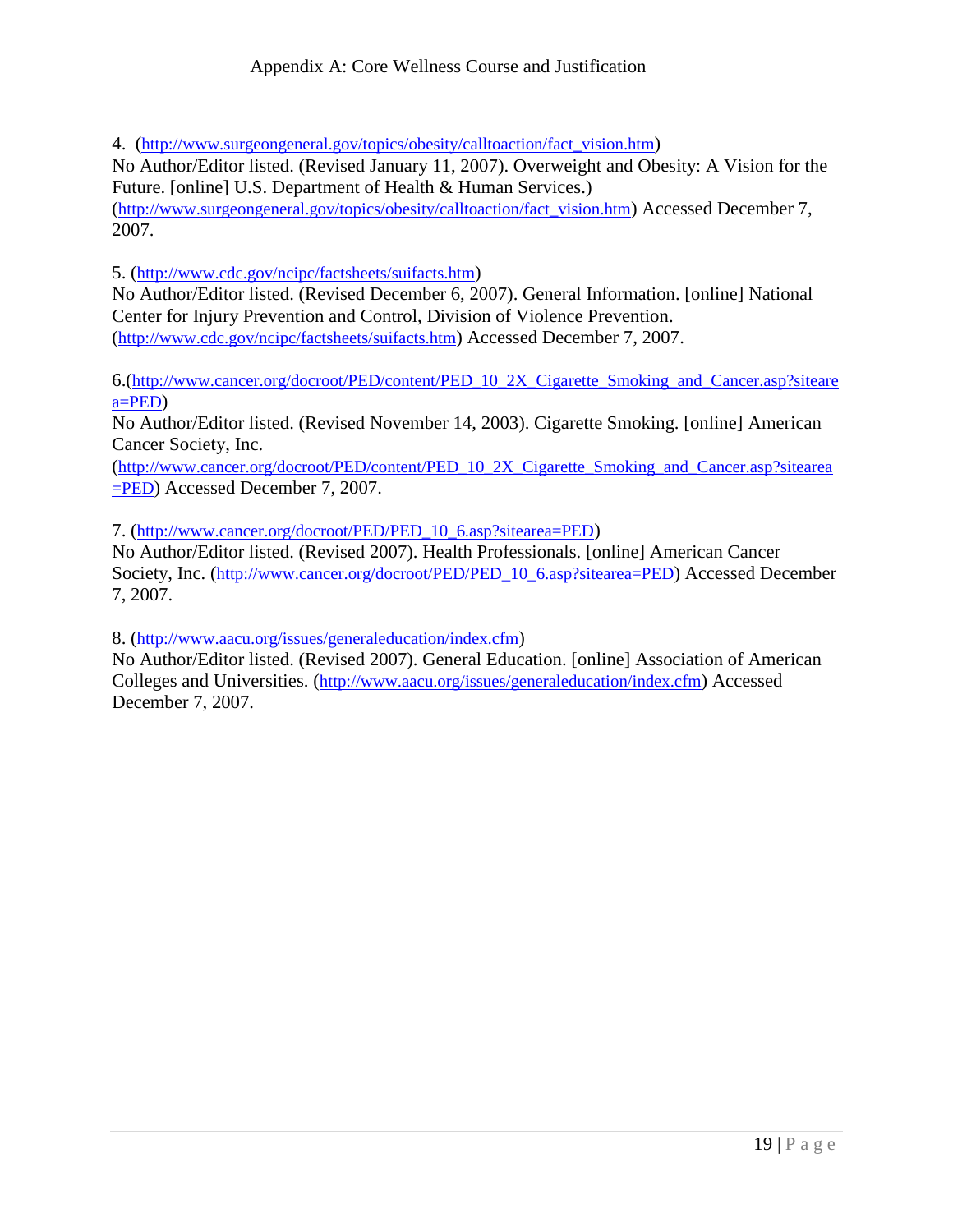4. (http://www.surgeongeneral.gov/topics/obesity/calltoaction/fact_vision.htm)
No Author/Editor listed. (Revised January 11, 2007). Overweight and Obesity: A Vision for the Future. [online] U.S. Department of Health & Human Services.)
(http://www.surgeongeneral.gov/topics/obesity/calltoaction/fact_vision.htm) Accessed December 7, 2007.

5. (http://www.cdc.gov/ncipc/factsheets/suifacts.htm)
No Author/Editor listed. (Revised December 6, 2007). General Information. [online] National Center for Injury Prevention and Control, Division of Violence Prevention.
(http://www.cdc.gov/ncipc/factsheets/suifacts.htm) Accessed December 7, 2007.

6.(http://www.cancer.org/docroot/PED/content/PED_10_2X_Cigarette_Smoking_and_Cancer.asp?sitearea=PED)
No Author/Editor listed. (Revised November 14, 2003). Cigarette Smoking. [online] American Cancer Society, Inc.
(http://www.cancer.org/docroot/PED/content/PED_10_2X_Cigarette_Smoking_and_Cancer.asp?sitearea=PED) Accessed December 7, 2007.

7. (http://www.cancer.org/docroot/PED/PED_10_6.asp?sitearea=PED)
No Author/Editor listed. (Revised 2007). Health Professionals. [online] American Cancer Society, Inc. (http://www.cancer.org/docroot/PED/PED_10_6.asp?sitearea=PED) Accessed December 7, 2007.

8. (http://www.aacu.org/issues/generaleducation/index.cfm)
No Author/Editor listed. (Revised 2007). General Education. [online] Association of American Colleges and Universities. (http://www.aacu.org/issues/generaleducation/index.cfm) Accessed December 7, 2007.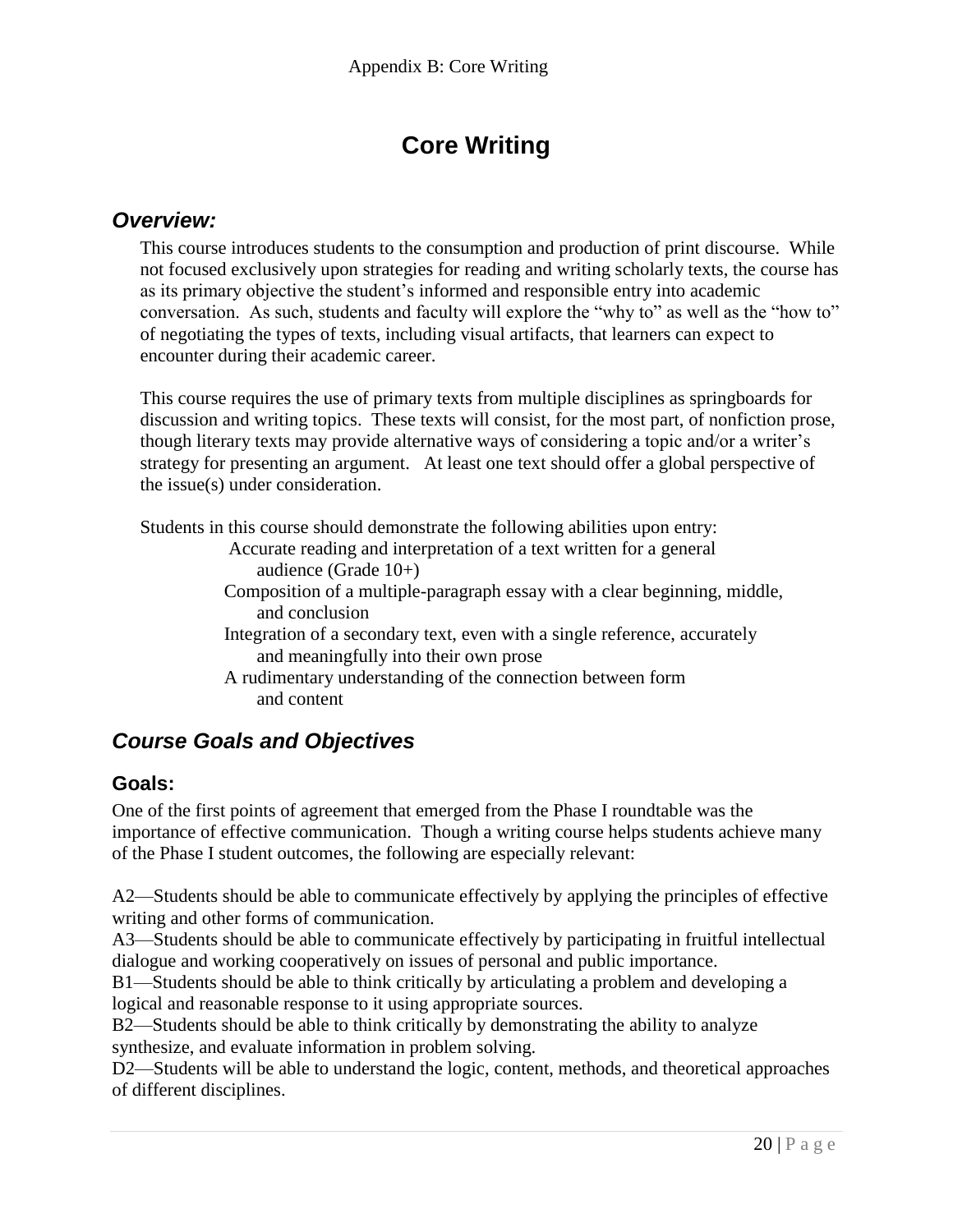# Core Writing

## *Overview:*

This course introduces students to the consumption and production of print discourse. While not focused exclusively upon strategies for reading and writing scholarly texts, the course has as its primary objective the student's informed and responsible entry into academic conversation. As such, students and faculty will explore the "why to" as well as the "how to" of negotiating the types of texts, including visual artifacts, that learners can expect to encounter during their academic career.

This course requires the use of primary texts from multiple disciplines as springboards for discussion and writing topics. These texts will consist, for the most part, of nonfiction prose, though literary texts may provide alternative ways of considering a topic and/or a writer's strategy for presenting an argument. At least one text should offer a global perspective of the issue(s) under consideration.

Students in this course should demonstrate the following abilities upon entry:

- Accurate reading and interpretation of a text written for a general audience (Grade 10+)
- Composition of a multiple-paragraph essay with a clear beginning, middle, and conclusion
- Integration of a secondary text, even with a single reference, accurately and meaningfully into their own prose
- A rudimentary understanding of the connection between form and content

## *Course Goals and Objectives*

### Goals:

One of the first points of agreement that emerged from the Phase I roundtable was the importance of effective communication. Though a writing course helps students achieve many of the Phase I student outcomes, the following are especially relevant:

A2—Students should be able to communicate effectively by applying the principles of effective writing and other forms of communication.
A3—Students should be able to communicate effectively by participating in fruitful intellectual dialogue and working cooperatively on issues of personal and public importance.
B1—Students should be able to think critically by articulating a problem and developing a logical and reasonable response to it using appropriate sources.
B2—Students should be able to think critically by demonstrating the ability to analyze synthesize, and evaluate information in problem solving.
D2—Students will be able to understand the logic, content, methods, and theoretical approaches of different disciplines.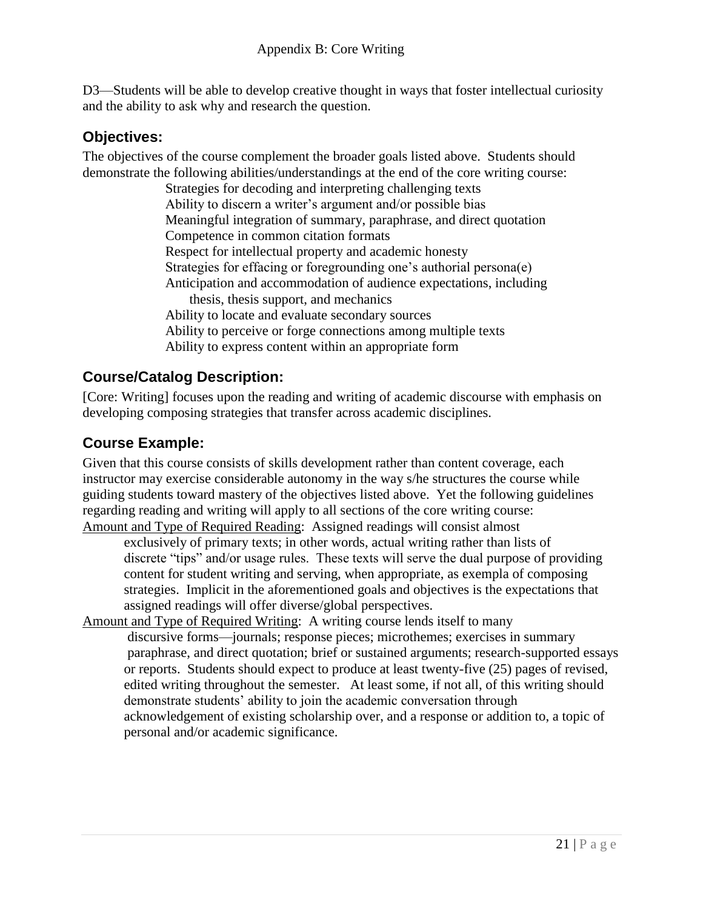D3—Students will be able to develop creative thought in ways that foster intellectual curiosity and the ability to ask why and research the question.

## Objectives:

The objectives of the course complement the broader goals listed above. Students should demonstrate the following abilities/understandings at the end of the core writing course:

- Strategies for decoding and interpreting challenging texts
- Ability to discern a writer's argument and/or possible bias
- Meaningful integration of summary, paraphrase, and direct quotation
- Competence in common citation formats
- Respect for intellectual property and academic honesty
- Strategies for effacing or foregrounding one's authorial persona(e)
- Anticipation and accommodation of audience expectations, including thesis, thesis support, and mechanics
- Ability to locate and evaluate secondary sources
- Ability to perceive or forge connections among multiple texts
- Ability to express content within an appropriate form

## Course/Catalog Description:

[Core: Writing] focuses upon the reading and writing of academic discourse with emphasis on developing composing strategies that transfer across academic disciplines.

## Course Example:

Given that this course consists of skills development rather than content coverage, each instructor may exercise considerable autonomy in the way s/he structures the course while guiding students toward mastery of the objectives listed above. Yet the following guidelines regarding reading and writing will apply to all sections of the core writing course:

<u>Amount and Type of Required Reading</u>: Assigned readings will consist almost exclusively of primary texts; in other words, actual writing rather than lists of discrete "tips" and/or usage rules. These texts will serve the dual purpose of providing content for student writing and serving, when appropriate, as exempla of composing strategies. Implicit in the aforementioned goals and objectives is the expectations that assigned readings will offer diverse/global perspectives.

<u>Amount and Type of Required Writing</u>: A writing course lends itself to many discursive forms—journals; response pieces; microthemes; exercises in summary paraphrase, and direct quotation; brief or sustained arguments; research-supported essays or reports. Students should expect to produce at least twenty-five (25) pages of revised, edited writing throughout the semester. At least some, if not all, of this writing should demonstrate students' ability to join the academic conversation through acknowledgement of existing scholarship over, and a response or addition to, a topic of personal and/or academic significance.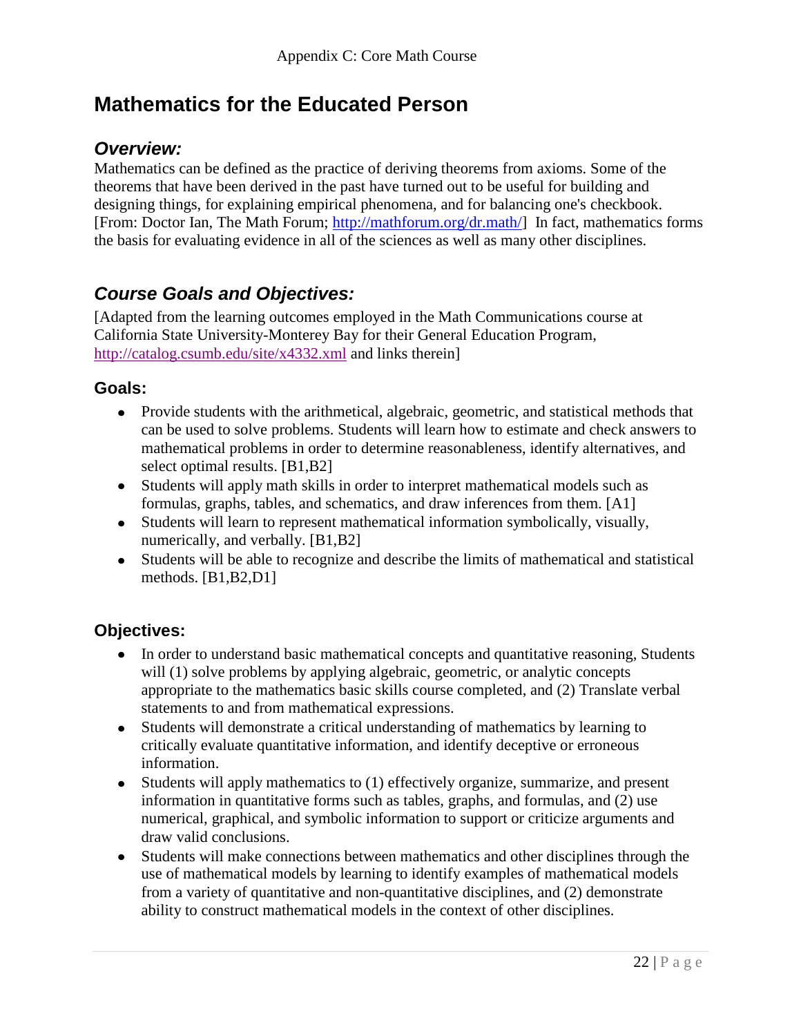Appendix C: Core Math Course

# Mathematics for the Educated Person

## *Overview:*

Mathematics can be defined as the practice of deriving theorems from axioms. Some of the theorems that have been derived in the past have turned out to be useful for building and designing things, for explaining empirical phenomena, and for balancing one's checkbook. [From: Doctor Ian, The Math Forum; http://mathforum.org/dr.math/] In fact, mathematics forms the basis for evaluating evidence in all of the sciences as well as many other disciplines.

## *Course Goals and Objectives:*

[Adapted from the learning outcomes employed in the Math Communications course at California State University-Monterey Bay for their General Education Program, http://catalog.csumb.edu/site/x4332.xml and links therein]

### Goals:

- Provide students with the arithmetical, algebraic, geometric, and statistical methods that can be used to solve problems. Students will learn how to estimate and check answers to mathematical problems in order to determine reasonableness, identify alternatives, and select optimal results. [B1,B2]
- Students will apply math skills in order to interpret mathematical models such as formulas, graphs, tables, and schematics, and draw inferences from them. [A1]
- Students will learn to represent mathematical information symbolically, visually, numerically, and verbally. [B1,B2]
- Students will be able to recognize and describe the limits of mathematical and statistical methods. [B1,B2,D1]

### Objectives:

- In order to understand basic mathematical concepts and quantitative reasoning, Students will (1) solve problems by applying algebraic, geometric, or analytic concepts appropriate to the mathematics basic skills course completed, and (2) Translate verbal statements to and from mathematical expressions.
- Students will demonstrate a critical understanding of mathematics by learning to critically evaluate quantitative information, and identify deceptive or erroneous information.
- Students will apply mathematics to (1) effectively organize, summarize, and present information in quantitative forms such as tables, graphs, and formulas, and (2) use numerical, graphical, and symbolic information to support or criticize arguments and draw valid conclusions.
- Students will make connections between mathematics and other disciplines through the use of mathematical models by learning to identify examples of mathematical models from a variety of quantitative and non-quantitative disciplines, and (2) demonstrate ability to construct mathematical models in the context of other disciplines.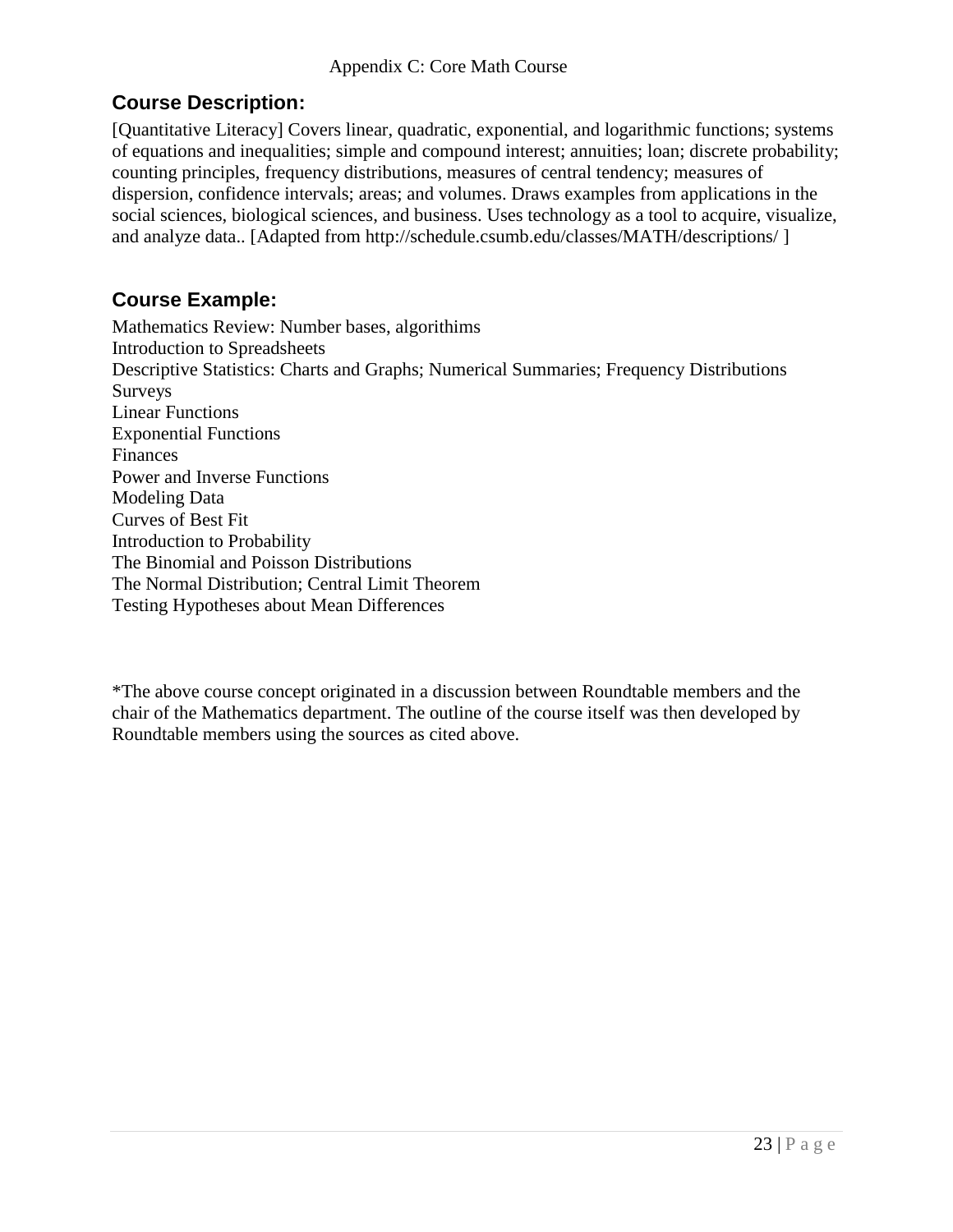Appendix C: Core Math Course

## Course Description:

[Quantitative Literacy] Covers linear, quadratic, exponential, and logarithmic functions; systems of equations and inequalities; simple and compound interest; annuities; loan; discrete probability; counting principles, frequency distributions, measures of central tendency; measures of dispersion, confidence intervals; areas; and volumes. Draws examples from applications in the social sciences, biological sciences, and business. Uses technology as a tool to acquire, visualize, and analyze data.. [Adapted from http://schedule.csumb.edu/classes/MATH/descriptions/ ]

## Course Example:

Mathematics Review: Number bases, algorithims
Introduction to Spreadsheets
Descriptive Statistics: Charts and Graphs; Numerical Summaries; Frequency Distributions
Surveys
Linear Functions
Exponential Functions
Finances
Power and Inverse Functions
Modeling Data
Curves of Best Fit
Introduction to Probability
The Binomial and Poisson Distributions
The Normal Distribution; Central Limit Theorem
Testing Hypotheses about Mean Differences

*The above course concept originated in a discussion between Roundtable members and the chair of the Mathematics department. The outline of the course itself was then developed by Roundtable members using the sources as cited above.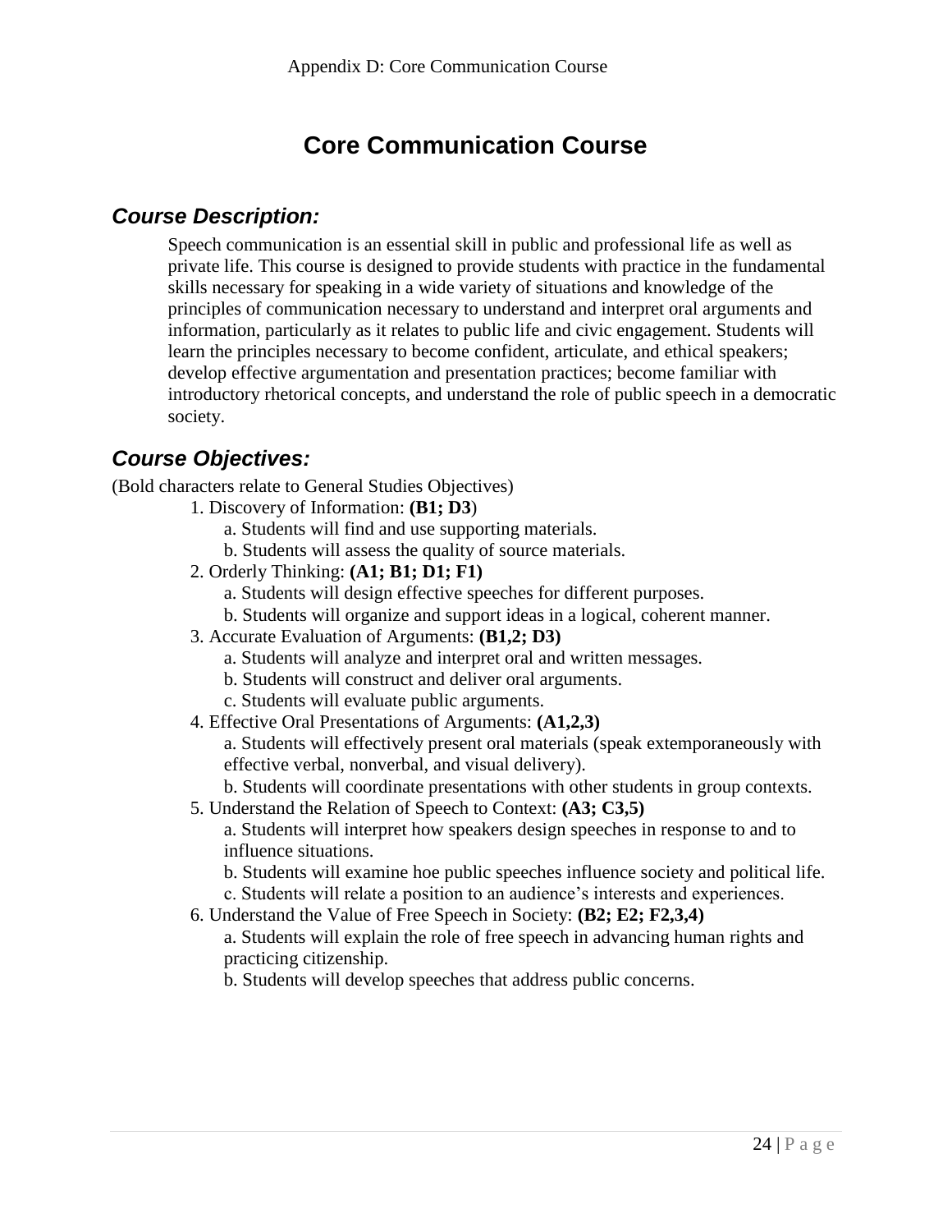# Core Communication Course

## *Course Description:*

Speech communication is an essential skill in public and professional life as well as private life. This course is designed to provide students with practice in the fundamental skills necessary for speaking in a wide variety of situations and knowledge of the principles of communication necessary to understand and interpret oral arguments and information, particularly as it relates to public life and civic engagement. Students will learn the principles necessary to become confident, articulate, and ethical speakers; develop effective argumentation and presentation practices; become familiar with introductory rhetorical concepts, and understand the role of public speech in a democratic society.

## *Course Objectives:*

(Bold characters relate to General Studies Objectives)

1. Discovery of Information: **(B1; D3**)
   a. Students will find and use supporting materials.
   b. Students will assess the quality of source materials.
2. Orderly Thinking: **(A1; B1; D1; F1)**
   a. Students will design effective speeches for different purposes.
   b. Students will organize and support ideas in a logical, coherent manner.
3. Accurate Evaluation of Arguments: **(B1,2; D3)**
   a. Students will analyze and interpret oral and written messages.
   b. Students will construct and deliver oral arguments.
   c. Students will evaluate public arguments.
4. Effective Oral Presentations of Arguments: **(A1,2,3)**
   a. Students will effectively present oral materials (speak extemporaneously with effective verbal, nonverbal, and visual delivery).
   b. Students will coordinate presentations with other students in group contexts.
5. Understand the Relation of Speech to Context: **(A3; C3,5)**
   a. Students will interpret how speakers design speeches in response to and to influence situations.
   b. Students will examine hoe public speeches influence society and political life.
   c. Students will relate a position to an audience's interests and experiences.
6. Understand the Value of Free Speech in Society: **(B2; E2; F2,3,4)**
   a. Students will explain the role of free speech in advancing human rights and practicing citizenship.
   b. Students will develop speeches that address public concerns.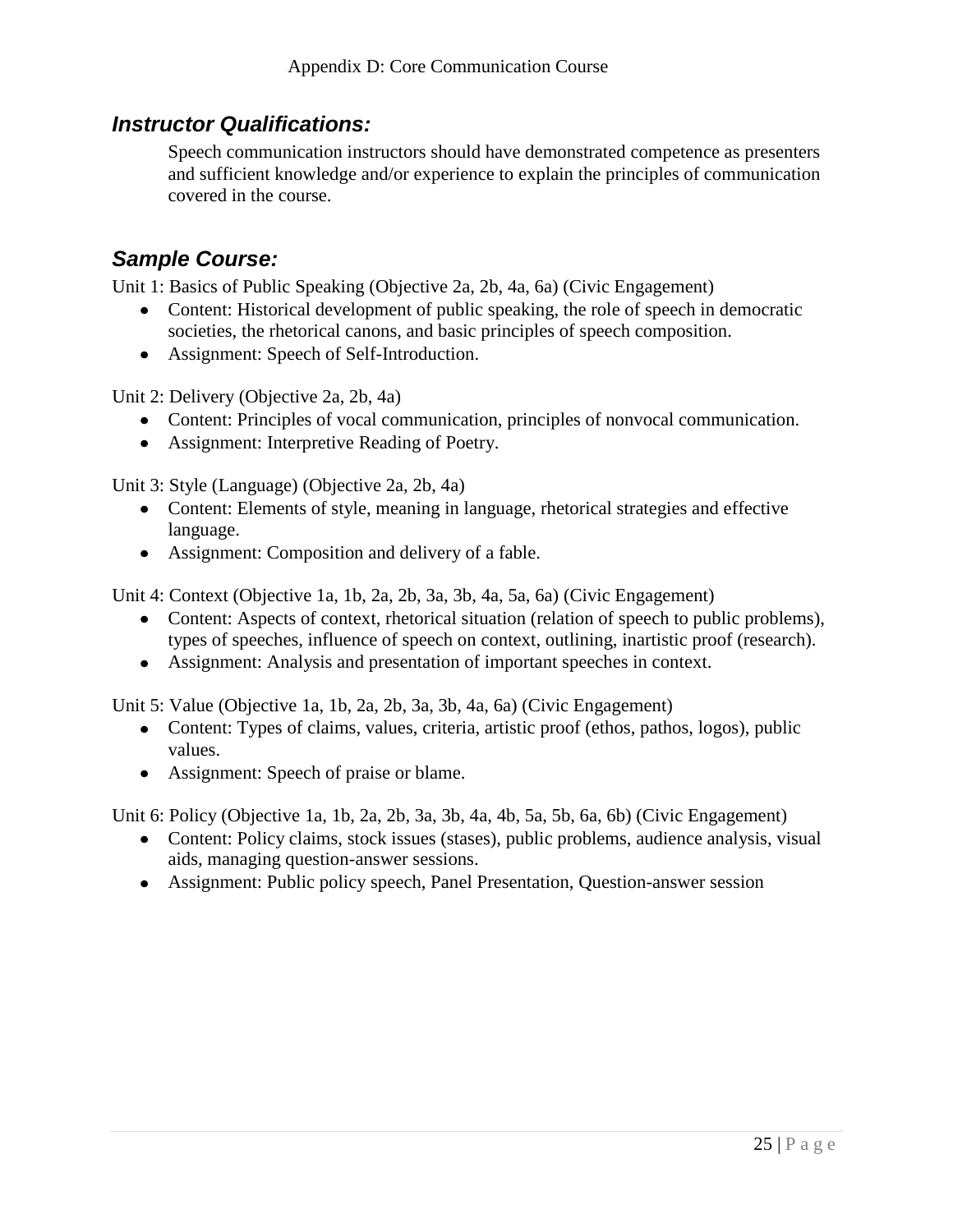## *Instructor Qualifications:*

Speech communication instructors should have demonstrated competence as presenters and sufficient knowledge and/or experience to explain the principles of communication covered in the course.

## *Sample Course:*

Unit 1: Basics of Public Speaking (Objective 2a, 2b, 4a, 6a) (Civic Engagement)

- Content: Historical development of public speaking, the role of speech in democratic societies, the rhetorical canons, and basic principles of speech composition.
- Assignment: Speech of Self-Introduction.

Unit 2: Delivery (Objective 2a, 2b, 4a)

- Content: Principles of vocal communication, principles of nonvocal communication.
- Assignment: Interpretive Reading of Poetry.

Unit 3: Style (Language) (Objective 2a, 2b, 4a)

- Content: Elements of style, meaning in language, rhetorical strategies and effective language.
- Assignment: Composition and delivery of a fable.

Unit 4: Context (Objective 1a, 1b, 2a, 2b, 3a, 3b, 4a, 5a, 6a) (Civic Engagement)

- Content: Aspects of context, rhetorical situation (relation of speech to public problems), types of speeches, influence of speech on context, outlining, inartistic proof (research).
- Assignment: Analysis and presentation of important speeches in context.

Unit 5: Value (Objective 1a, 1b, 2a, 2b, 3a, 3b, 4a, 6a) (Civic Engagement)

- Content: Types of claims, values, criteria, artistic proof (ethos, pathos, logos), public values.
- Assignment: Speech of praise or blame.

Unit 6: Policy (Objective 1a, 1b, 2a, 2b, 3a, 3b, 4a, 4b, 5a, 5b, 6a, 6b) (Civic Engagement)

- Content: Policy claims, stock issues (stases), public problems, audience analysis, visual aids, managing question-answer sessions.
- Assignment: Public policy speech, Panel Presentation, Question-answer session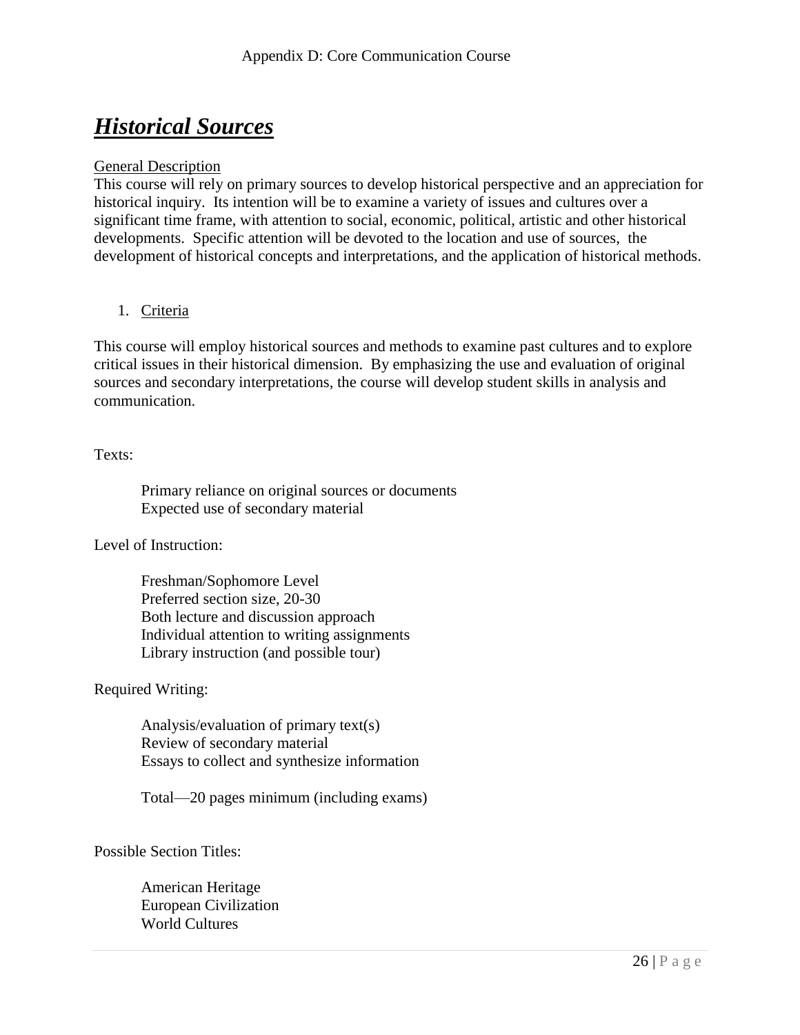# ***Historical Sources***

General Description

This course will rely on primary sources to develop historical perspective and an appreciation for historical inquiry. Its intention will be to examine a variety of issues and cultures over a significant time frame, with attention to social, economic, political, artistic and other historical developments. Specific attention will be devoted to the location and use of sources, the development of historical concepts and interpretations, and the application of historical methods.

1. Criteria

This course will employ historical sources and methods to examine past cultures and to explore critical issues in their historical dimension. By emphasizing the use and evaluation of original sources and secondary interpretations, the course will develop student skills in analysis and communication.

Texts:

Primary reliance on original sources or documents
Expected use of secondary material

Level of Instruction:

Freshman/Sophomore Level
Preferred section size, 20-30
Both lecture and discussion approach
Individual attention to writing assignments
Library instruction (and possible tour)

Required Writing:

Analysis/evaluation of primary text(s)
Review of secondary material
Essays to collect and synthesize information

Total—20 pages minimum (including exams)

Possible Section Titles:

American Heritage
European Civilization
World Cultures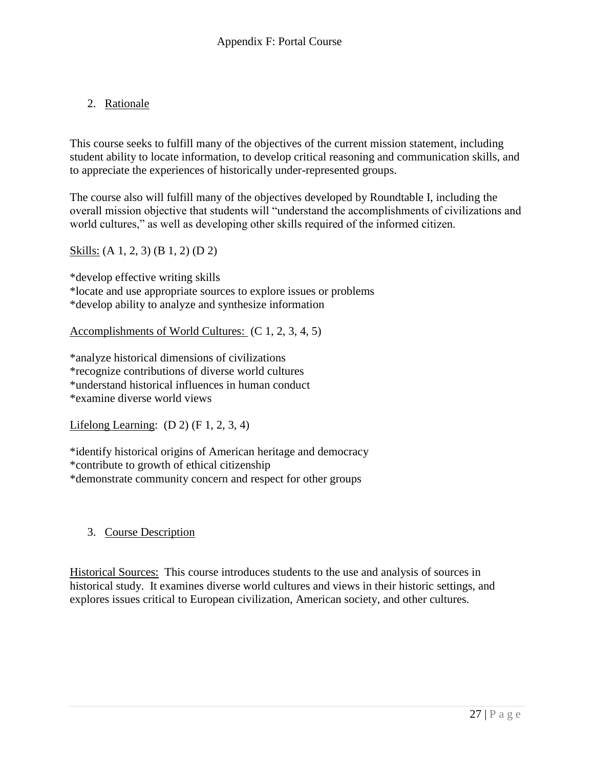Appendix F: Portal Course

## 2. Rationale

This course seeks to fulfill many of the objectives of the current mission statement, including student ability to locate information, to develop critical reasoning and communication skills, and to appreciate the experiences of historically under-represented groups.

The course also will fulfill many of the objectives developed by Roundtable I, including the overall mission objective that students will "understand the accomplishments of civilizations and world cultures," as well as developing other skills required of the informed citizen.

Skills: (A 1, 2, 3) (B 1, 2) (D 2)

*develop effective writing skills
*locate and use appropriate sources to explore issues or problems
*develop ability to analyze and synthesize information

Accomplishments of World Cultures: (C 1, 2, 3, 4, 5)

*analyze historical dimensions of civilizations
*recognize contributions of diverse world cultures
*understand historical influences in human conduct
*examine diverse world views

Lifelong Learning: (D 2) (F 1, 2, 3, 4)

*identify historical origins of American heritage and democracy
*contribute to growth of ethical citizenship
*demonstrate community concern and respect for other groups

## 3. Course Description

Historical Sources: This course introduces students to the use and analysis of sources in historical study. It examines diverse world cultures and views in their historic settings, and explores issues critical to European civilization, American society, and other cultures.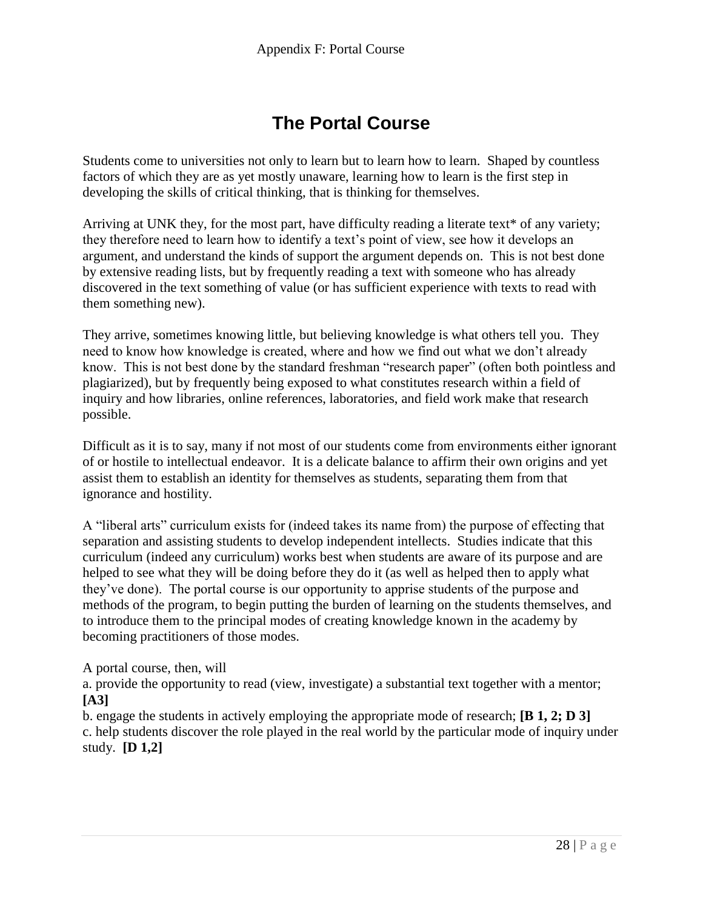# The Portal Course

Students come to universities not only to learn but to learn how to learn. Shaped by countless factors of which they are as yet mostly unaware, learning how to learn is the first step in developing the skills of critical thinking, that is thinking for themselves.

Arriving at UNK they, for the most part, have difficulty reading a literate text* of any variety; they therefore need to learn how to identify a text's point of view, see how it develops an argument, and understand the kinds of support the argument depends on. This is not best done by extensive reading lists, but by frequently reading a text with someone who has already discovered in the text something of value (or has sufficient experience with texts to read with them something new).

They arrive, sometimes knowing little, but believing knowledge is what others tell you. They need to know how knowledge is created, where and how we find out what we don't already know. This is not best done by the standard freshman "research paper" (often both pointless and plagiarized), but by frequently being exposed to what constitutes research within a field of inquiry and how libraries, online references, laboratories, and field work make that research possible.

Difficult as it is to say, many if not most of our students come from environments either ignorant of or hostile to intellectual endeavor. It is a delicate balance to affirm their own origins and yet assist them to establish an identity for themselves as students, separating them from that ignorance and hostility.

A "liberal arts" curriculum exists for (indeed takes its name from) the purpose of effecting that separation and assisting students to develop independent intellects. Studies indicate that this curriculum (indeed any curriculum) works best when students are aware of its purpose and are helped to see what they will be doing before they do it (as well as helped then to apply what they've done). The portal course is our opportunity to apprise students of the purpose and methods of the program, to begin putting the burden of learning on the students themselves, and to introduce them to the principal modes of creating knowledge known in the academy by becoming practitioners of those modes.

A portal course, then, will

a. provide the opportunity to read (view, investigate) a substantial text together with a mentor; **[A3]**

b. engage the students in actively employing the appropriate mode of research; **[B 1, 2; D 3]**

c. help students discover the role played in the real world by the particular mode of inquiry under study. **[D 1,2]**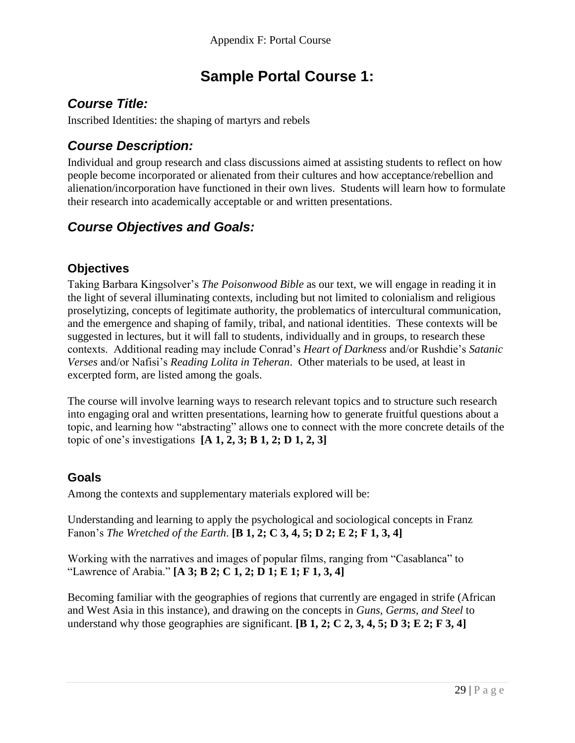# Sample Portal Course 1:

## *Course Title:*

Inscribed Identities: the shaping of martyrs and rebels

## *Course Description:*

Individual and group research and class discussions aimed at assisting students to reflect on how people become incorporated or alienated from their cultures and how acceptance/rebellion and alienation/incorporation have functioned in their own lives. Students will learn how to formulate their research into academically acceptable or and written presentations.

## *Course Objectives and Goals:*

### Objectives

Taking Barbara Kingsolver's *The Poisonwood Bible* as our text, we will engage in reading it in the light of several illuminating contexts, including but not limited to colonialism and religious proselytizing, concepts of legitimate authority, the problematics of intercultural communication, and the emergence and shaping of family, tribal, and national identities. These contexts will be suggested in lectures, but it will fall to students, individually and in groups, to research these contexts. Additional reading may include Conrad's *Heart of Darkness* and/or Rushdie's *Satanic Verses* and/or Nafisi's *Reading Lolita in Teheran*. Other materials to be used, at least in excerpted form, are listed among the goals.

The course will involve learning ways to research relevant topics and to structure such research into engaging oral and written presentations, learning how to generate fruitful questions about a topic, and learning how "abstracting" allows one to connect with the more concrete details of the topic of one's investigations **[A 1, 2, 3; B 1, 2; D 1, 2, 3]**

### Goals

Among the contexts and supplementary materials explored will be:

Understanding and learning to apply the psychological and sociological concepts in Franz Fanon's *The Wretched of the Earth*. **[B 1, 2; C 3, 4, 5; D 2; E 2; F 1, 3, 4]**

Working with the narratives and images of popular films, ranging from "Casablanca" to "Lawrence of Arabia." **[A 3; B 2; C 1, 2; D 1; E 1; F 1, 3, 4]**

Becoming familiar with the geographies of regions that currently are engaged in strife (African and West Asia in this instance), and drawing on the concepts in *Guns, Germs, and Steel* to understand why those geographies are significant. **[B 1, 2; C 2, 3, 4, 5; D 3; E 2; F 3, 4]**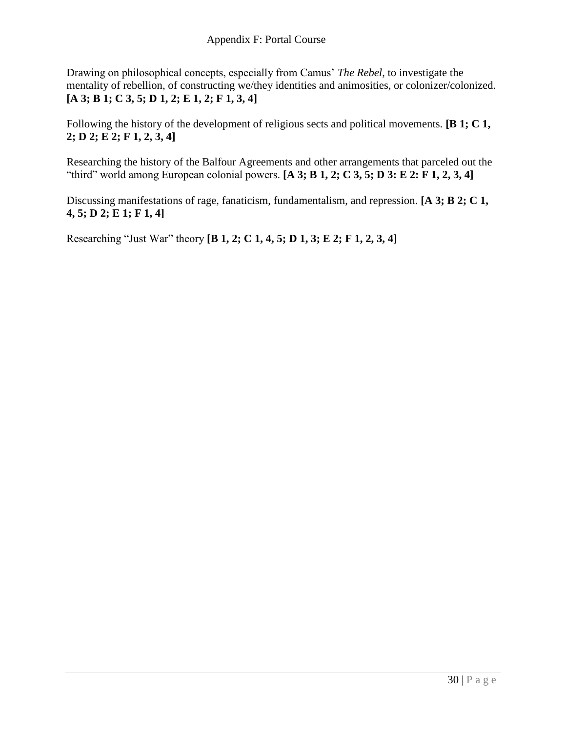Appendix F: Portal Course

Drawing on philosophical concepts, especially from Camus' *The Rebel*, to investigate the mentality of rebellion, of constructing we/they identities and animosities, or colonizer/colonized. **[A 3; B 1; C 3, 5; D 1, 2; E 1, 2; F 1, 3, 4]**

Following the history of the development of religious sects and political movements. **[B 1; C 1, 2; D 2; E 2; F 1, 2, 3, 4]**

Researching the history of the Balfour Agreements and other arrangements that parceled out the "third" world among European colonial powers. **[A 3; B 1, 2; C 3, 5; D 3: E 2: F 1, 2, 3, 4]**

Discussing manifestations of rage, fanaticism, fundamentalism, and repression. **[A 3; B 2; C 1, 4, 5; D 2; E 1; F 1, 4]**

Researching "Just War" theory **[B 1, 2; C 1, 4, 5; D 1, 3; E 2; F 1, 2, 3, 4]**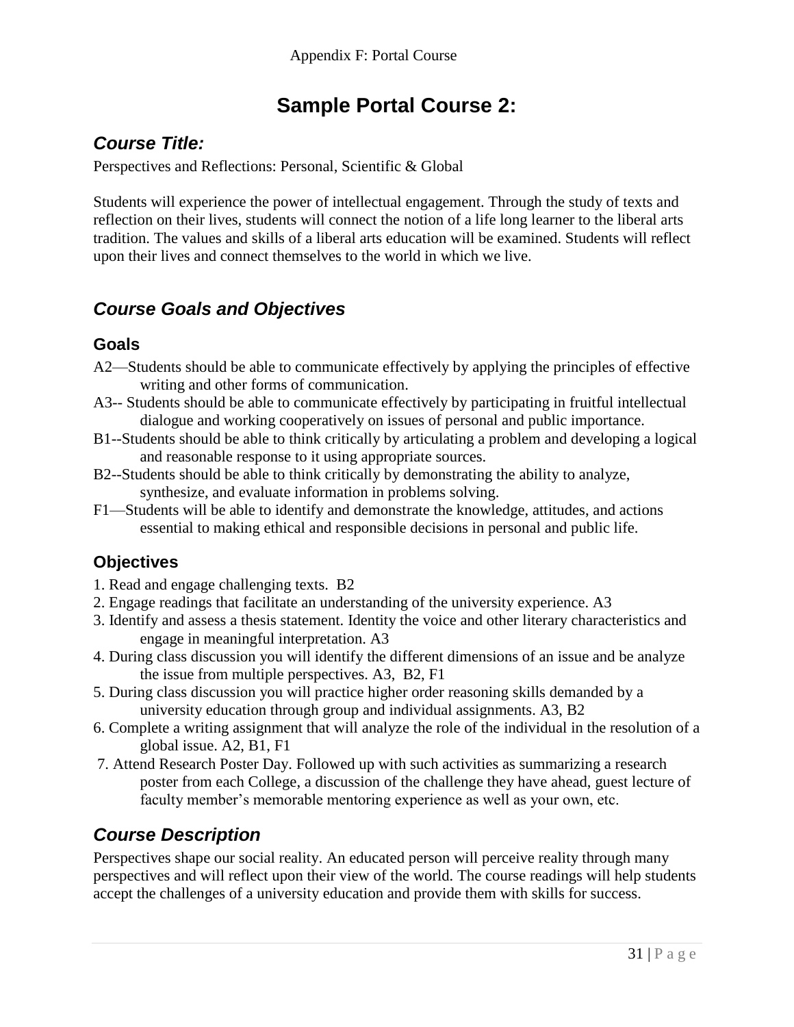# Sample Portal Course 2:

## *Course Title:*

Perspectives and Reflections: Personal, Scientific & Global

Students will experience the power of intellectual engagement. Through the study of texts and reflection on their lives, students will connect the notion of a life long learner to the liberal arts tradition. The values and skills of a liberal arts education will be examined. Students will reflect upon their lives and connect themselves to the world in which we live.

## *Course Goals and Objectives*

### Goals

A2—Students should be able to communicate effectively by applying the principles of effective writing and other forms of communication.

A3-- Students should be able to communicate effectively by participating in fruitful intellectual dialogue and working cooperatively on issues of personal and public importance.

B1--Students should be able to think critically by articulating a problem and developing a logical and reasonable response to it using appropriate sources.

B2--Students should be able to think critically by demonstrating the ability to analyze, synthesize, and evaluate information in problems solving.

F1—Students will be able to identify and demonstrate the knowledge, attitudes, and actions essential to making ethical and responsible decisions in personal and public life.

### Objectives

1. Read and engage challenging texts. B2
2. Engage readings that facilitate an understanding of the university experience. A3
3. Identify and assess a thesis statement. Identity the voice and other literary characteristics and engage in meaningful interpretation. A3
4. During class discussion you will identify the different dimensions of an issue and be analyze the issue from multiple perspectives. A3, B2, F1
5. During class discussion you will practice higher order reasoning skills demanded by a university education through group and individual assignments. A3, B2
6. Complete a writing assignment that will analyze the role of the individual in the resolution of a global issue. A2, B1, F1
7. Attend Research Poster Day. Followed up with such activities as summarizing a research poster from each College, a discussion of the challenge they have ahead, guest lecture of faculty member's memorable mentoring experience as well as your own, etc.

## *Course Description*

Perspectives shape our social reality. An educated person will perceive reality through many perspectives and will reflect upon their view of the world. The course readings will help students accept the challenges of a university education and provide them with skills for success.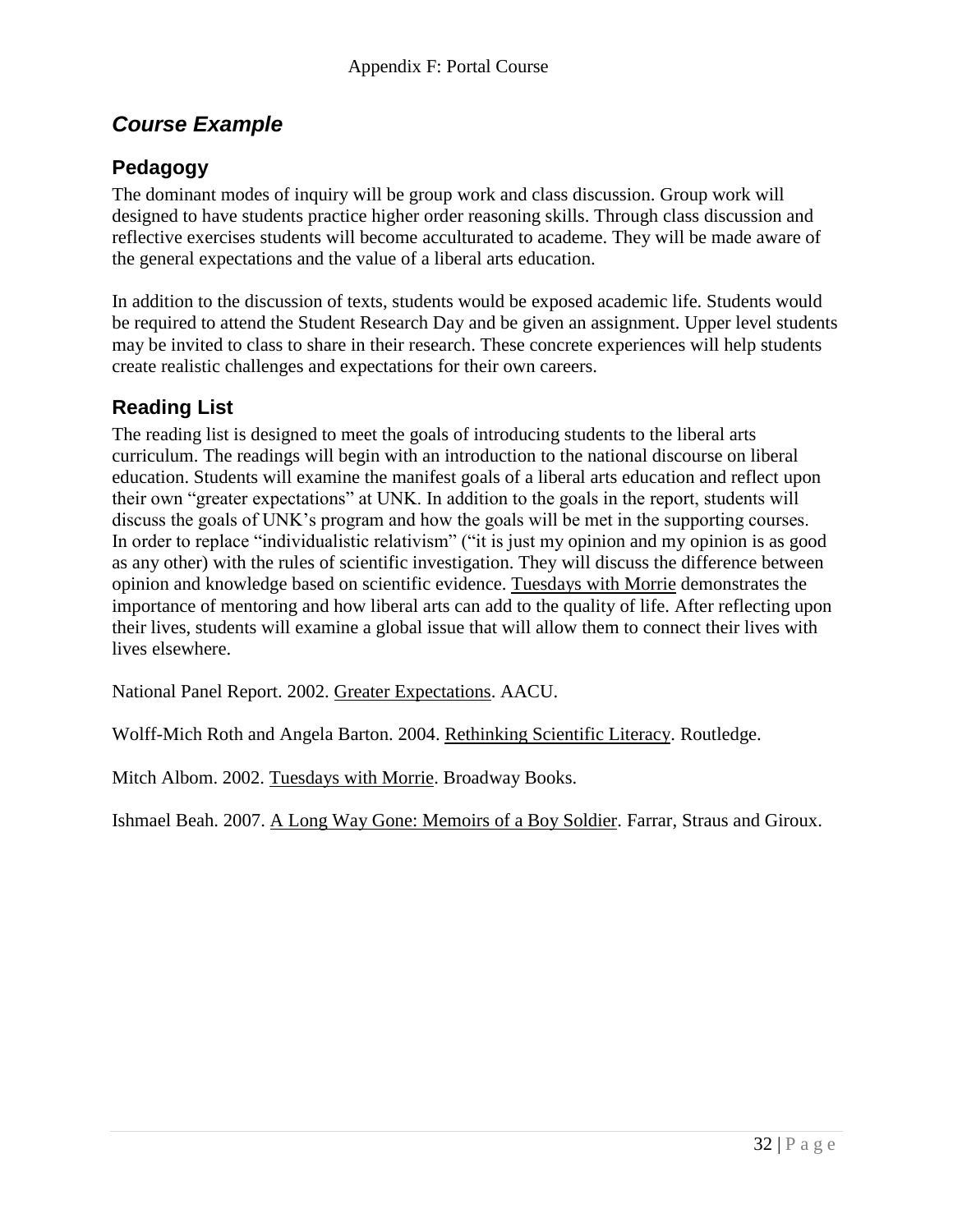## *Course Example*

### Pedagogy

The dominant modes of inquiry will be group work and class discussion. Group work will designed to have students practice higher order reasoning skills. Through class discussion and reflective exercises students will become acculturated to academe. They will be made aware of the general expectations and the value of a liberal arts education.

In addition to the discussion of texts, students would be exposed academic life. Students would be required to attend the Student Research Day and be given an assignment. Upper level students may be invited to class to share in their research. These concrete experiences will help students create realistic challenges and expectations for their own careers.

### Reading List

The reading list is designed to meet the goals of introducing students to the liberal arts curriculum. The readings will begin with an introduction to the national discourse on liberal education. Students will examine the manifest goals of a liberal arts education and reflect upon their own "greater expectations" at UNK. In addition to the goals in the report, students will discuss the goals of UNK's program and how the goals will be met in the supporting courses. In order to replace "individualistic relativism" ("it is just my opinion and my opinion is as good as any other) with the rules of scientific investigation. They will discuss the difference between opinion and knowledge based on scientific evidence. Tuesdays with Morrie demonstrates the importance of mentoring and how liberal arts can add to the quality of life. After reflecting upon their lives, students will examine a global issue that will allow them to connect their lives with lives elsewhere.

National Panel Report. 2002. Greater Expectations. AACU.

Wolff-Mich Roth and Angela Barton. 2004. Rethinking Scientific Literacy. Routledge.

Mitch Albom. 2002. Tuesdays with Morrie. Broadway Books.

Ishmael Beah. 2007. A Long Way Gone: Memoirs of a Boy Soldier. Farrar, Straus and Giroux.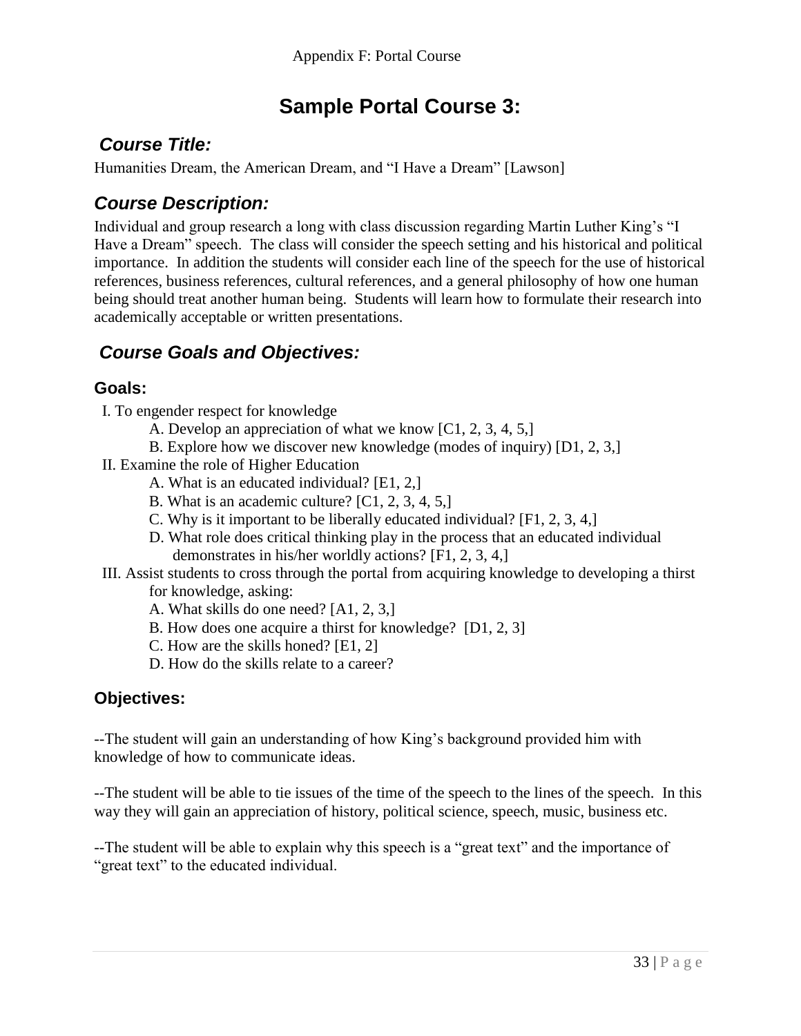# Sample Portal Course 3:

## *Course Title:*

Humanities Dream, the American Dream, and "I Have a Dream" [Lawson]

## *Course Description:*

Individual and group research a long with class discussion regarding Martin Luther King's "I Have a Dream" speech. The class will consider the speech setting and his historical and political importance. In addition the students will consider each line of the speech for the use of historical references, business references, cultural references, and a general philosophy of how one human being should treat another human being. Students will learn how to formulate their research into academically acceptable or written presentations.

## *Course Goals and Objectives:*

### Goals:

I. To engender respect for knowledge
   - A. Develop an appreciation of what we know [C1, 2, 3, 4, 5,]
   - B. Explore how we discover new knowledge (modes of inquiry) [D1, 2, 3,]

II. Examine the role of Higher Education
   - A. What is an educated individual? [E1, 2,]
   - B. What is an academic culture? [C1, 2, 3, 4, 5,]
   - C. Why is it important to be liberally educated individual? [F1, 2, 3, 4,]
   - D. What role does critical thinking play in the process that an educated individual demonstrates in his/her worldly actions? [F1, 2, 3, 4,]

III. Assist students to cross through the portal from acquiring knowledge to developing a thirst for knowledge, asking:
   - A. What skills do one need? [A1, 2, 3,]
   - B. How does one acquire a thirst for knowledge? [D1, 2, 3]
   - C. How are the skills honed? [E1, 2]
   - D. How do the skills relate to a career?

### Objectives:

--The student will gain an understanding of how King's background provided him with knowledge of how to communicate ideas.

--The student will be able to tie issues of the time of the speech to the lines of the speech. In this way they will gain an appreciation of history, political science, speech, music, business etc.

--The student will be able to explain why this speech is a "great text" and the importance of "great text" to the educated individual.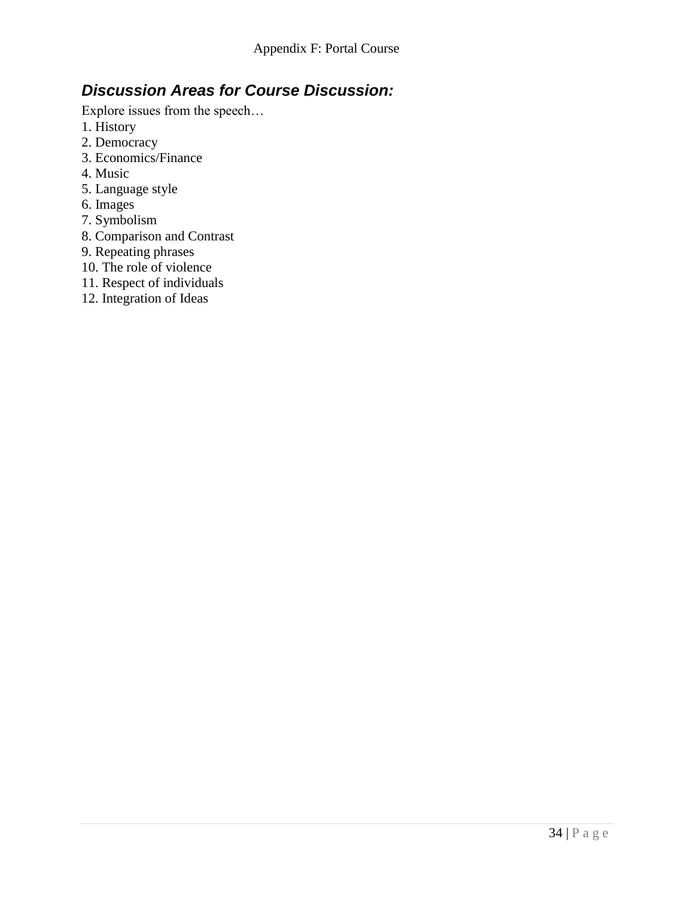# Appendix F: Portal Course

## ***Discussion Areas for Course Discussion:***

Explore issues from the speech…

1. History
2. Democracy
3. Economics/Finance
4. Music
5. Language style
6. Images
7. Symbolism
8. Comparison and Contrast
9. Repeating phrases
10. The role of violence
11. Respect of individuals
12. Integration of Ideas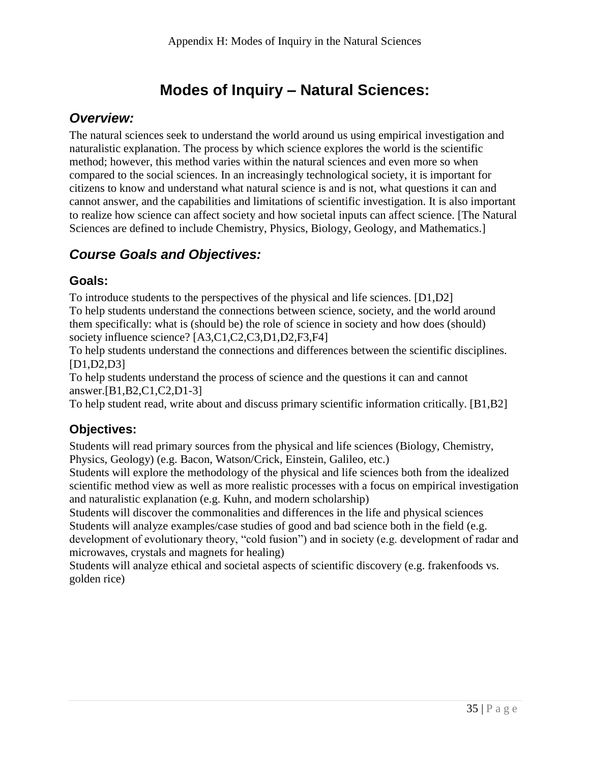# Modes of Inquiry – Natural Sciences:

## *Overview:*

The natural sciences seek to understand the world around us using empirical investigation and naturalistic explanation. The process by which science explores the world is the scientific method; however, this method varies within the natural sciences and even more so when compared to the social sciences. In an increasingly technological society, it is important for citizens to know and understand what natural science is and is not, what questions it can and cannot answer, and the capabilities and limitations of scientific investigation. It is also important to realize how science can affect society and how societal inputs can affect science. [The Natural Sciences are defined to include Chemistry, Physics, Biology, Geology, and Mathematics.]

## *Course Goals and Objectives:*

### Goals:

To introduce students to the perspectives of the physical and life sciences. [D1,D2]
To help students understand the connections between science, society, and the world around them specifically: what is (should be) the role of science in society and how does (should) society influence science? [A3,C1,C2,C3,D1,D2,F3,F4]
To help students understand the connections and differences between the scientific disciplines. [D1,D2,D3]
To help students understand the process of science and the questions it can and cannot answer.[B1,B2,C1,C2,D1-3]
To help student read, write about and discuss primary scientific information critically. [B1,B2]

### Objectives:

Students will read primary sources from the physical and life sciences (Biology, Chemistry, Physics, Geology) (e.g. Bacon, Watson/Crick, Einstein, Galileo, etc.)
Students will explore the methodology of the physical and life sciences both from the idealized scientific method view as well as more realistic processes with a focus on empirical investigation and naturalistic explanation (e.g. Kuhn, and modern scholarship)
Students will discover the commonalities and differences in the life and physical sciences
Students will analyze examples/case studies of good and bad science both in the field (e.g. development of evolutionary theory, "cold fusion") and in society (e.g. development of radar and microwaves, crystals and magnets for healing)
Students will analyze ethical and societal aspects of scientific discovery (e.g. frakenfoods vs. golden rice)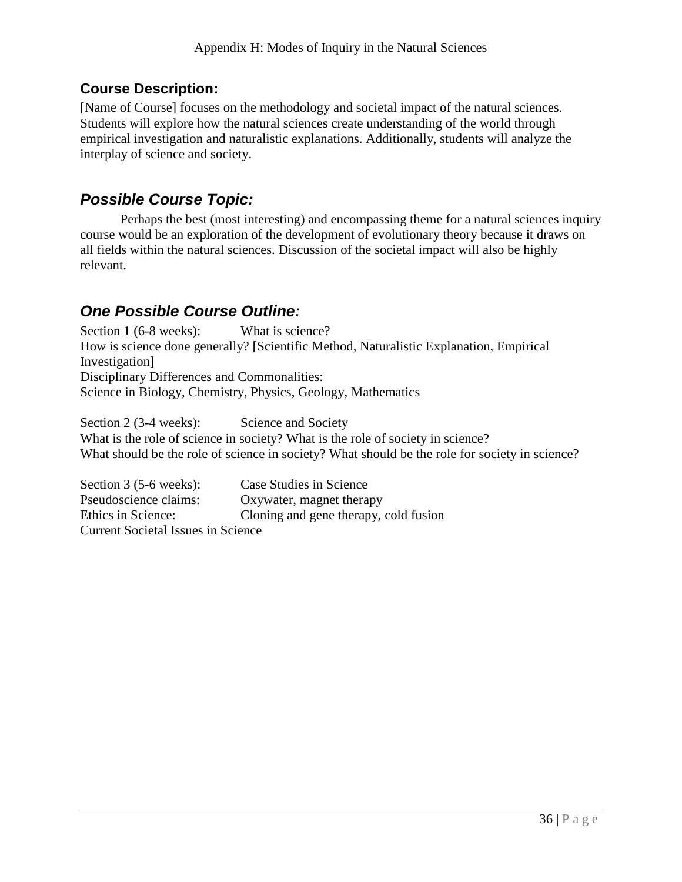Appendix H: Modes of Inquiry in the Natural Sciences

## Course Description:

[Name of Course] focuses on the methodology and societal impact of the natural sciences. Students will explore how the natural sciences create understanding of the world through empirical investigation and naturalistic explanations. Additionally, students will analyze the interplay of science and society.

## *Possible Course Topic:*

Perhaps the best (most interesting) and encompassing theme for a natural sciences inquiry course would be an exploration of the development of evolutionary theory because it draws on all fields within the natural sciences. Discussion of the societal impact will also be highly relevant.

## *One Possible Course Outline:*

Section 1 (6-8 weeks): What is science?
How is science done generally? [Scientific Method, Naturalistic Explanation, Empirical Investigation]
Disciplinary Differences and Commonalities:
Science in Biology, Chemistry, Physics, Geology, Mathematics

Section 2 (3-4 weeks): Science and Society
What is the role of science in society? What is the role of society in science?
What should be the role of science in society? What should be the role for society in science?

Section 3 (5-6 weeks): Case Studies in Science
Pseudoscience claims: Oxywater, magnet therapy
Ethics in Science: Cloning and gene therapy, cold fusion
Current Societal Issues in Science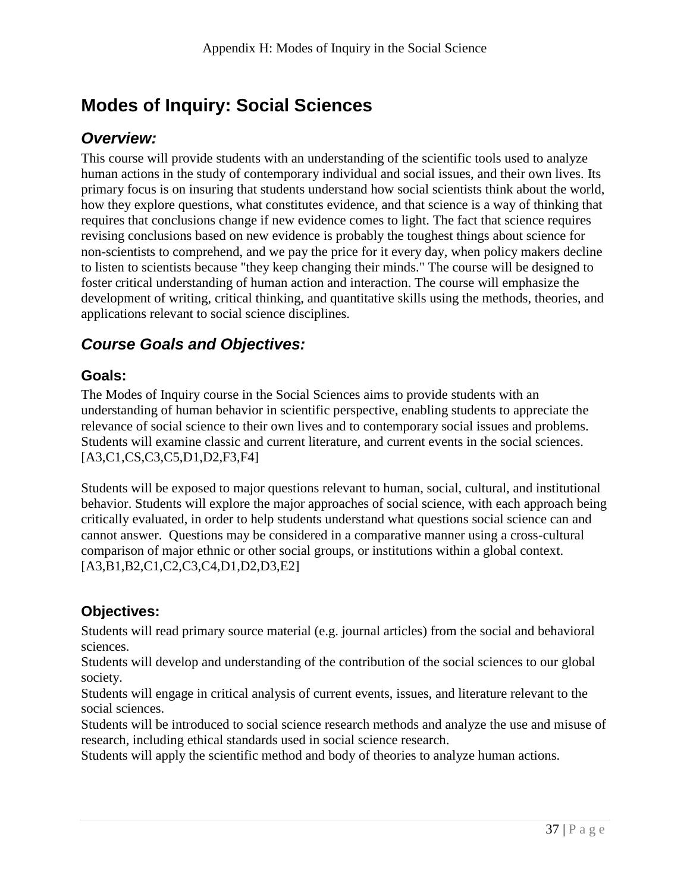# Modes of Inquiry: Social Sciences

## *Overview:*

This course will provide students with an understanding of the scientific tools used to analyze human actions in the study of contemporary individual and social issues, and their own lives. Its primary focus is on insuring that students understand how social scientists think about the world, how they explore questions, what constitutes evidence, and that science is a way of thinking that requires that conclusions change if new evidence comes to light. The fact that science requires revising conclusions based on new evidence is probably the toughest things about science for non-scientists to comprehend, and we pay the price for it every day, when policy makers decline to listen to scientists because "they keep changing their minds." The course will be designed to foster critical understanding of human action and interaction. The course will emphasize the development of writing, critical thinking, and quantitative skills using the methods, theories, and applications relevant to social science disciplines.

## *Course Goals and Objectives:*

### Goals:

The Modes of Inquiry course in the Social Sciences aims to provide students with an understanding of human behavior in scientific perspective, enabling students to appreciate the relevance of social science to their own lives and to contemporary social issues and problems. Students will examine classic and current literature, and current events in the social sciences. [A3,C1,CS,C3,C5,D1,D2,F3,F4]

Students will be exposed to major questions relevant to human, social, cultural, and institutional behavior. Students will explore the major approaches of social science, with each approach being critically evaluated, in order to help students understand what questions social science can and cannot answer. Questions may be considered in a comparative manner using a cross-cultural comparison of major ethnic or other social groups, or institutions within a global context. [A3,B1,B2,C1,C2,C3,C4,D1,D2,D3,E2]

### Objectives:

Students will read primary source material (e.g. journal articles) from the social and behavioral sciences.

Students will develop and understanding of the contribution of the social sciences to our global society.

Students will engage in critical analysis of current events, issues, and literature relevant to the social sciences.

Students will be introduced to social science research methods and analyze the use and misuse of research, including ethical standards used in social science research.

Students will apply the scientific method and body of theories to analyze human actions.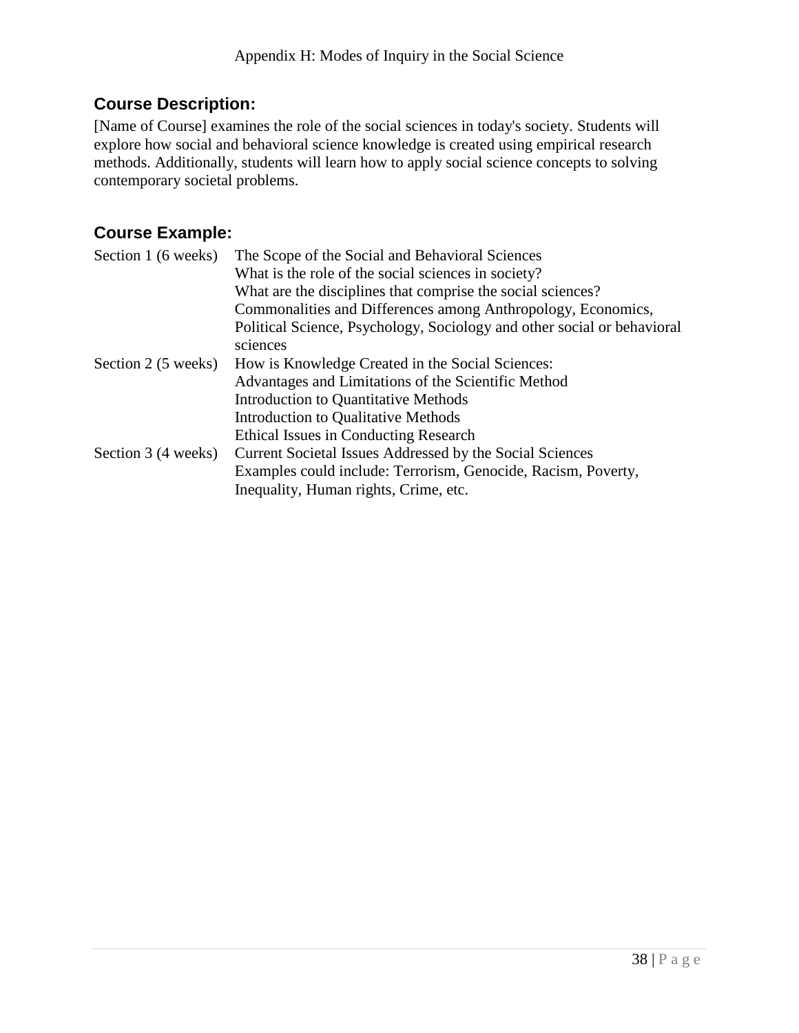Appendix H: Modes of Inquiry in the Social Science

## Course Description:

[Name of Course] examines the role of the social sciences in today's society. Students will explore how social and behavioral science knowledge is created using empirical research methods. Additionally, students will learn how to apply social science concepts to solving contemporary societal problems.

## Course Example:

| | |
|---|---|
| Section 1 (6 weeks) | The Scope of the Social and Behavioral Sciences<br>What is the role of the social sciences in society?<br>What are the disciplines that comprise the social sciences?<br>Commonalities and Differences among Anthropology, Economics, Political Science, Psychology, Sociology and other social or behavioral sciences |
| Section 2 (5 weeks) | How is Knowledge Created in the Social Sciences:<br>Advantages and Limitations of the Scientific Method<br>Introduction to Quantitative Methods<br>Introduction to Qualitative Methods<br>Ethical Issues in Conducting Research |
| Section 3 (4 weeks) | Current Societal Issues Addressed by the Social Sciences<br>Examples could include: Terrorism, Genocide, Racism, Poverty, Inequality, Human rights, Crime, etc. |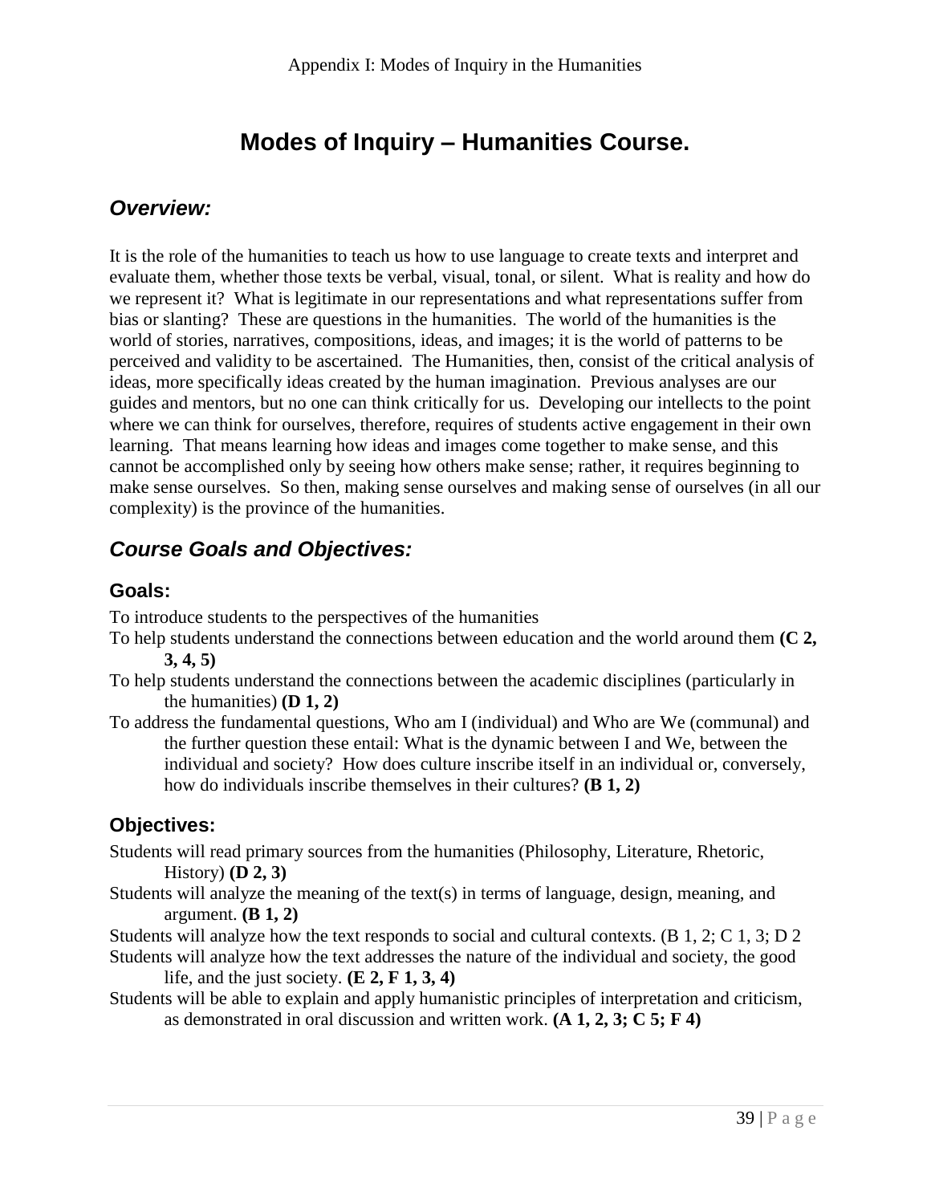# Modes of Inquiry – Humanities Course.

## *Overview:*

It is the role of the humanities to teach us how to use language to create texts and interpret and evaluate them, whether those texts be verbal, visual, tonal, or silent. What is reality and how do we represent it? What is legitimate in our representations and what representations suffer from bias or slanting? These are questions in the humanities. The world of the humanities is the world of stories, narratives, compositions, ideas, and images; it is the world of patterns to be perceived and validity to be ascertained. The Humanities, then, consist of the critical analysis of ideas, more specifically ideas created by the human imagination. Previous analyses are our guides and mentors, but no one can think critically for us. Developing our intellects to the point where we can think for ourselves, therefore, requires of students active engagement in their own learning. That means learning how ideas and images come together to make sense, and this cannot be accomplished only by seeing how others make sense; rather, it requires beginning to make sense ourselves. So then, making sense ourselves and making sense of ourselves (in all our complexity) is the province of the humanities.

## *Course Goals and Objectives:*

### Goals:

To introduce students to the perspectives of the humanities

To help students understand the connections between education and the world around them **(C 2, 3, 4, 5)**

To help students understand the connections between the academic disciplines (particularly in the humanities) **(D 1, 2)**

To address the fundamental questions, Who am I (individual) and Who are We (communal) and the further question these entail: What is the dynamic between I and We, between the individual and society? How does culture inscribe itself in an individual or, conversely, how do individuals inscribe themselves in their cultures? **(B 1, 2)**

### Objectives:

Students will read primary sources from the humanities (Philosophy, Literature, Rhetoric, History) **(D 2, 3)**

Students will analyze the meaning of the text(s) in terms of language, design, meaning, and argument. **(B 1, 2)**

Students will analyze how the text responds to social and cultural contexts. (B 1, 2; C 1, 3; D 2

Students will analyze how the text addresses the nature of the individual and society, the good life, and the just society. **(E 2, F 1, 3, 4)**

Students will be able to explain and apply humanistic principles of interpretation and criticism, as demonstrated in oral discussion and written work. **(A 1, 2, 3; C 5; F 4)**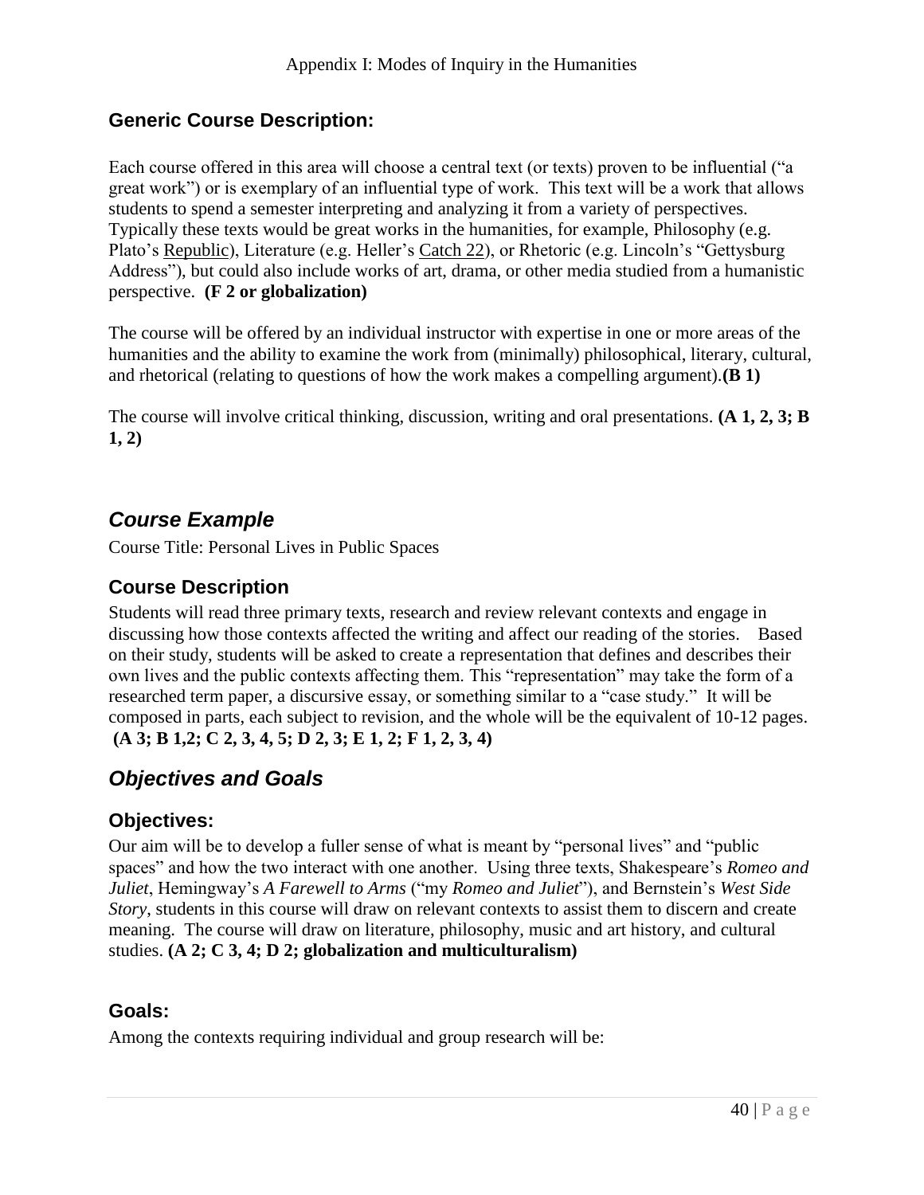## Generic Course Description:

Each course offered in this area will choose a central text (or texts) proven to be influential ("a great work") or is exemplary of an influential type of work. This text will be a work that allows students to spend a semester interpreting and analyzing it from a variety of perspectives. Typically these texts would be great works in the humanities, for example, Philosophy (e.g. Plato's Republic), Literature (e.g. Heller's Catch 22), or Rhetoric (e.g. Lincoln's "Gettysburg Address"), but could also include works of art, drama, or other media studied from a humanistic perspective. **(F 2 or globalization)**

The course will be offered by an individual instructor with expertise in one or more areas of the humanities and the ability to examine the work from (minimally) philosophical, literary, cultural, and rhetorical (relating to questions of how the work makes a compelling argument).**(B 1)**

The course will involve critical thinking, discussion, writing and oral presentations. **(A 1, 2, 3; B 1, 2)**

## *Course Example*

Course Title: Personal Lives in Public Spaces

### Course Description

Students will read three primary texts, research and review relevant contexts and engage in discussing how those contexts affected the writing and affect our reading of the stories. Based on their study, students will be asked to create a representation that defines and describes their own lives and the public contexts affecting them. This "representation" may take the form of a researched term paper, a discursive essay, or something similar to a "case study." It will be composed in parts, each subject to revision, and the whole will be the equivalent of 10-12 pages. **(A 3; B 1,2; C 2, 3, 4, 5; D 2, 3; E 1, 2; F 1, 2, 3, 4)**

## *Objectives and Goals*

### Objectives:

Our aim will be to develop a fuller sense of what is meant by "personal lives" and "public spaces" and how the two interact with one another. Using three texts, Shakespeare's *Romeo and Juliet*, Hemingway's *A Farewell to Arms* ("my *Romeo and Juliet*"), and Bernstein's *West Side Story*, students in this course will draw on relevant contexts to assist them to discern and create meaning. The course will draw on literature, philosophy, music and art history, and cultural studies. **(A 2; C 3, 4; D 2; globalization and multiculturalism)**

### Goals:

Among the contexts requiring individual and group research will be: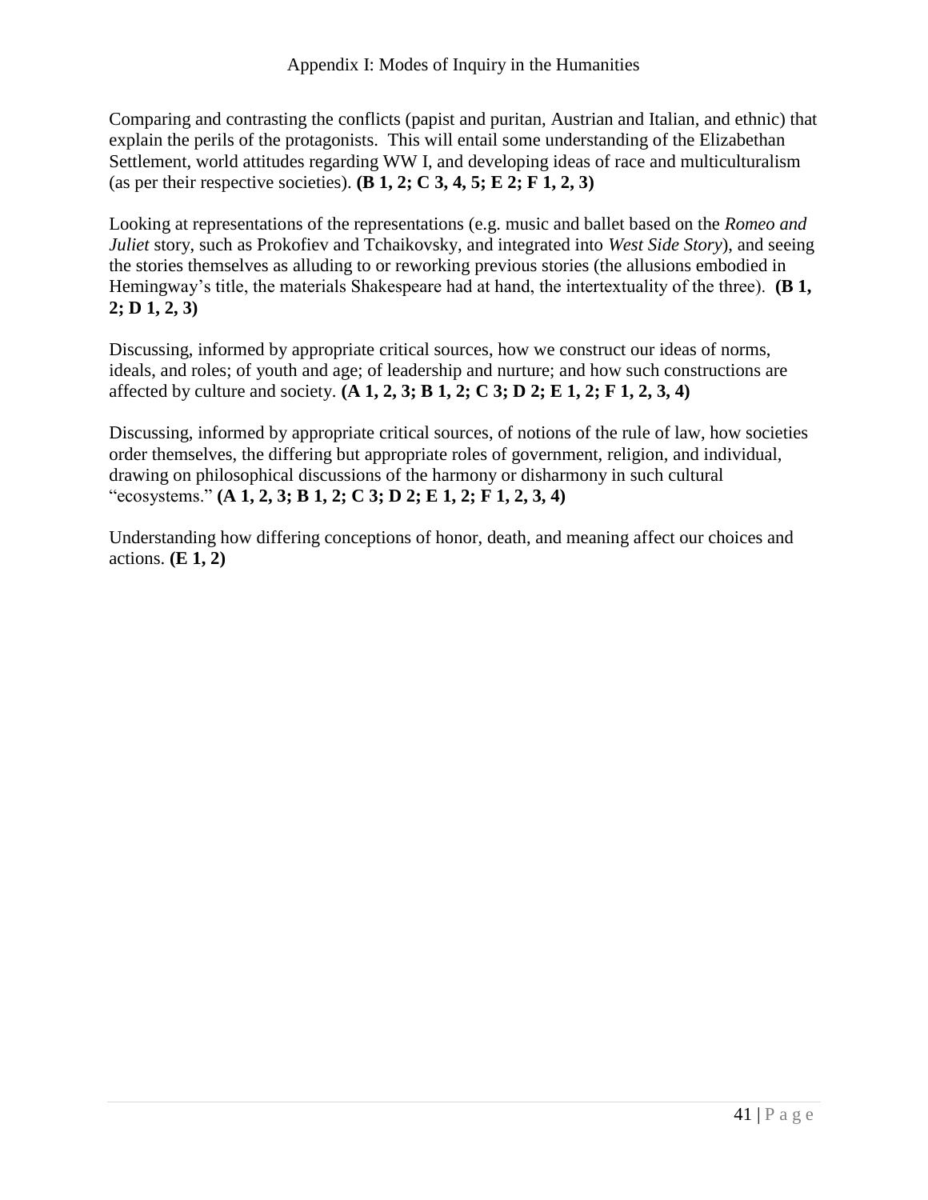Comparing and contrasting the conflicts (papist and puritan, Austrian and Italian, and ethnic) that explain the perils of the protagonists. This will entail some understanding of the Elizabethan Settlement, world attitudes regarding WW I, and developing ideas of race and multiculturalism (as per their respective societies). **(B 1, 2; C 3, 4, 5; E 2; F 1, 2, 3)**

Looking at representations of the representations (e.g. music and ballet based on the *Romeo and Juliet* story, such as Prokofiev and Tchaikovsky, and integrated into *West Side Story*), and seeing the stories themselves as alluding to or reworking previous stories (the allusions embodied in Hemingway's title, the materials Shakespeare had at hand, the intertextuality of the three). **(B 1, 2; D 1, 2, 3)**

Discussing, informed by appropriate critical sources, how we construct our ideas of norms, ideals, and roles; of youth and age; of leadership and nurture; and how such constructions are affected by culture and society. **(A 1, 2, 3; B 1, 2; C 3; D 2; E 1, 2; F 1, 2, 3, 4)**

Discussing, informed by appropriate critical sources, of notions of the rule of law, how societies order themselves, the differing but appropriate roles of government, religion, and individual, drawing on philosophical discussions of the harmony or disharmony in such cultural "ecosystems." **(A 1, 2, 3; B 1, 2; C 3; D 2; E 1, 2; F 1, 2, 3, 4)**

Understanding how differing conceptions of honor, death, and meaning affect our choices and actions. **(E 1, 2)**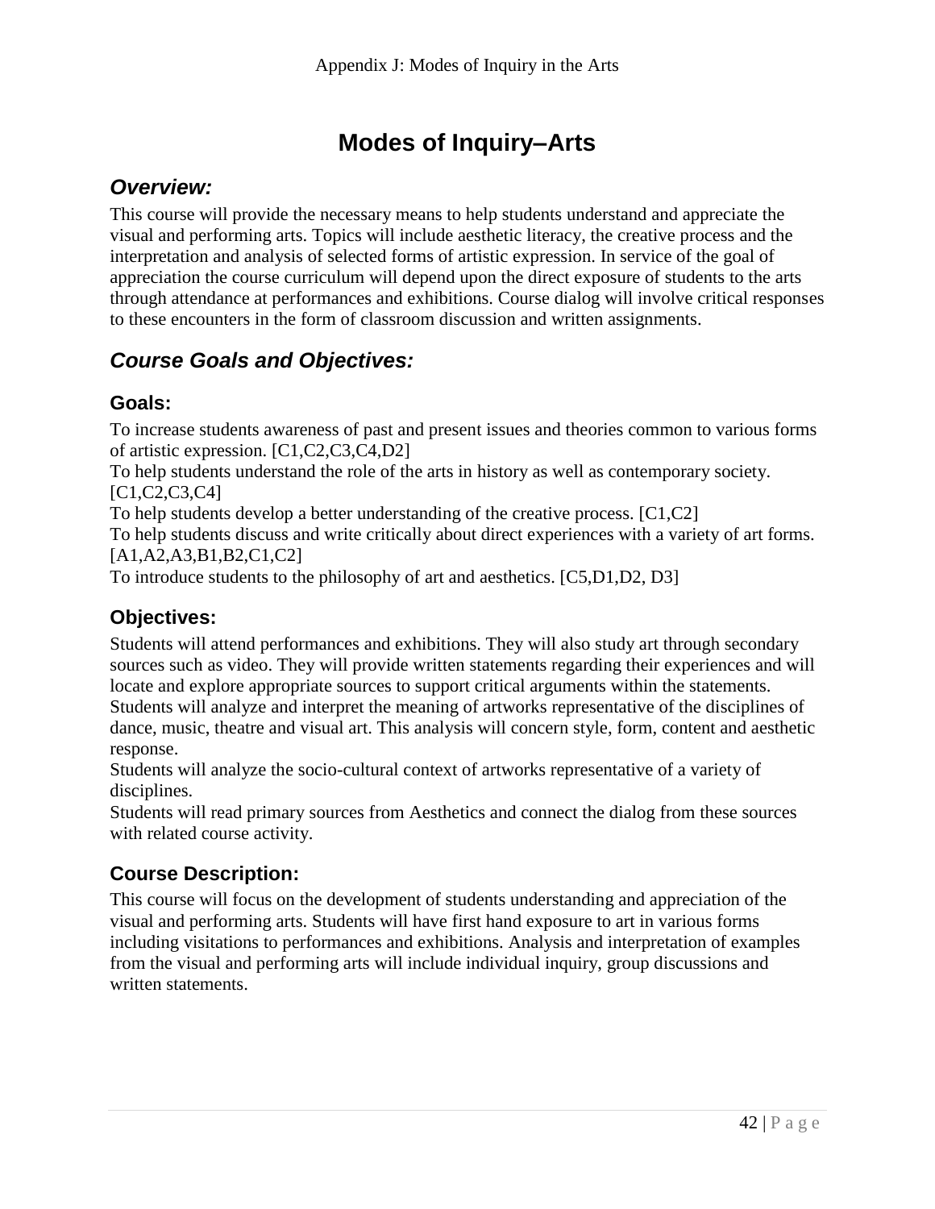# Modes of Inquiry–Arts

## *Overview:*

This course will provide the necessary means to help students understand and appreciate the visual and performing arts. Topics will include aesthetic literacy, the creative process and the interpretation and analysis of selected forms of artistic expression. In service of the goal of appreciation the course curriculum will depend upon the direct exposure of students to the arts through attendance at performances and exhibitions. Course dialog will involve critical responses to these encounters in the form of classroom discussion and written assignments.

## *Course Goals and Objectives:*

### Goals:

To increase students awareness of past and present issues and theories common to various forms of artistic expression. [C1,C2,C3,C4,D2]
To help students understand the role of the arts in history as well as contemporary society. [C1,C2,C3,C4]
To help students develop a better understanding of the creative process. [C1,C2]
To help students discuss and write critically about direct experiences with a variety of art forms. [A1,A2,A3,B1,B2,C1,C2]
To introduce students to the philosophy of art and aesthetics. [C5,D1,D2, D3]

### Objectives:

Students will attend performances and exhibitions. They will also study art through secondary sources such as video. They will provide written statements regarding their experiences and will locate and explore appropriate sources to support critical arguments within the statements.
Students will analyze and interpret the meaning of artworks representative of the disciplines of dance, music, theatre and visual art. This analysis will concern style, form, content and aesthetic response.
Students will analyze the socio-cultural context of artworks representative of a variety of disciplines.
Students will read primary sources from Aesthetics and connect the dialog from these sources with related course activity.

### Course Description:

This course will focus on the development of students understanding and appreciation of the visual and performing arts. Students will have first hand exposure to art in various forms including visitations to performances and exhibitions. Analysis and interpretation of examples from the visual and performing arts will include individual inquiry, group discussions and written statements.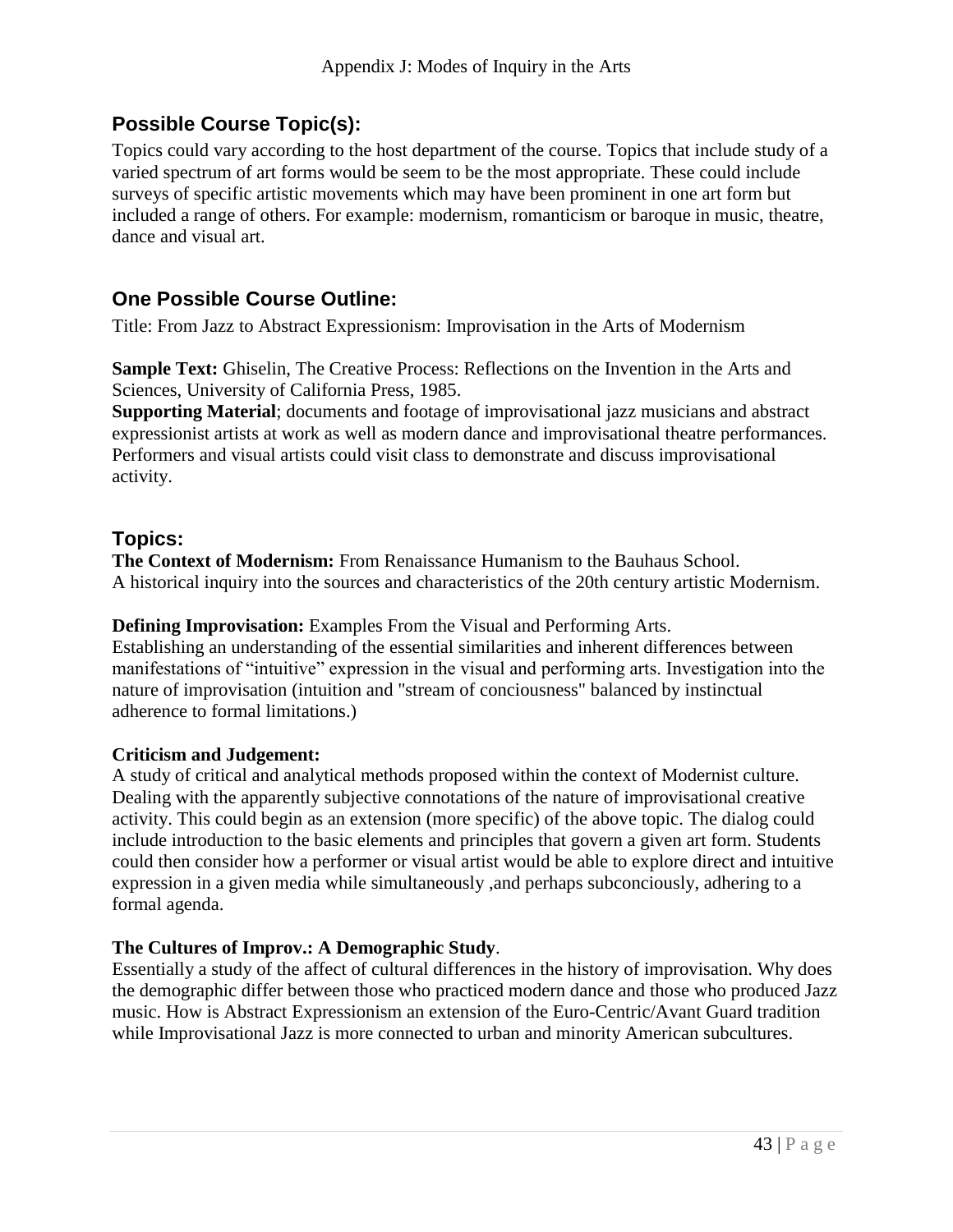## Possible Course Topic(s):

Topics could vary according to the host department of the course. Topics that include study of a varied spectrum of art forms would be seem to be the most appropriate. These could include surveys of specific artistic movements which may have been prominent in one art form but included a range of others. For example: modernism, romanticism or baroque in music, theatre, dance and visual art.

## One Possible Course Outline:

Title: From Jazz to Abstract Expressionism: Improvisation in the Arts of Modernism

**Sample Text:** Ghiselin, The Creative Process: Reflections on the Invention in the Arts and Sciences, University of California Press, 1985.
**Supporting Material**; documents and footage of improvisational jazz musicians and abstract expressionist artists at work as well as modern dance and improvisational theatre performances. Performers and visual artists could visit class to demonstrate and discuss improvisational activity.

## Topics:

**The Context of Modernism:** From Renaissance Humanism to the Bauhaus School.
A historical inquiry into the sources and characteristics of the 20th century artistic Modernism.

**Defining Improvisation:** Examples From the Visual and Performing Arts.
Establishing an understanding of the essential similarities and inherent differences between manifestations of "intuitive" expression in the visual and performing arts. Investigation into the nature of improvisation (intuition and "stream of conciousness" balanced by instinctual adherence to formal limitations.)

**Criticism and Judgement:**
A study of critical and analytical methods proposed within the context of Modernist culture. Dealing with the apparently subjective connotations of the nature of improvisational creative activity. This could begin as an extension (more specific) of the above topic. The dialog could include introduction to the basic elements and principles that govern a given art form. Students could then consider how a performer or visual artist would be able to explore direct and intuitive expression in a given media while simultaneously ,and perhaps subconciously, adhering to a formal agenda.

**The Cultures of Improv.: A Demographic Study**.
Essentially a study of the affect of cultural differences in the history of improvisation. Why does the demographic differ between those who practiced modern dance and those who produced Jazz music. How is Abstract Expressionism an extension of the Euro-Centric/Avant Guard tradition while Improvisational Jazz is more connected to urban and minority American subcultures.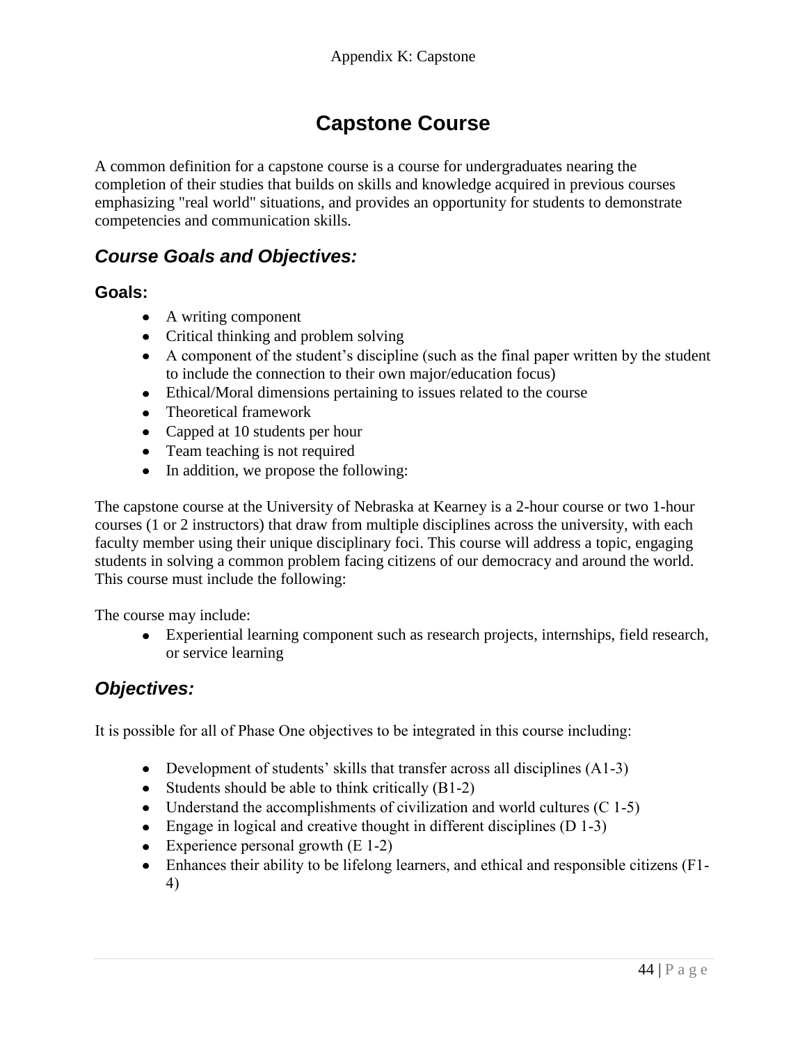# Capstone Course

A common definition for a capstone course is a course for undergraduates nearing the completion of their studies that builds on skills and knowledge acquired in previous courses emphasizing "real world" situations, and provides an opportunity for students to demonstrate competencies and communication skills.

## *Course Goals and Objectives:*

### Goals:

- A writing component
- Critical thinking and problem solving
- A component of the student's discipline (such as the final paper written by the student to include the connection to their own major/education focus)
- Ethical/Moral dimensions pertaining to issues related to the course
- Theoretical framework
- Capped at 10 students per hour
- Team teaching is not required
- In addition, we propose the following:

The capstone course at the University of Nebraska at Kearney is a 2-hour course or two 1-hour courses (1 or 2 instructors) that draw from multiple disciplines across the university, with each faculty member using their unique disciplinary foci. This course will address a topic, engaging students in solving a common problem facing citizens of our democracy and around the world. This course must include the following:

The course may include:

- Experiential learning component such as research projects, internships, field research, or service learning

## *Objectives:*

It is possible for all of Phase One objectives to be integrated in this course including:

- Development of students' skills that transfer across all disciplines (A1-3)
- Students should be able to think critically (B1-2)
- Understand the accomplishments of civilization and world cultures (C 1-5)
- Engage in logical and creative thought in different disciplines (D 1-3)
- Experience personal growth (E 1-2)
- Enhances their ability to be lifelong learners, and ethical and responsible citizens (F1-4)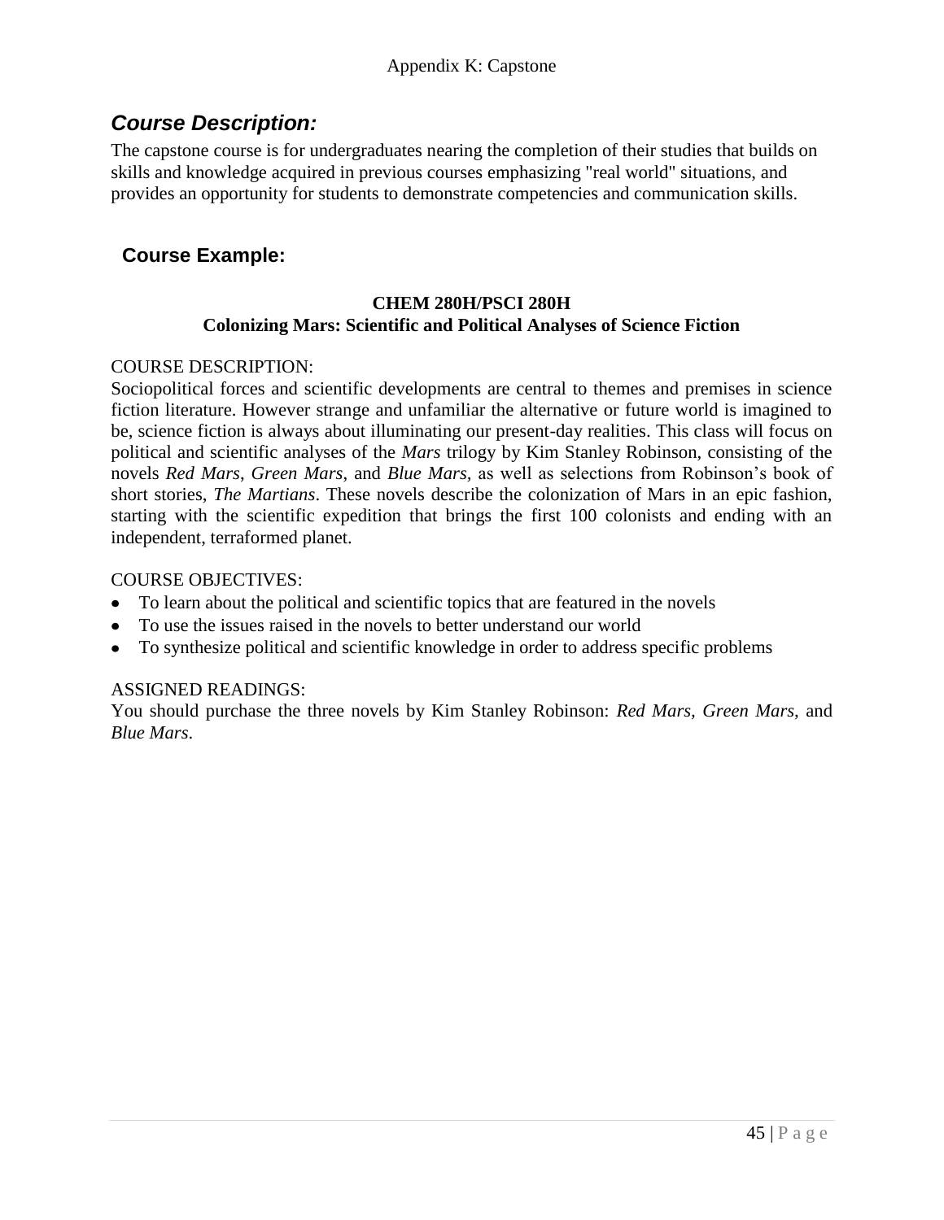## *Course Description:*

The capstone course is for undergraduates nearing the completion of their studies that builds on skills and knowledge acquired in previous courses emphasizing "real world" situations, and provides an opportunity for students to demonstrate competencies and communication skills.

## Course Example:

**CHEM 280H/PSCI 280H**
**Colonizing Mars: Scientific and Political Analyses of Science Fiction**

COURSE DESCRIPTION:
Sociopolitical forces and scientific developments are central to themes and premises in science fiction literature. However strange and unfamiliar the alternative or future world is imagined to be, science fiction is always about illuminating our present-day realities. This class will focus on political and scientific analyses of the *Mars* trilogy by Kim Stanley Robinson, consisting of the novels *Red Mars*, *Green Mars*, and *Blue Mars*, as well as selections from Robinson's book of short stories, *The Martians*. These novels describe the colonization of Mars in an epic fashion, starting with the scientific expedition that brings the first 100 colonists and ending with an independent, terraformed planet.

COURSE OBJECTIVES:

- To learn about the political and scientific topics that are featured in the novels
- To use the issues raised in the novels to better understand our world
- To synthesize political and scientific knowledge in order to address specific problems

ASSIGNED READINGS:
You should purchase the three novels by Kim Stanley Robinson: *Red Mars*, *Green Mars*, and *Blue Mars*.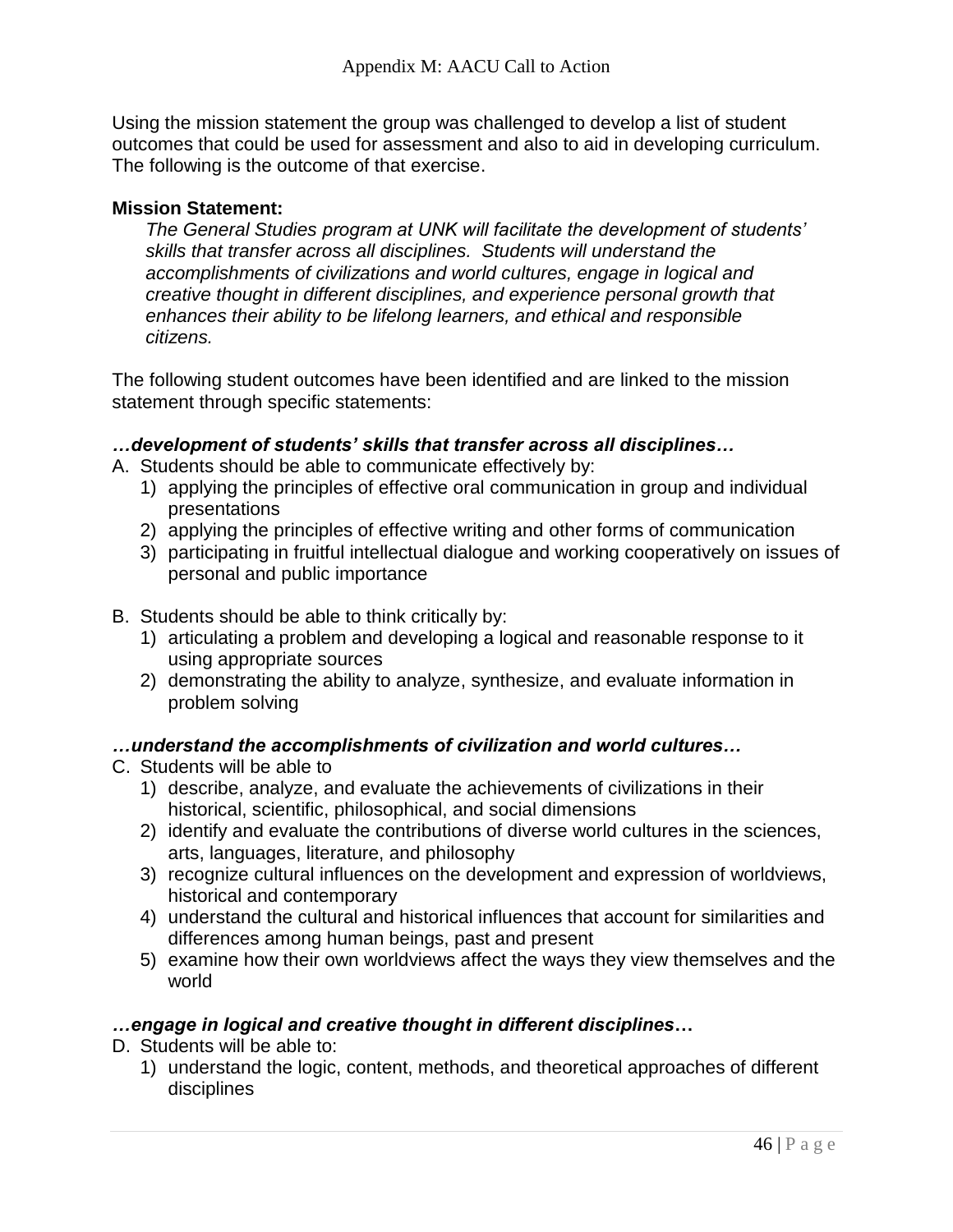Using the mission statement the group was challenged to develop a list of student outcomes that could be used for assessment and also to aid in developing curriculum. The following is the outcome of that exercise.

**Mission Statement:**

> *The General Studies program at UNK will facilitate the development of students' skills that transfer across all disciplines. Students will understand the accomplishments of civilizations and world cultures, engage in logical and creative thought in different disciplines, and experience personal growth that enhances their ability to be lifelong learners, and ethical and responsible citizens.*

The following student outcomes have been identified and are linked to the mission statement through specific statements:

***…development of students' skills that transfer across all disciplines…***

A. Students should be able to communicate effectively by:
   1) applying the principles of effective oral communication in group and individual presentations
   2) applying the principles of effective writing and other forms of communication
   3) participating in fruitful intellectual dialogue and working cooperatively on issues of personal and public importance

B. Students should be able to think critically by:
   1) articulating a problem and developing a logical and reasonable response to it using appropriate sources
   2) demonstrating the ability to analyze, synthesize, and evaluate information in problem solving

***…understand the accomplishments of civilization and world cultures…***

C. Students will be able to
   1) describe, analyze, and evaluate the achievements of civilizations in their historical, scientific, philosophical, and social dimensions
   2) identify and evaluate the contributions of diverse world cultures in the sciences, arts, languages, literature, and philosophy
   3) recognize cultural influences on the development and expression of worldviews, historical and contemporary
   4) understand the cultural and historical influences that account for similarities and differences among human beings, past and present
   5) examine how their own worldviews affect the ways they view themselves and the world

***…engage in logical and creative thought in different disciplines…***

D. Students will be able to:
   1) understand the logic, content, methods, and theoretical approaches of different disciplines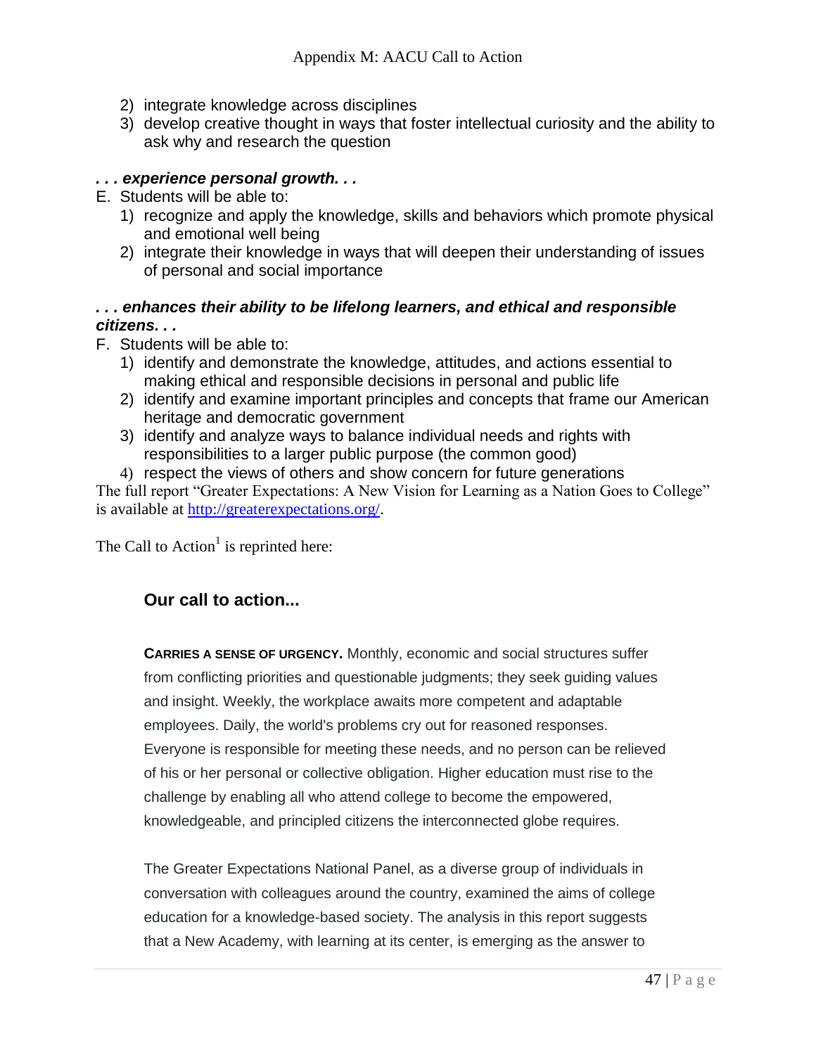2) integrate knowledge across disciplines
3) develop creative thought in ways that foster intellectual curiosity and the ability to ask why and research the question

***. . . experience personal growth. . .***

E. Students will be able to:
    1) recognize and apply the knowledge, skills and behaviors which promote physical and emotional well being
    2) integrate their knowledge in ways that will deepen their understanding of issues of personal and social importance

***. . . enhances their ability to be lifelong learners, and ethical and responsible citizens. . .***

F. Students will be able to:
    1) identify and demonstrate the knowledge, attitudes, and actions essential to making ethical and responsible decisions in personal and public life
    2) identify and examine important principles and concepts that frame our American heritage and democratic government
    3) identify and analyze ways to balance individual needs and rights with responsibilities to a larger public purpose (the common good)
    4) respect the views of others and show concern for future generations

The full report "Greater Expectations: A New Vision for Learning as a Nation Goes to College" is available at http://greaterexpectations.org/.

The Call to Action[1] is reprinted here:

## Our call to action...

**CARRIES A SENSE OF URGENCY.** Monthly, economic and social structures suffer from conflicting priorities and questionable judgments; they seek guiding values and insight. Weekly, the workplace awaits more competent and adaptable employees. Daily, the world's problems cry out for reasoned responses. Everyone is responsible for meeting these needs, and no person can be relieved of his or her personal or collective obligation. Higher education must rise to the challenge by enabling all who attend college to become the empowered, knowledgeable, and principled citizens the interconnected globe requires.

The Greater Expectations National Panel, as a diverse group of individuals in conversation with colleagues around the country, examined the aims of college education for a knowledge-based society. The analysis in this report suggests that a New Academy, with learning at its center, is emerging as the answer to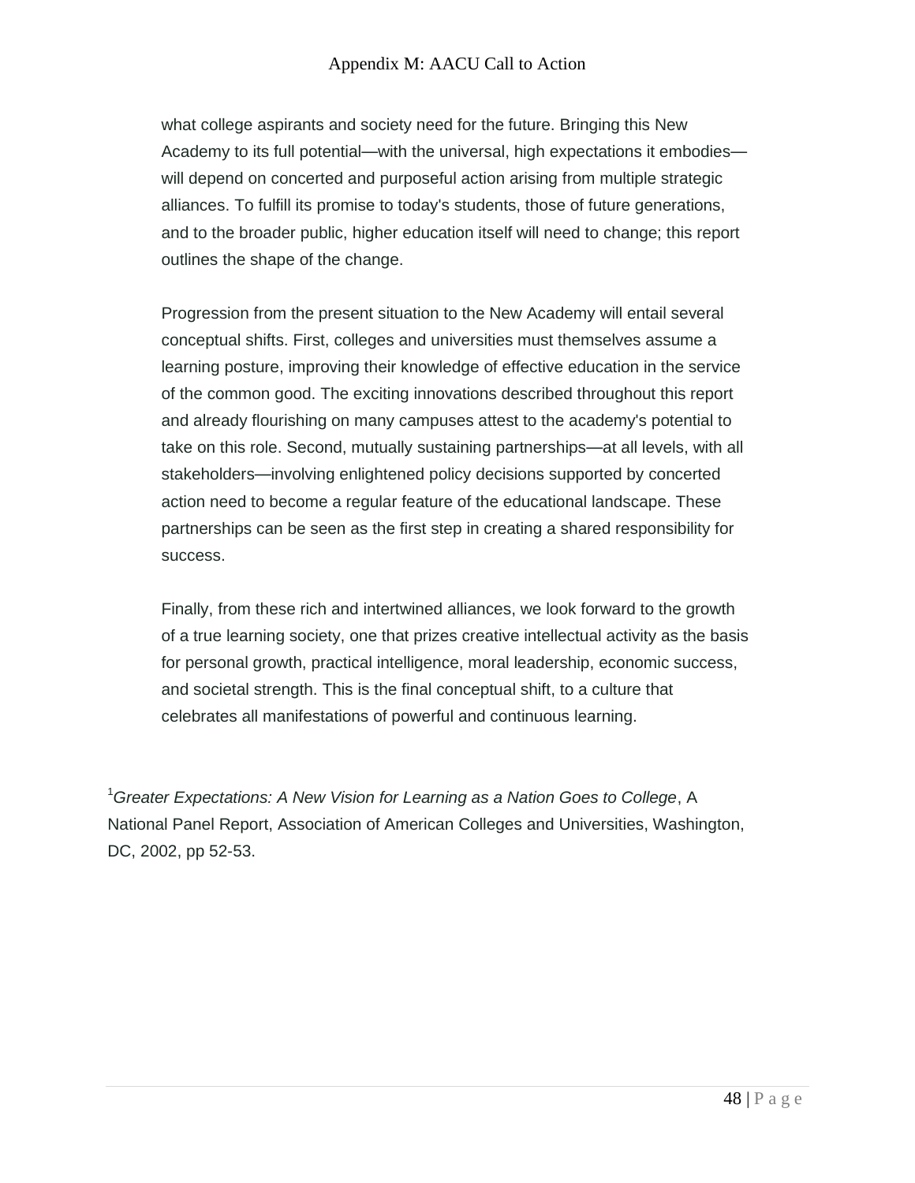what college aspirants and society need for the future. Bringing this New Academy to its full potential—with the universal, high expectations it embodies—will depend on concerted and purposeful action arising from multiple strategic alliances. To fulfill its promise to today's students, those of future generations, and to the broader public, higher education itself will need to change; this report outlines the shape of the change.

Progression from the present situation to the New Academy will entail several conceptual shifts. First, colleges and universities must themselves assume a learning posture, improving their knowledge of effective education in the service of the common good. The exciting innovations described throughout this report and already flourishing on many campuses attest to the academy's potential to take on this role. Second, mutually sustaining partnerships—at all levels, with all stakeholders—involving enlightened policy decisions supported by concerted action need to become a regular feature of the educational landscape. These partnerships can be seen as the first step in creating a shared responsibility for success.

Finally, from these rich and intertwined alliances, we look forward to the growth of a true learning society, one that prizes creative intellectual activity as the basis for personal growth, practical intelligence, moral leadership, economic success, and societal strength. This is the final conceptual shift, to a culture that celebrates all manifestations of powerful and continuous learning.

[1]*Greater Expectations: A New Vision for Learning as a Nation Goes to College*, A National Panel Report, Association of American Colleges and Universities, Washington, DC, 2002, pp 52-53.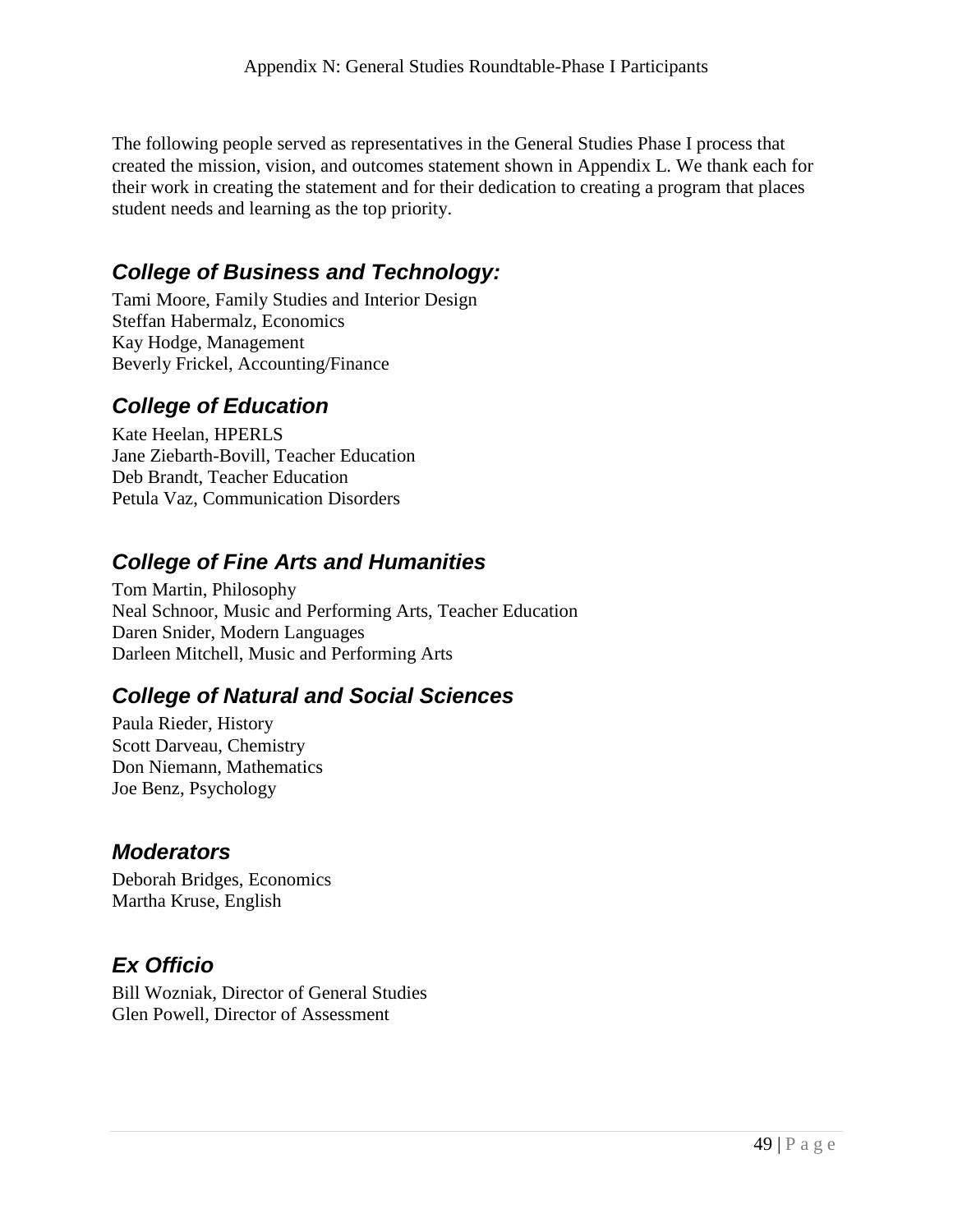# Appendix N: General Studies Roundtable-Phase I Participants

The following people served as representatives in the General Studies Phase I process that created the mission, vision, and outcomes statement shown in Appendix L. We thank each for their work in creating the statement and for their dedication to creating a program that places student needs and learning as the top priority.

## *College of Business and Technology:*

Tami Moore, Family Studies and Interior Design
Steffan Habermalz, Economics
Kay Hodge, Management
Beverly Frickel, Accounting/Finance

## *College of Education*

Kate Heelan, HPERLS
Jane Ziebarth-Bovill, Teacher Education
Deb Brandt, Teacher Education
Petula Vaz, Communication Disorders

## *College of Fine Arts and Humanities*

Tom Martin, Philosophy
Neal Schnoor, Music and Performing Arts, Teacher Education
Daren Snider, Modern Languages
Darleen Mitchell, Music and Performing Arts

## *College of Natural and Social Sciences*

Paula Rieder, History
Scott Darveau, Chemistry
Don Niemann, Mathematics
Joe Benz, Psychology

## *Moderators*

Deborah Bridges, Economics
Martha Kruse, English

## *Ex Officio*

Bill Wozniak, Director of General Studies
Glen Powell, Director of Assessment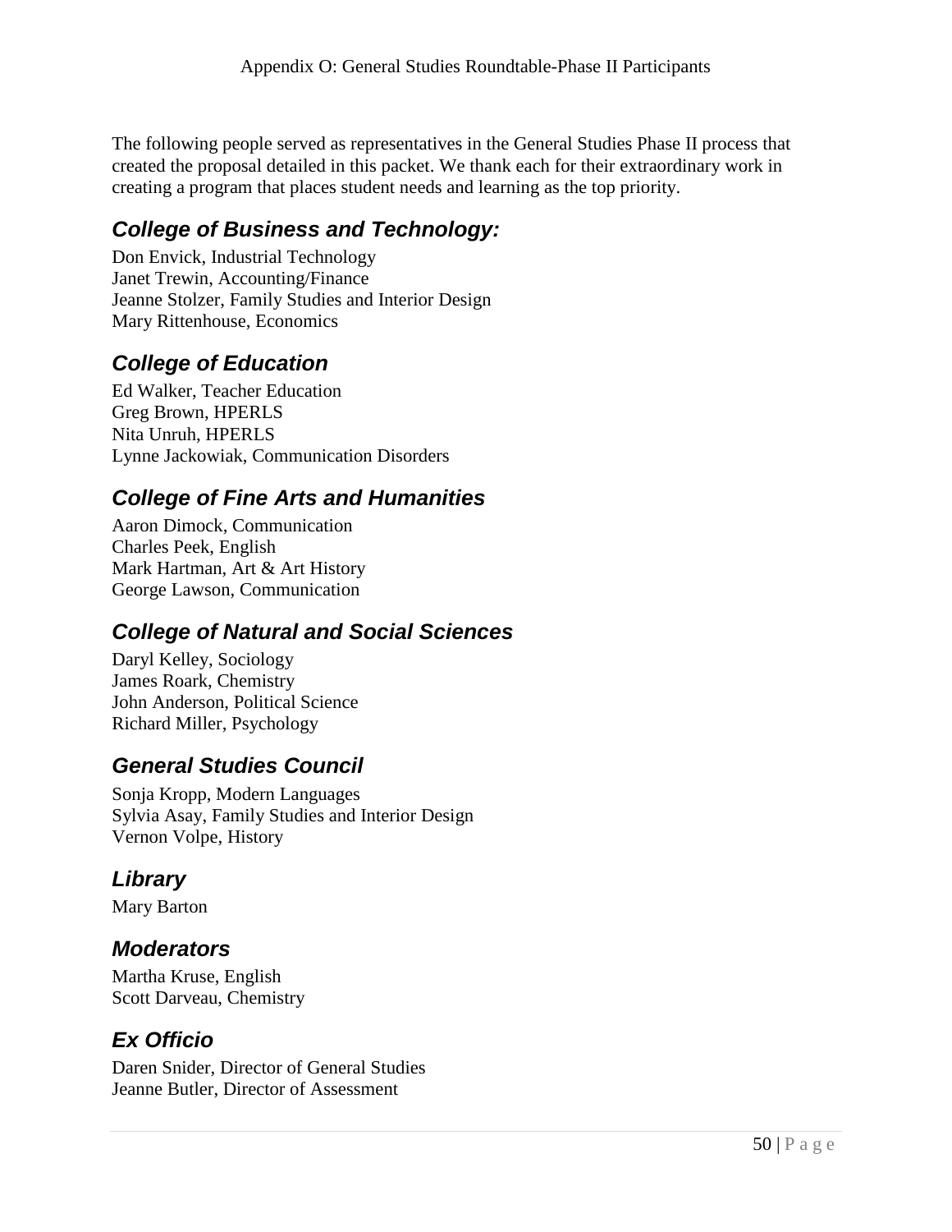# Appendix O: General Studies Roundtable-Phase II Participants

The following people served as representatives in the General Studies Phase II process that created the proposal detailed in this packet. We thank each for their extraordinary work in creating a program that places student needs and learning as the top priority.

## *College of Business and Technology:*

Don Envick, Industrial Technology
Janet Trewin, Accounting/Finance
Jeanne Stolzer, Family Studies and Interior Design
Mary Rittenhouse, Economics

## *College of Education*

Ed Walker, Teacher Education
Greg Brown, HPERLS
Nita Unruh, HPERLS
Lynne Jackowiak, Communication Disorders

## *College of Fine Arts and Humanities*

Aaron Dimock, Communication
Charles Peek, English
Mark Hartman, Art & Art History
George Lawson, Communication

## *College of Natural and Social Sciences*

Daryl Kelley, Sociology
James Roark, Chemistry
John Anderson, Political Science
Richard Miller, Psychology

## *General Studies Council*

Sonja Kropp, Modern Languages
Sylvia Asay, Family Studies and Interior Design
Vernon Volpe, History

## *Library*

Mary Barton

## *Moderators*

Martha Kruse, English
Scott Darveau, Chemistry

## *Ex Officio*

Daren Snider, Director of General Studies
Jeanne Butler, Director of Assessment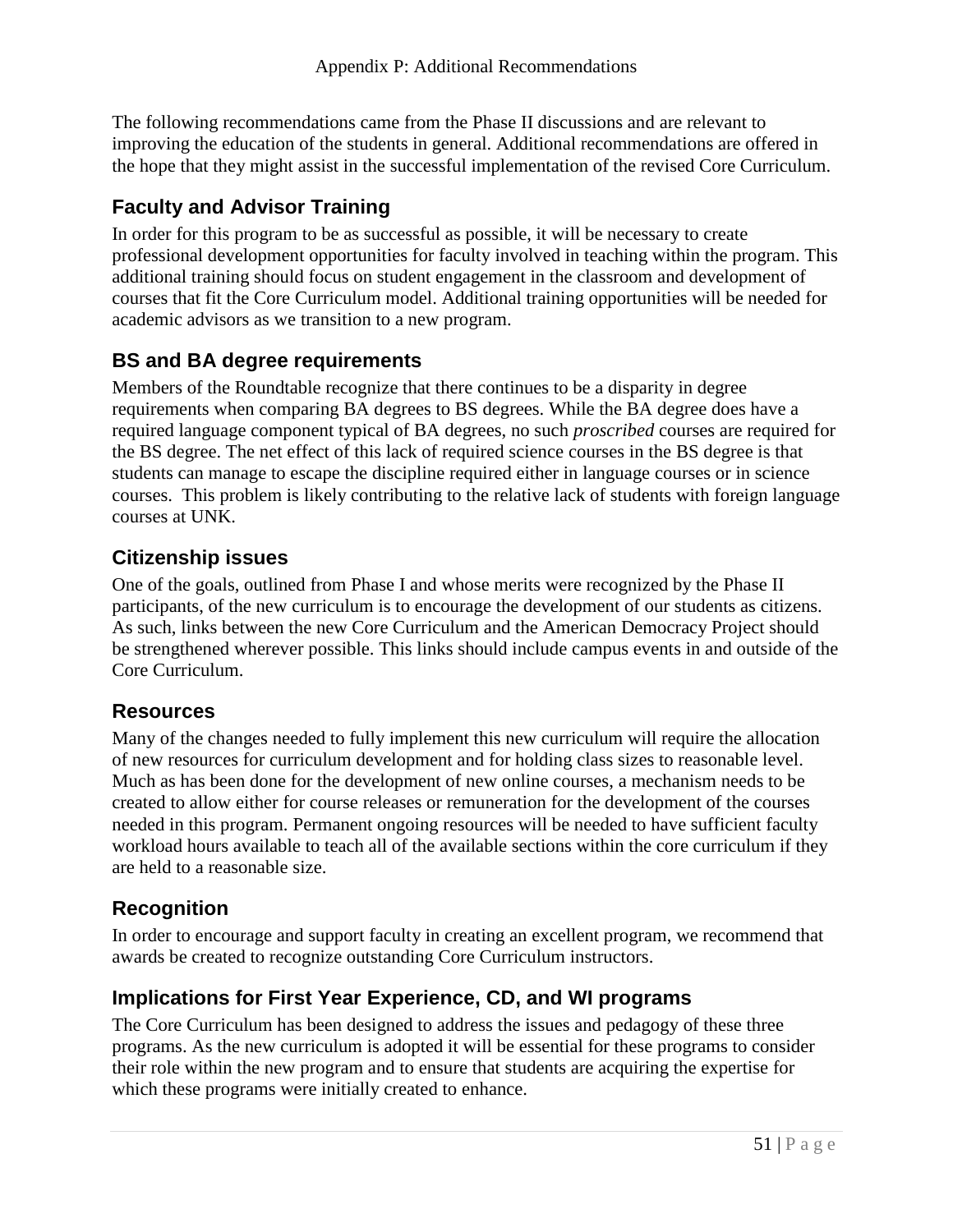# Appendix P: Additional Recommendations

The following recommendations came from the Phase II discussions and are relevant to improving the education of the students in general. Additional recommendations are offered in the hope that they might assist in the successful implementation of the revised Core Curriculum.

## Faculty and Advisor Training

In order for this program to be as successful as possible, it will be necessary to create professional development opportunities for faculty involved in teaching within the program. This additional training should focus on student engagement in the classroom and development of courses that fit the Core Curriculum model. Additional training opportunities will be needed for academic advisors as we transition to a new program.

## BS and BA degree requirements

Members of the Roundtable recognize that there continues to be a disparity in degree requirements when comparing BA degrees to BS degrees. While the BA degree does have a required language component typical of BA degrees, no such *proscribed* courses are required for the BS degree. The net effect of this lack of required science courses in the BS degree is that students can manage to escape the discipline required either in language courses or in science courses. This problem is likely contributing to the relative lack of students with foreign language courses at UNK.

## Citizenship issues

One of the goals, outlined from Phase I and whose merits were recognized by the Phase II participants, of the new curriculum is to encourage the development of our students as citizens. As such, links between the new Core Curriculum and the American Democracy Project should be strengthened wherever possible. This links should include campus events in and outside of the Core Curriculum.

## Resources

Many of the changes needed to fully implement this new curriculum will require the allocation of new resources for curriculum development and for holding class sizes to reasonable level. Much as has been done for the development of new online courses, a mechanism needs to be created to allow either for course releases or remuneration for the development of the courses needed in this program. Permanent ongoing resources will be needed to have sufficient faculty workload hours available to teach all of the available sections within the core curriculum if they are held to a reasonable size.

## Recognition

In order to encourage and support faculty in creating an excellent program, we recommend that awards be created to recognize outstanding Core Curriculum instructors.

## Implications for First Year Experience, CD, and WI programs

The Core Curriculum has been designed to address the issues and pedagogy of these three programs. As the new curriculum is adopted it will be essential for these programs to consider their role within the new program and to ensure that students are acquiring the expertise for which these programs were initially created to enhance.